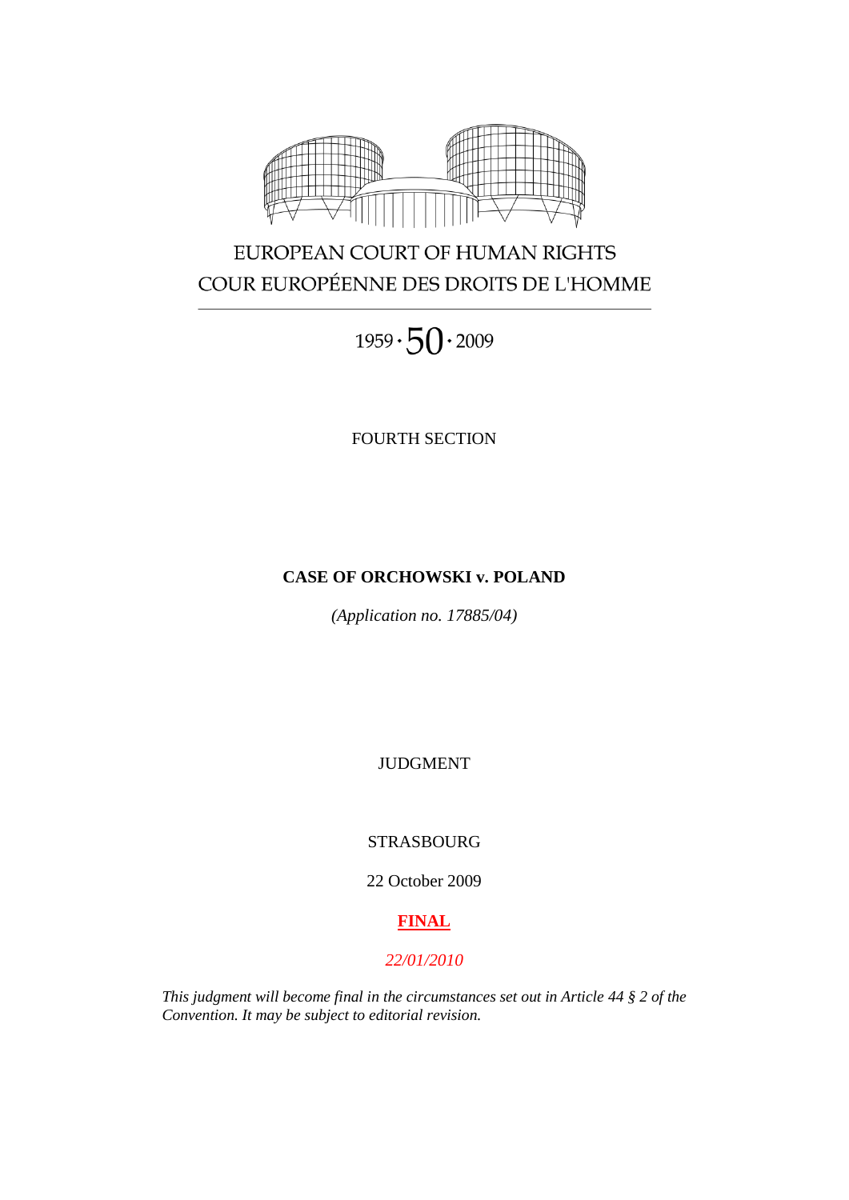EUROPEAN COURT OF HUMAN RIGHTS

COUR EUROPÉENNE DES DROITS DE L'HOMME

1959 · 50 · 2009

FOURTH SECTION

**CASE OF ORCHOWSKI v. POLAND**

*(Application no. 17885/04)*

JUDGMENT

STRASBOURG

22 October 2009

**FINAL**

*22/01/2010*

*This judgment will become final in the circumstances set out in Article 44 § 2 of the Convention. It may be subject to editorial revision.*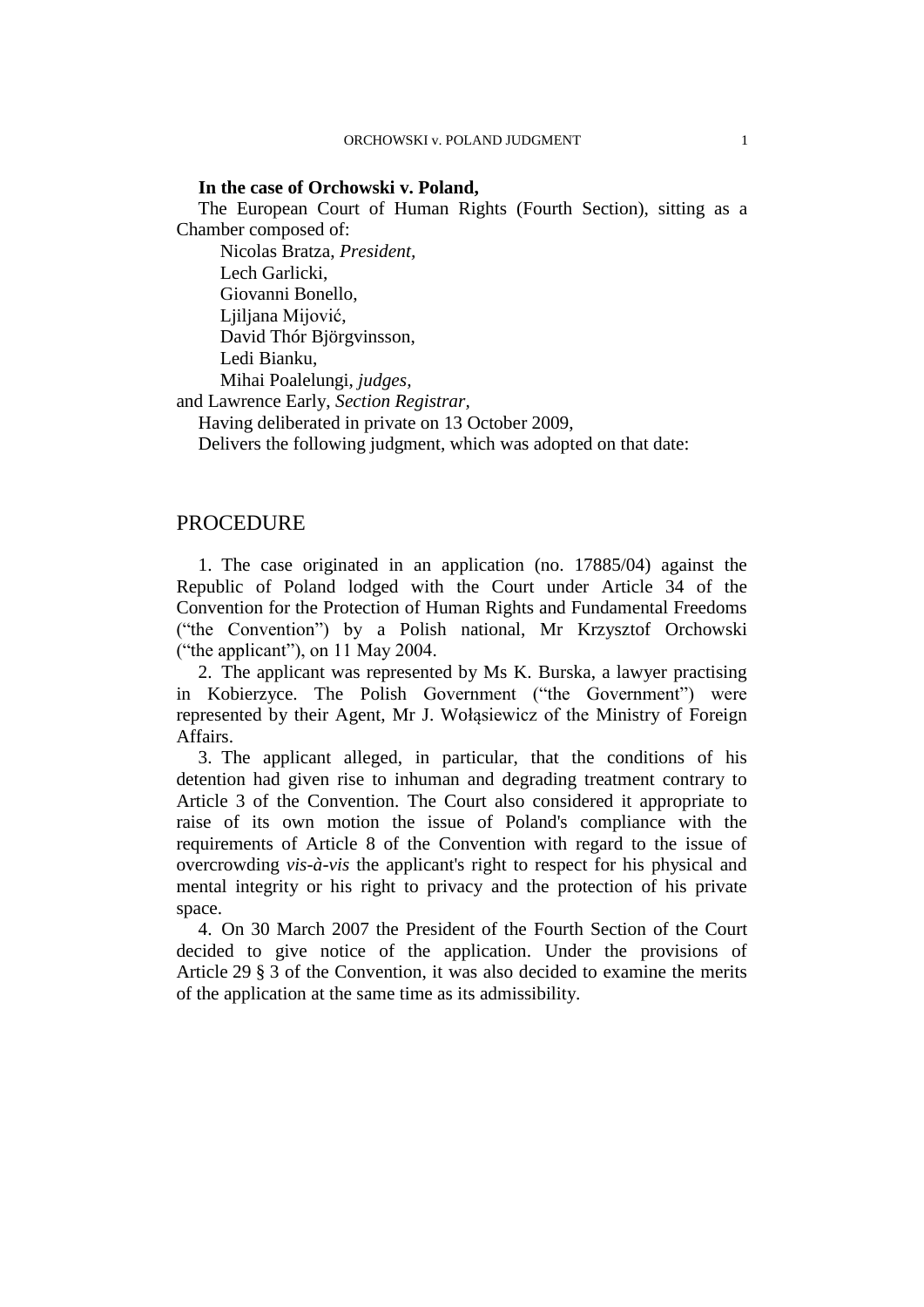**In the case of Orchowski v. Poland,**

The European Court of Human Rights (Fourth Section), sitting as a Chamber composed of:

Nicolas Bratza, *President*,
Lech Garlicki,
Giovanni Bonello,
Ljiljana Mijović,
David Thór Björgvinsson,
Ledi Bianku,
Mihai Poalelungi, *judges,*
and Lawrence Early, *Section Registrar,*

Having deliberated in private on 13 October 2009,

Delivers the following judgment, which was adopted on that date:

## PROCEDURE

1. The case originated in an application (no. 17885/04) against the Republic of Poland lodged with the Court under Article 34 of the Convention for the Protection of Human Rights and Fundamental Freedoms ("the Convention") by a Polish national, Mr Krzysztof Orchowski ("the applicant"), on 11 May 2004.

2. The applicant was represented by Ms K. Burska, a lawyer practising in Kobierzyce. The Polish Government ("the Government") were represented by their Agent, Mr J. Wołąsiewicz of the Ministry of Foreign Affairs.

3. The applicant alleged, in particular, that the conditions of his detention had given rise to inhuman and degrading treatment contrary to Article 3 of the Convention. The Court also considered it appropriate to raise of its own motion the issue of Poland's compliance with the requirements of Article 8 of the Convention with regard to the issue of overcrowding *vis-à-vis* the applicant's right to respect for his physical and mental integrity or his right to privacy and the protection of his private space.

4. On 30 March 2007 the President of the Fourth Section of the Court decided to give notice of the application. Under the provisions of Article 29 § 3 of the Convention, it was also decided to examine the merits of the application at the same time as its admissibility.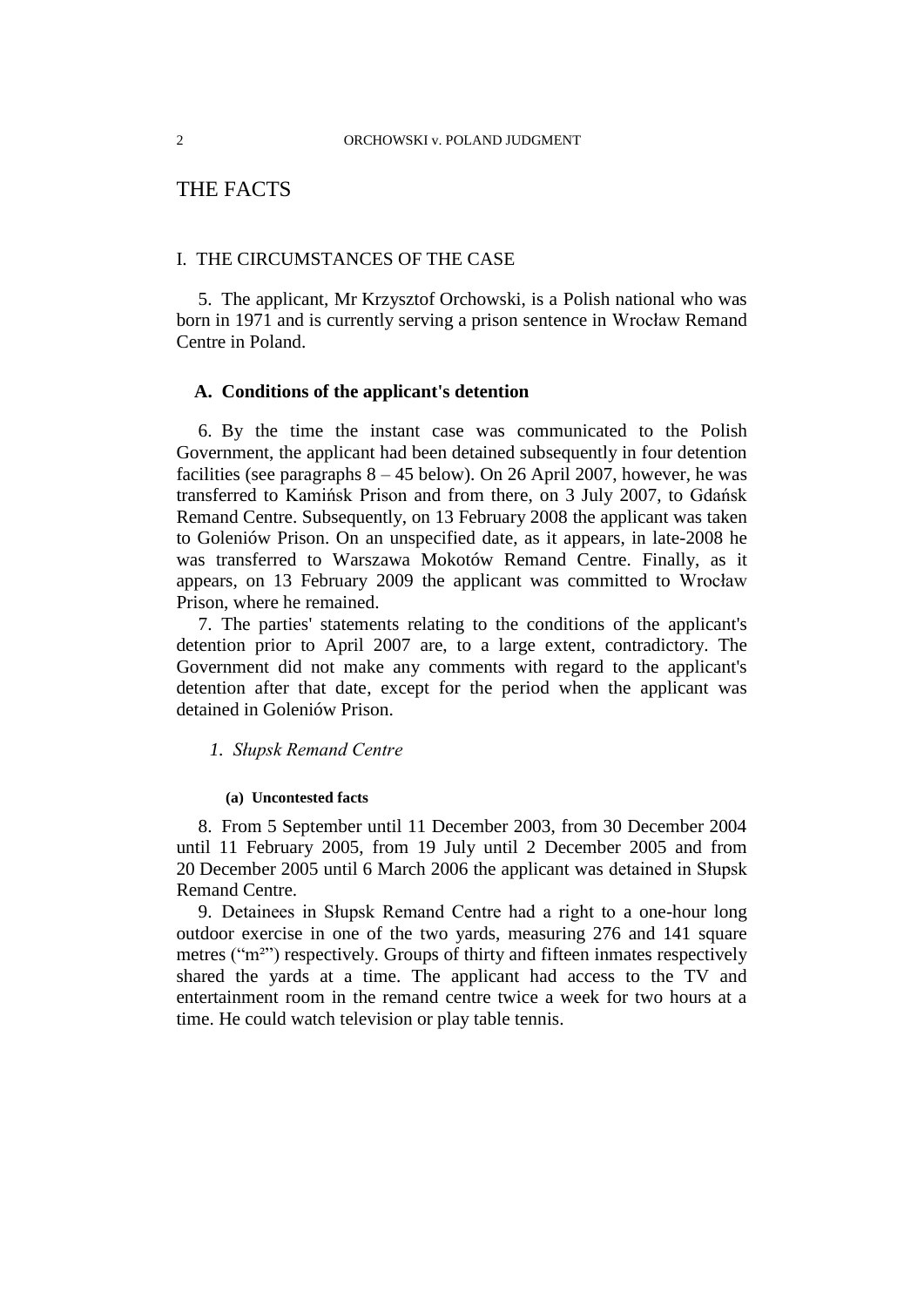# THE FACTS

## I. THE CIRCUMSTANCES OF THE CASE

5. The applicant, Mr Krzysztof Orchowski, is a Polish national who was born in 1971 and is currently serving a prison sentence in Wrocław Remand Centre in Poland.

### A. Conditions of the applicant's detention

6. By the time the instant case was communicated to the Polish Government, the applicant had been detained subsequently in four detention facilities (see paragraphs 8 – 45 below). On 26 April 2007, however, he was transferred to Kamińsk Prison and from there, on 3 July 2007, to Gdańsk Remand Centre. Subsequently, on 13 February 2008 the applicant was taken to Goleniów Prison. On an unspecified date, as it appears, in late-2008 he was transferred to Warszawa Mokotów Remand Centre. Finally, as it appears, on 13 February 2009 the applicant was committed to Wrocław Prison, where he remained.

7. The parties' statements relating to the conditions of the applicant's detention prior to April 2007 are, to a large extent, contradictory. The Government did not make any comments with regard to the applicant's detention after that date, except for the period when the applicant was detained in Goleniów Prison.

#### *1. Słupsk Remand Centre*

##### (a) Uncontested facts

8. From 5 September until 11 December 2003, from 30 December 2004 until 11 February 2005, from 19 July until 2 December 2005 and from 20 December 2005 until 6 March 2006 the applicant was detained in Słupsk Remand Centre.

9. Detainees in Słupsk Remand Centre had a right to a one-hour long outdoor exercise in one of the two yards, measuring 276 and 141 square metres ("m²") respectively. Groups of thirty and fifteen inmates respectively shared the yards at a time. The applicant had access to the TV and entertainment room in the remand centre twice a week for two hours at a time. He could watch television or play table tennis.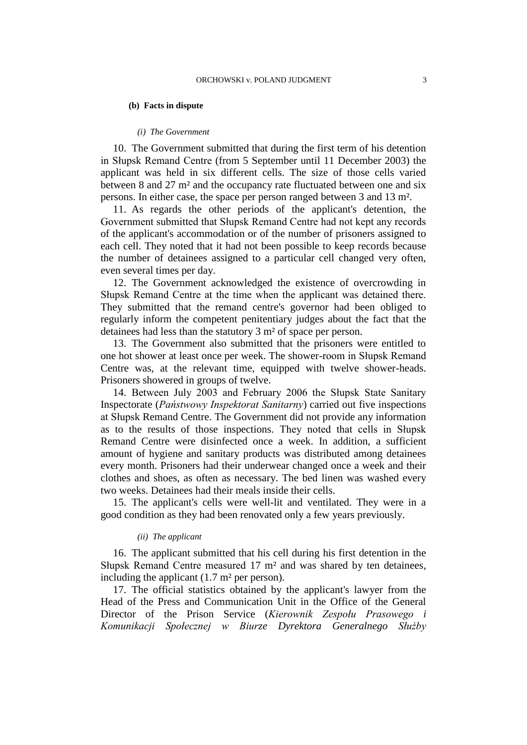#### (b) Facts in dispute

##### *(i) The Government*

10. The Government submitted that during the first term of his detention in Słupsk Remand Centre (from 5 September until 11 December 2003) the applicant was held in six different cells. The size of those cells varied between 8 and 27 m² and the occupancy rate fluctuated between one and six persons. In either case, the space per person ranged between 3 and 13 m².

11. As regards the other periods of the applicant's detention, the Government submitted that Słupsk Remand Centre had not kept any records of the applicant's accommodation or of the number of prisoners assigned to each cell. They noted that it had not been possible to keep records because the number of detainees assigned to a particular cell changed very often, even several times per day.

12. The Government acknowledged the existence of overcrowding in Słupsk Remand Centre at the time when the applicant was detained there. They submitted that the remand centre's governor had been obliged to regularly inform the competent penitentiary judges about the fact that the detainees had less than the statutory 3 m² of space per person.

13. The Government also submitted that the prisoners were entitled to one hot shower at least once per week. The shower-room in Słupsk Remand Centre was, at the relevant time, equipped with twelve shower-heads. Prisoners showered in groups of twelve.

14. Between July 2003 and February 2006 the Słupsk State Sanitary Inspectorate (*Państwowy Inspektorat Sanitarny*) carried out five inspections at Słupsk Remand Centre. The Government did not provide any information as to the results of those inspections. They noted that cells in Słupsk Remand Centre were disinfected once a week. In addition, a sufficient amount of hygiene and sanitary products was distributed among detainees every month. Prisoners had their underwear changed once a week and their clothes and shoes, as often as necessary. The bed linen was washed every two weeks. Detainees had their meals inside their cells.

15. The applicant's cells were well-lit and ventilated. They were in a good condition as they had been renovated only a few years previously.

##### *(ii) The applicant*

16. The applicant submitted that his cell during his first detention in the Słupsk Remand Centre measured 17 m² and was shared by ten detainees, including the applicant (1.7 m² per person).

17. The official statistics obtained by the applicant's lawyer from the Head of the Press and Communication Unit in the Office of the General Director of the Prison Service (*Kierownik Zespołu Prasowego i Komunikacji Społecznej w Biurze Dyrektora Generalnego Służby*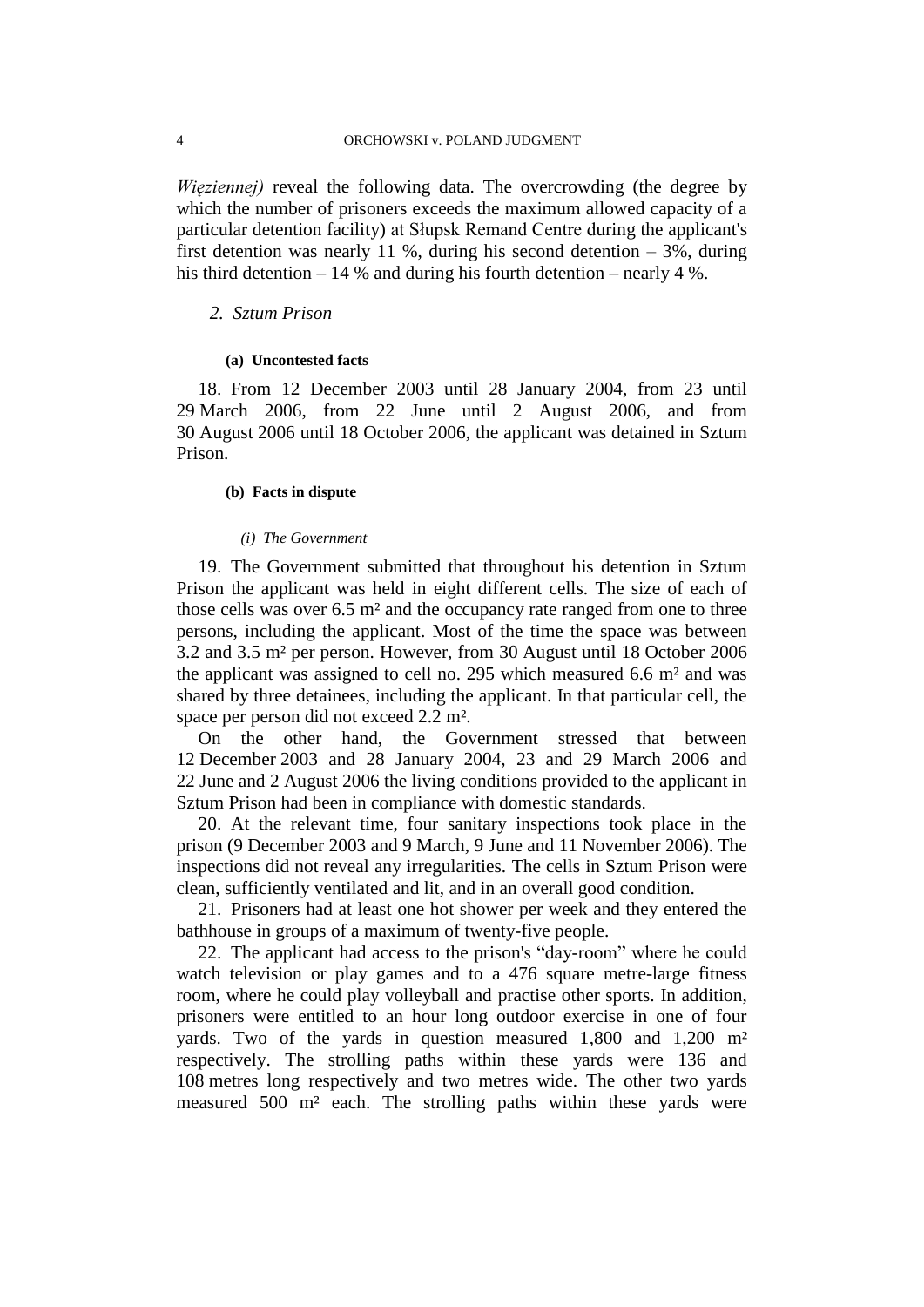*Więziennej)* reveal the following data. The overcrowding (the degree by which the number of prisoners exceeds the maximum allowed capacity of a particular detention facility) at Słupsk Remand Centre during the applicant's first detention was nearly 11 %, during his second detention – 3%, during his third detention – 14 % and during his fourth detention – nearly 4 %.

### *2. Sztum Prison*

#### (a) Uncontested facts

18. From 12 December 2003 until 28 January 2004, from 23 until 29 March 2006, from 22 June until 2 August 2006, and from 30 August 2006 until 18 October 2006, the applicant was detained in Sztum Prison.

#### (b) Facts in dispute

##### *(i) The Government*

19. The Government submitted that throughout his detention in Sztum Prison the applicant was held in eight different cells. The size of each of those cells was over 6.5 m² and the occupancy rate ranged from one to three persons, including the applicant. Most of the time the space was between 3.2 and 3.5 m² per person. However, from 30 August until 18 October 2006 the applicant was assigned to cell no. 295 which measured 6.6 m² and was shared by three detainees, including the applicant. In that particular cell, the space per person did not exceed 2.2 m².

On the other hand, the Government stressed that between 12 December 2003 and 28 January 2004, 23 and 29 March 2006 and 22 June and 2 August 2006 the living conditions provided to the applicant in Sztum Prison had been in compliance with domestic standards.

20. At the relevant time, four sanitary inspections took place in the prison (9 December 2003 and 9 March, 9 June and 11 November 2006). The inspections did not reveal any irregularities. The cells in Sztum Prison were clean, sufficiently ventilated and lit, and in an overall good condition.

21. Prisoners had at least one hot shower per week and they entered the bathhouse in groups of a maximum of twenty-five people.

22. The applicant had access to the prison's "day-room" where he could watch television or play games and to a 476 square metre-large fitness room, where he could play volleyball and practise other sports. In addition, prisoners were entitled to an hour long outdoor exercise in one of four yards. Two of the yards in question measured 1,800 and 1,200 m² respectively. The strolling paths within these yards were 136 and 108 metres long respectively and two metres wide. The other two yards measured 500 m² each. The strolling paths within these yards were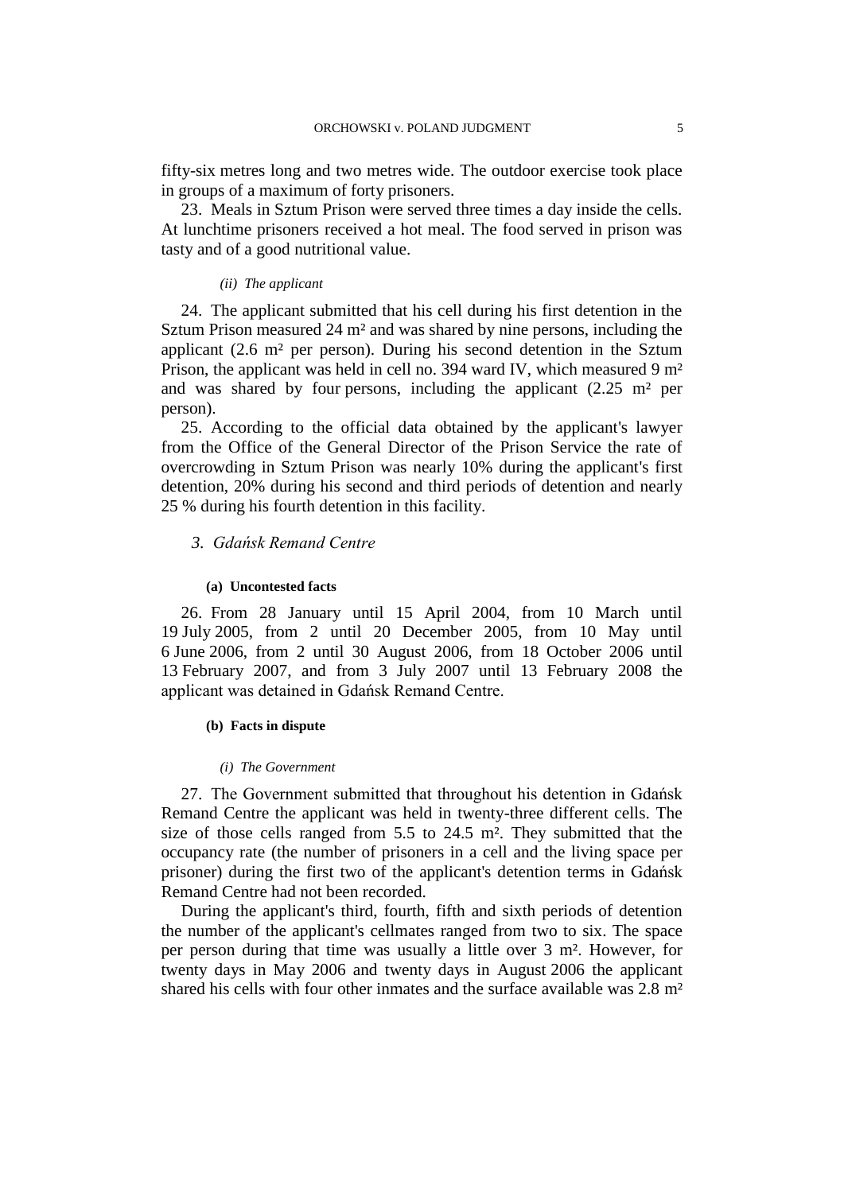fifty-six metres long and two metres wide. The outdoor exercise took place in groups of a maximum of forty prisoners.

23. Meals in Sztum Prison were served three times a day inside the cells. At lunchtime prisoners received a hot meal. The food served in prison was tasty and of a good nutritional value.

##### *(ii) The applicant*

24. The applicant submitted that his cell during his first detention in the Sztum Prison measured 24 m² and was shared by nine persons, including the applicant (2.6 m² per person). During his second detention in the Sztum Prison, the applicant was held in cell no. 394 ward IV, which measured 9 m² and was shared by four persons, including the applicant (2.25 m² per person).

25. According to the official data obtained by the applicant's lawyer from the Office of the General Director of the Prison Service the rate of overcrowding in Sztum Prison was nearly 10% during the applicant's first detention, 20% during his second and third periods of detention and nearly 25 % during his fourth detention in this facility.

### *3. Gdańsk Remand Centre*

#### **(a) Uncontested facts**

26. From 28 January until 15 April 2004, from 10 March until 19 July 2005, from 2 until 20 December 2005, from 10 May until 6 June 2006, from 2 until 30 August 2006, from 18 October 2006 until 13 February 2007, and from 3 July 2007 until 13 February 2008 the applicant was detained in Gdańsk Remand Centre.

#### **(b) Facts in dispute**

##### *(i) The Government*

27. The Government submitted that throughout his detention in Gdańsk Remand Centre the applicant was held in twenty-three different cells. The size of those cells ranged from 5.5 to 24.5 m². They submitted that the occupancy rate (the number of prisoners in a cell and the living space per prisoner) during the first two of the applicant's detention terms in Gdańsk Remand Centre had not been recorded.

During the applicant's third, fourth, fifth and sixth periods of detention the number of the applicant's cellmates ranged from two to six. The space per person during that time was usually a little over 3 m². However, for twenty days in May 2006 and twenty days in August 2006 the applicant shared his cells with four other inmates and the surface available was 2.8 m²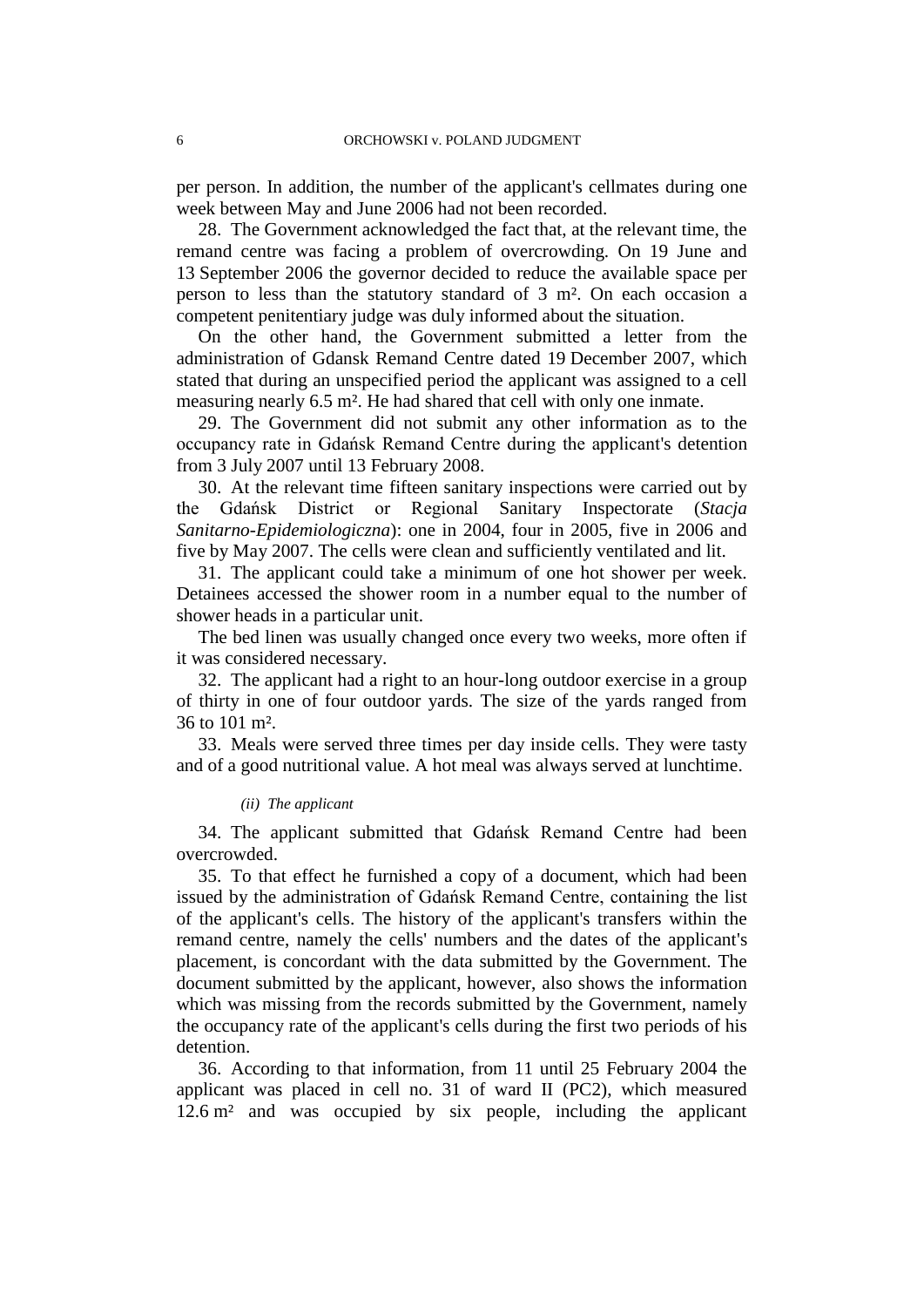per person. In addition, the number of the applicant's cellmates during one week between May and June 2006 had not been recorded.

28. The Government acknowledged the fact that, at the relevant time, the remand centre was facing a problem of overcrowding. On 19 June and 13 September 2006 the governor decided to reduce the available space per person to less than the statutory standard of 3 m². On each occasion a competent penitentiary judge was duly informed about the situation.

On the other hand, the Government submitted a letter from the administration of Gdansk Remand Centre dated 19 December 2007, which stated that during an unspecified period the applicant was assigned to a cell measuring nearly 6.5 m². He had shared that cell with only one inmate.

29. The Government did not submit any other information as to the occupancy rate in Gdańsk Remand Centre during the applicant's detention from 3 July 2007 until 13 February 2008.

30. At the relevant time fifteen sanitary inspections were carried out by the Gdańsk District or Regional Sanitary Inspectorate (*Stacja Sanitarno-Epidemiologiczna*): one in 2004, four in 2005, five in 2006 and five by May 2007. The cells were clean and sufficiently ventilated and lit.

31. The applicant could take a minimum of one hot shower per week. Detainees accessed the shower room in a number equal to the number of shower heads in a particular unit.

The bed linen was usually changed once every two weeks, more often if it was considered necessary.

32. The applicant had a right to an hour-long outdoor exercise in a group of thirty in one of four outdoor yards. The size of the yards ranged from 36 to 101 m².

33. Meals were served three times per day inside cells. They were tasty and of a good nutritional value. A hot meal was always served at lunchtime.

*(ii) The applicant*

34. The applicant submitted that Gdańsk Remand Centre had been overcrowded.

35. To that effect he furnished a copy of a document, which had been issued by the administration of Gdańsk Remand Centre, containing the list of the applicant's cells. The history of the applicant's transfers within the remand centre, namely the cells' numbers and the dates of the applicant's placement, is concordant with the data submitted by the Government. The document submitted by the applicant, however, also shows the information which was missing from the records submitted by the Government, namely the occupancy rate of the applicant's cells during the first two periods of his detention.

36. According to that information, from 11 until 25 February 2004 the applicant was placed in cell no. 31 of ward II (PC2), which measured 12.6 m² and was occupied by six people, including the applicant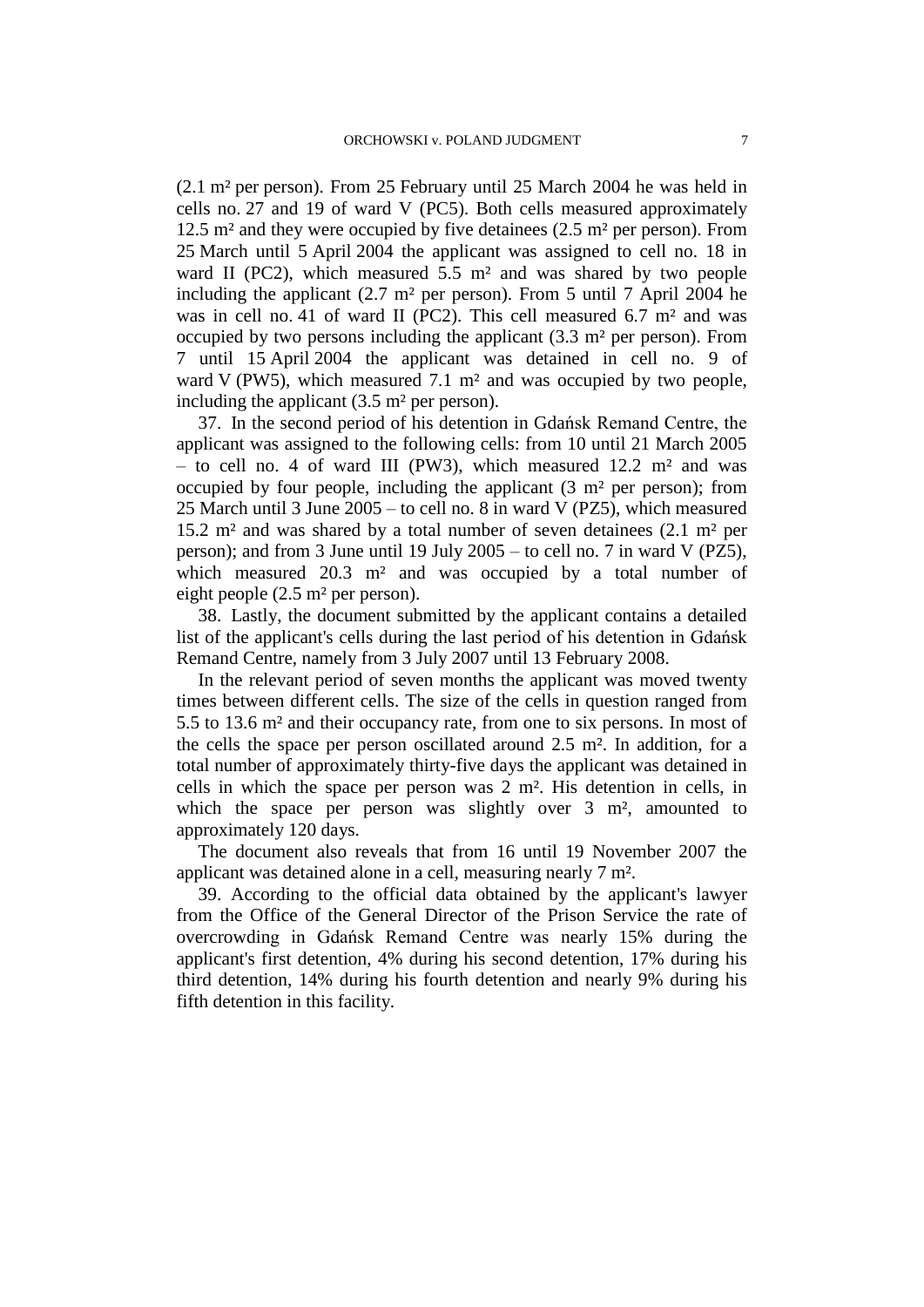(2.1 m² per person). From 25 February until 25 March 2004 he was held in cells no. 27 and 19 of ward V (PC5). Both cells measured approximately 12.5 m² and they were occupied by five detainees (2.5 m² per person). From 25 March until 5 April 2004 the applicant was assigned to cell no. 18 in ward II (PC2), which measured 5.5 m² and was shared by two people including the applicant (2.7 m² per person). From 5 until 7 April 2004 he was in cell no. 41 of ward II (PC2). This cell measured 6.7 m² and was occupied by two persons including the applicant (3.3 m² per person). From 7 until 15 April 2004 the applicant was detained in cell no. 9 of ward V (PW5), which measured 7.1 m² and was occupied by two people, including the applicant (3.5 m² per person).

37. In the second period of his detention in Gdańsk Remand Centre, the applicant was assigned to the following cells: from 10 until 21 March 2005 – to cell no. 4 of ward III (PW3), which measured 12.2 m² and was occupied by four people, including the applicant (3 m² per person); from 25 March until 3 June 2005 – to cell no. 8 in ward V (PZ5), which measured 15.2 m² and was shared by a total number of seven detainees (2.1 m² per person); and from 3 June until 19 July 2005 – to cell no. 7 in ward V (PZ5), which measured 20.3 m² and was occupied by a total number of eight people (2.5 m² per person).

38. Lastly, the document submitted by the applicant contains a detailed list of the applicant's cells during the last period of his detention in Gdańsk Remand Centre, namely from 3 July 2007 until 13 February 2008.

In the relevant period of seven months the applicant was moved twenty times between different cells. The size of the cells in question ranged from 5.5 to 13.6 m² and their occupancy rate, from one to six persons. In most of the cells the space per person oscillated around 2.5 m². In addition, for a total number of approximately thirty-five days the applicant was detained in cells in which the space per person was 2 m². His detention in cells, in which the space per person was slightly over 3 m², amounted to approximately 120 days.

The document also reveals that from 16 until 19 November 2007 the applicant was detained alone in a cell, measuring nearly 7 m².

39. According to the official data obtained by the applicant's lawyer from the Office of the General Director of the Prison Service the rate of overcrowding in Gdańsk Remand Centre was nearly 15% during the applicant's first detention, 4% during his second detention, 17% during his third detention, 14% during his fourth detention and nearly 9% during his fifth detention in this facility.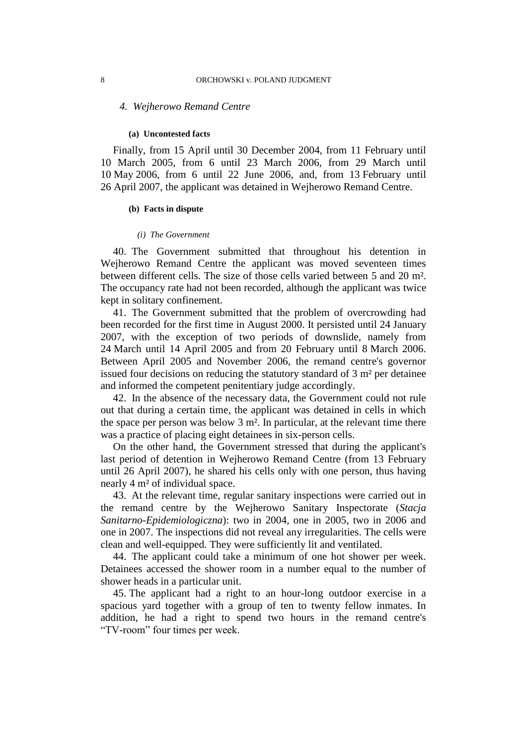### *4. Wejherowo Remand Centre*

#### (a) Uncontested facts

Finally, from 15 April until 30 December 2004, from 11 February until 10 March 2005, from 6 until 23 March 2006, from 29 March until 10 May 2006, from 6 until 22 June 2006, and, from 13 February until 26 April 2007, the applicant was detained in Wejherowo Remand Centre.

#### (b) Facts in dispute

##### *(i) The Government*

40. The Government submitted that throughout his detention in Wejherowo Remand Centre the applicant was moved seventeen times between different cells. The size of those cells varied between 5 and 20 m². The occupancy rate had not been recorded, although the applicant was twice kept in solitary confinement.

41. The Government submitted that the problem of overcrowding had been recorded for the first time in August 2000. It persisted until 24 January 2007, with the exception of two periods of downslide, namely from 24 March until 14 April 2005 and from 20 February until 8 March 2006. Between April 2005 and November 2006, the remand centre's governor issued four decisions on reducing the statutory standard of 3 m² per detainee and informed the competent penitentiary judge accordingly.

42. In the absence of the necessary data, the Government could not rule out that during a certain time, the applicant was detained in cells in which the space per person was below 3 m². In particular, at the relevant time there was a practice of placing eight detainees in six-person cells.

On the other hand, the Government stressed that during the applicant's last period of detention in Wejherowo Remand Centre (from 13 February until 26 April 2007), he shared his cells only with one person, thus having nearly 4 m² of individual space.

43. At the relevant time, regular sanitary inspections were carried out in the remand centre by the Wejherowo Sanitary Inspectorate (*Stacja Sanitarno-Epidemiologiczna*): two in 2004, one in 2005, two in 2006 and one in 2007. The inspections did not reveal any irregularities. The cells were clean and well-equipped. They were sufficiently lit and ventilated.

44. The applicant could take a minimum of one hot shower per week. Detainees accessed the shower room in a number equal to the number of shower heads in a particular unit.

45. The applicant had a right to an hour-long outdoor exercise in a spacious yard together with a group of ten to twenty fellow inmates. In addition, he had a right to spend two hours in the remand centre's "TV-room" four times per week.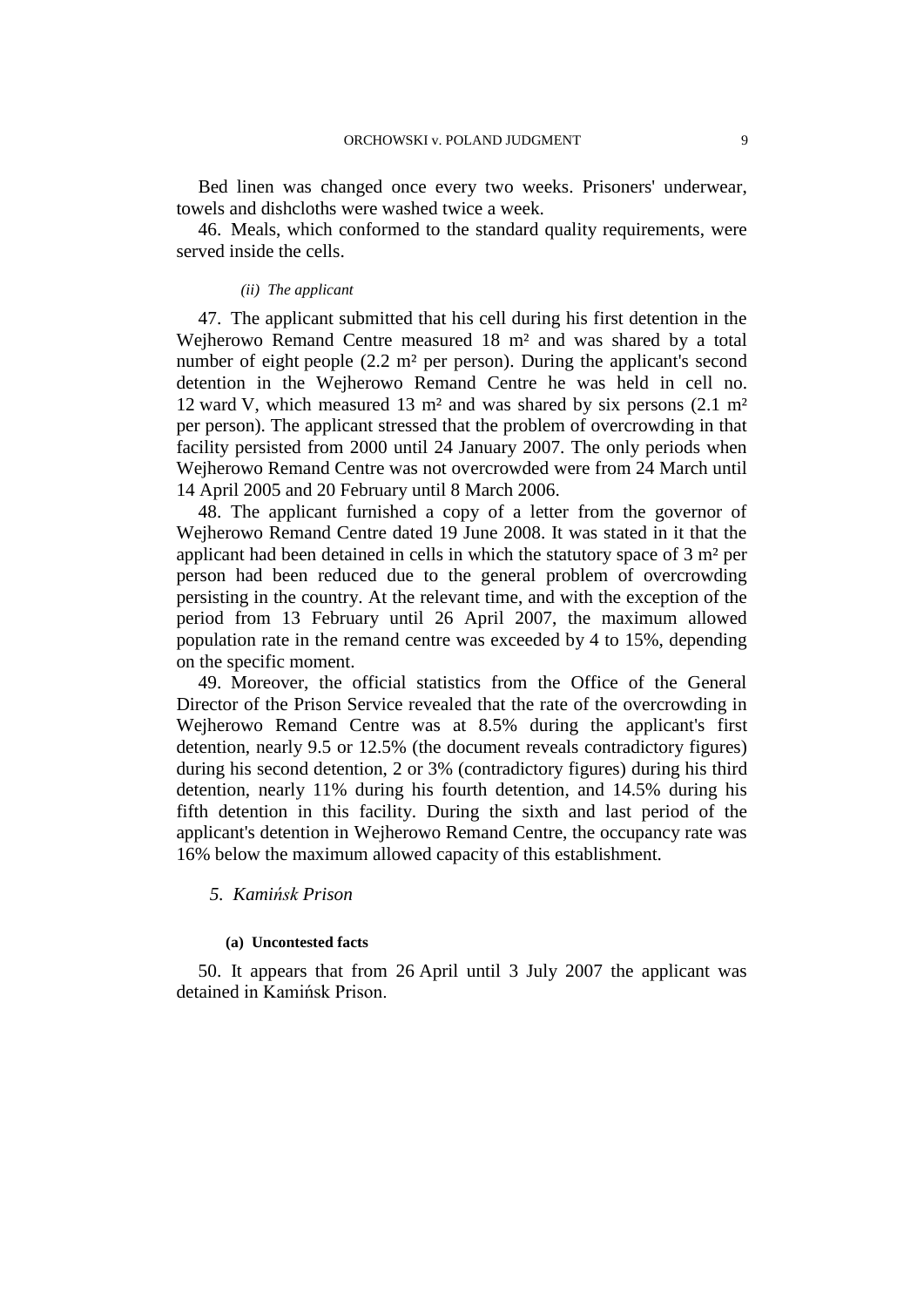Bed linen was changed once every two weeks. Prisoners' underwear, towels and dishcloths were washed twice a week.

46. Meals, which conformed to the standard quality requirements, were served inside the cells.

#### *(ii) The applicant*

47. The applicant submitted that his cell during his first detention in the Wejherowo Remand Centre measured 18 m² and was shared by a total number of eight people (2.2 m² per person). During the applicant's second detention in the Wejherowo Remand Centre he was held in cell no. 12 ward V, which measured 13 m² and was shared by six persons (2.1 m² per person). The applicant stressed that the problem of overcrowding in that facility persisted from 2000 until 24 January 2007. The only periods when Wejherowo Remand Centre was not overcrowded were from 24 March until 14 April 2005 and 20 February until 8 March 2006.

48. The applicant furnished a copy of a letter from the governor of Wejherowo Remand Centre dated 19 June 2008. It was stated in it that the applicant had been detained in cells in which the statutory space of 3 m² per person had been reduced due to the general problem of overcrowding persisting in the country. At the relevant time, and with the exception of the period from 13 February until 26 April 2007, the maximum allowed population rate in the remand centre was exceeded by 4 to 15%, depending on the specific moment.

49. Moreover, the official statistics from the Office of the General Director of the Prison Service revealed that the rate of the overcrowding in Wejherowo Remand Centre was at 8.5% during the applicant's first detention, nearly 9.5 or 12.5% (the document reveals contradictory figures) during his second detention, 2 or 3% (contradictory figures) during his third detention, nearly 11% during his fourth detention, and 14.5% during his fifth detention in this facility. During the sixth and last period of the applicant's detention in Wejherowo Remand Centre, the occupancy rate was 16% below the maximum allowed capacity of this establishment.

### *5. Kamińsk Prison*

#### **(a) Uncontested facts**

50. It appears that from 26 April until 3 July 2007 the applicant was detained in Kamińsk Prison.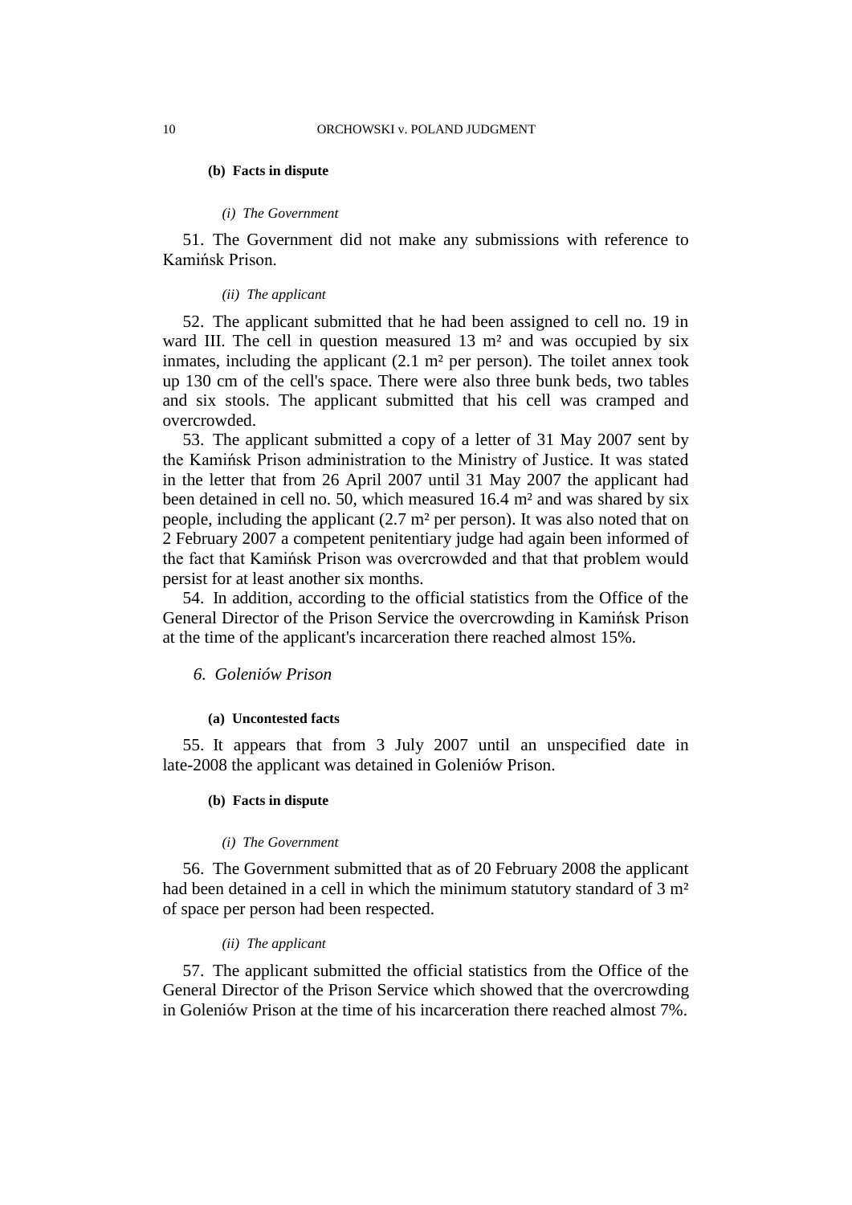#### (b) Facts in dispute

##### *(i) The Government*

51. The Government did not make any submissions with reference to Kamińsk Prison.

##### *(ii) The applicant*

52. The applicant submitted that he had been assigned to cell no. 19 in ward III. The cell in question measured 13 m² and was occupied by six inmates, including the applicant (2.1 m² per person). The toilet annex took up 130 cm of the cell's space. There were also three bunk beds, two tables and six stools. The applicant submitted that his cell was cramped and overcrowded.

53. The applicant submitted a copy of a letter of 31 May 2007 sent by the Kamińsk Prison administration to the Ministry of Justice. It was stated in the letter that from 26 April 2007 until 31 May 2007 the applicant had been detained in cell no. 50, which measured 16.4 m² and was shared by six people, including the applicant (2.7 m² per person). It was also noted that on 2 February 2007 a competent penitentiary judge had again been informed of the fact that Kamińsk Prison was overcrowded and that that problem would persist for at least another six months.

54. In addition, according to the official statistics from the Office of the General Director of the Prison Service the overcrowding in Kamińsk Prison at the time of the applicant's incarceration there reached almost 15%.

### *6. Goleniów Prison*

#### (a) Uncontested facts

55. It appears that from 3 July 2007 until an unspecified date in late-2008 the applicant was detained in Goleniów Prison.

#### (b) Facts in dispute

##### *(i) The Government*

56. The Government submitted that as of 20 February 2008 the applicant had been detained in a cell in which the minimum statutory standard of 3 m² of space per person had been respected.

##### *(ii) The applicant*

57. The applicant submitted the official statistics from the Office of the General Director of the Prison Service which showed that the overcrowding in Goleniów Prison at the time of his incarceration there reached almost 7%.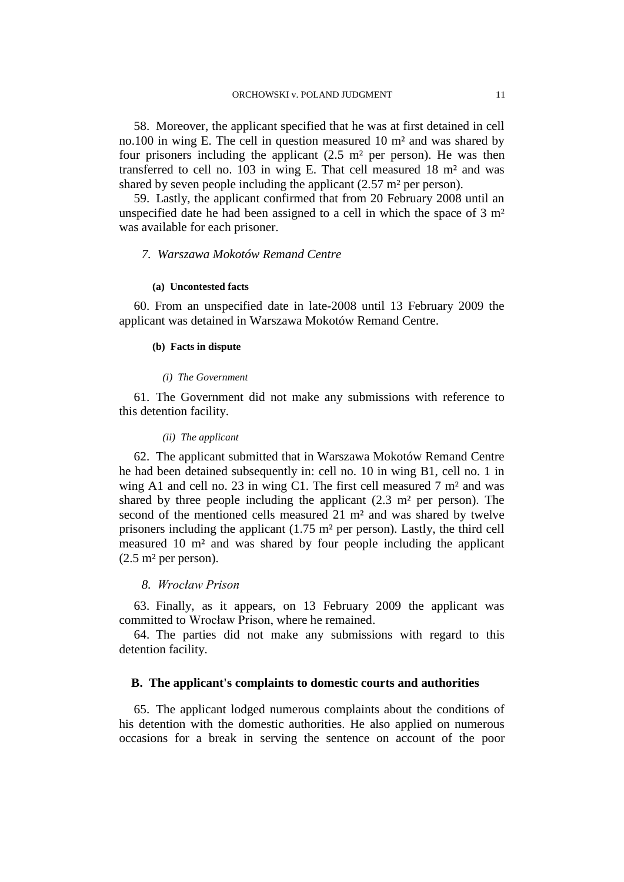58. Moreover, the applicant specified that he was at first detained in cell no.100 in wing E. The cell in question measured 10 m² and was shared by four prisoners including the applicant (2.5 m² per person). He was then transferred to cell no. 103 in wing E. That cell measured 18 m² and was shared by seven people including the applicant (2.57 m² per person).

59. Lastly, the applicant confirmed that from 20 February 2008 until an unspecified date he had been assigned to a cell in which the space of 3 m² was available for each prisoner.

### *7. Warszawa Mokotów Remand Centre*

#### **(a) Uncontested facts**

60. From an unspecified date in late-2008 until 13 February 2009 the applicant was detained in Warszawa Mokotów Remand Centre.

#### **(b) Facts in dispute**

##### *(i) The Government*

61. The Government did not make any submissions with reference to this detention facility.

##### *(ii) The applicant*

62. The applicant submitted that in Warszawa Mokotów Remand Centre he had been detained subsequently in: cell no. 10 in wing B1, cell no. 1 in wing A1 and cell no. 23 in wing C1. The first cell measured 7 m² and was shared by three people including the applicant (2.3 m² per person). The second of the mentioned cells measured 21 m² and was shared by twelve prisoners including the applicant (1.75 m² per person). Lastly, the third cell measured 10 m² and was shared by four people including the applicant (2.5 m² per person).

### *8. Wrocław Prison*

63. Finally, as it appears, on 13 February 2009 the applicant was committed to Wrocław Prison, where he remained.

64. The parties did not make any submissions with regard to this detention facility.

## **B. The applicant's complaints to domestic courts and authorities**

65. The applicant lodged numerous complaints about the conditions of his detention with the domestic authorities. He also applied on numerous occasions for a break in serving the sentence on account of the poor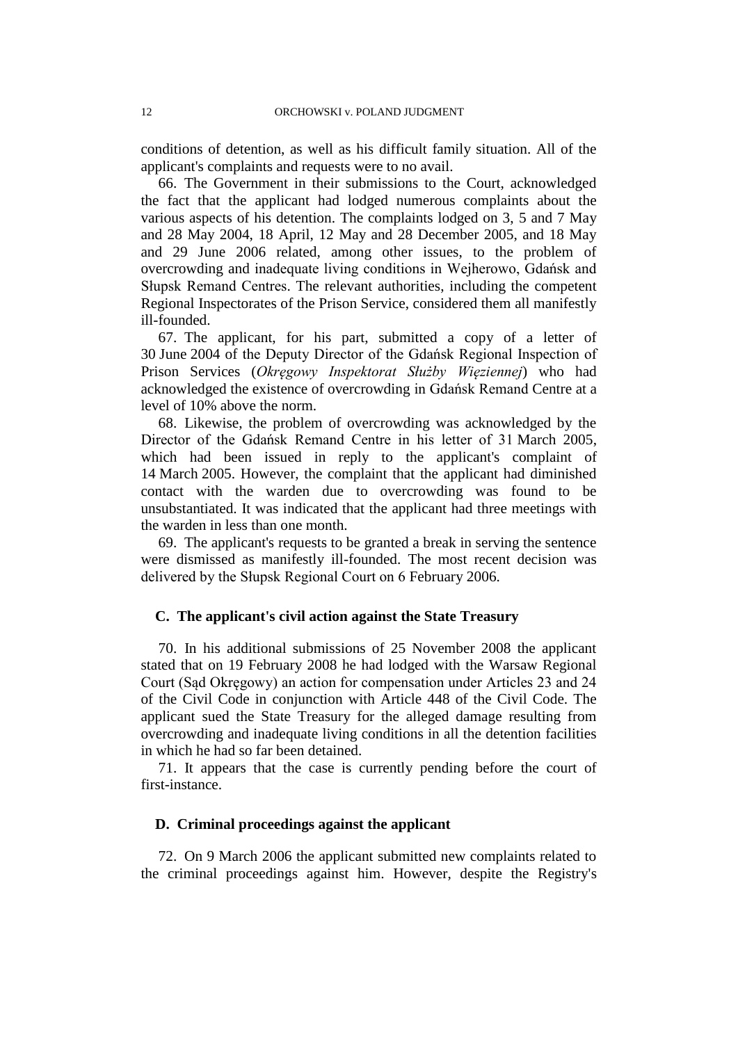conditions of detention, as well as his difficult family situation. All of the applicant's complaints and requests were to no avail.

66. The Government in their submissions to the Court, acknowledged the fact that the applicant had lodged numerous complaints about the various aspects of his detention. The complaints lodged on 3, 5 and 7 May and 28 May 2004, 18 April, 12 May and 28 December 2005, and 18 May and 29 June 2006 related, among other issues, to the problem of overcrowding and inadequate living conditions in Wejherowo, Gdańsk and Słupsk Remand Centres. The relevant authorities, including the competent Regional Inspectorates of the Prison Service, considered them all manifestly ill-founded.

67. The applicant, for his part, submitted a copy of a letter of 30 June 2004 of the Deputy Director of the Gdańsk Regional Inspection of Prison Services (*Okręgowy Inspektorat Służby Więziennej*) who had acknowledged the existence of overcrowding in Gdańsk Remand Centre at a level of 10% above the norm.

68. Likewise, the problem of overcrowding was acknowledged by the Director of the Gdańsk Remand Centre in his letter of 31 March 2005, which had been issued in reply to the applicant's complaint of 14 March 2005. However, the complaint that the applicant had diminished contact with the warden due to overcrowding was found to be unsubstantiated. It was indicated that the applicant had three meetings with the warden in less than one month.

69. The applicant's requests to be granted a break in serving the sentence were dismissed as manifestly ill-founded. The most recent decision was delivered by the Słupsk Regional Court on 6 February 2006.

### C. The applicant's civil action against the State Treasury

70. In his additional submissions of 25 November 2008 the applicant stated that on 19 February 2008 he had lodged with the Warsaw Regional Court (Sąd Okręgowy) an action for compensation under Articles 23 and 24 of the Civil Code in conjunction with Article 448 of the Civil Code. The applicant sued the State Treasury for the alleged damage resulting from overcrowding and inadequate living conditions in all the detention facilities in which he had so far been detained.

71. It appears that the case is currently pending before the court of first-instance.

### D. Criminal proceedings against the applicant

72. On 9 March 2006 the applicant submitted new complaints related to the criminal proceedings against him. However, despite the Registry's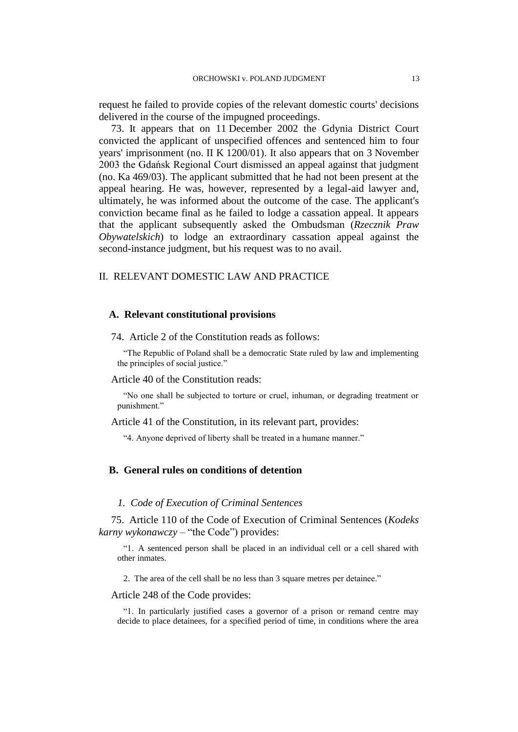request he failed to provide copies of the relevant domestic courts' decisions delivered in the course of the impugned proceedings.

73. It appears that on 11 December 2002 the Gdynia District Court convicted the applicant of unspecified offences and sentenced him to four years' imprisonment (no. II K 1200/01). It also appears that on 3 November 2003 the Gdańsk Regional Court dismissed an appeal against that judgment (no. Ka 469/03). The applicant submitted that he had not been present at the appeal hearing. He was, however, represented by a legal-aid lawyer and, ultimately, he was informed about the outcome of the case. The applicant's conviction became final as he failed to lodge a cassation appeal. It appears that the applicant subsequently asked the Ombudsman (*Rzecznik Praw Obywatelskich*) to lodge an extraordinary cassation appeal against the second-instance judgment, but his request was to no avail.

## II. RELEVANT DOMESTIC LAW AND PRACTICE

### A. Relevant constitutional provisions

74. Article 2 of the Constitution reads as follows:

> "The Republic of Poland shall be a democratic State ruled by law and implementing the principles of social justice."

Article 40 of the Constitution reads:

> "No one shall be subjected to torture or cruel, inhuman, or degrading treatment or punishment."

Article 41 of the Constitution, in its relevant part, provides:

> "4. Anyone deprived of liberty shall be treated in a humane manner."

### B. General rules on conditions of detention

#### *1. Code of Execution of Criminal Sentences*

75. Article 110 of the Code of Execution of Criminal Sentences (*Kodeks karny wykonawczy* – "the Code") provides:

> "1. A sentenced person shall be placed in an individual cell or a cell shared with other inmates.
>
> 2. The area of the cell shall be no less than 3 square metres per detainee."

Article 248 of the Code provides:

> "1. In particularly justified cases a governor of a prison or remand centre may decide to place detainees, for a specified period of time, in conditions where the area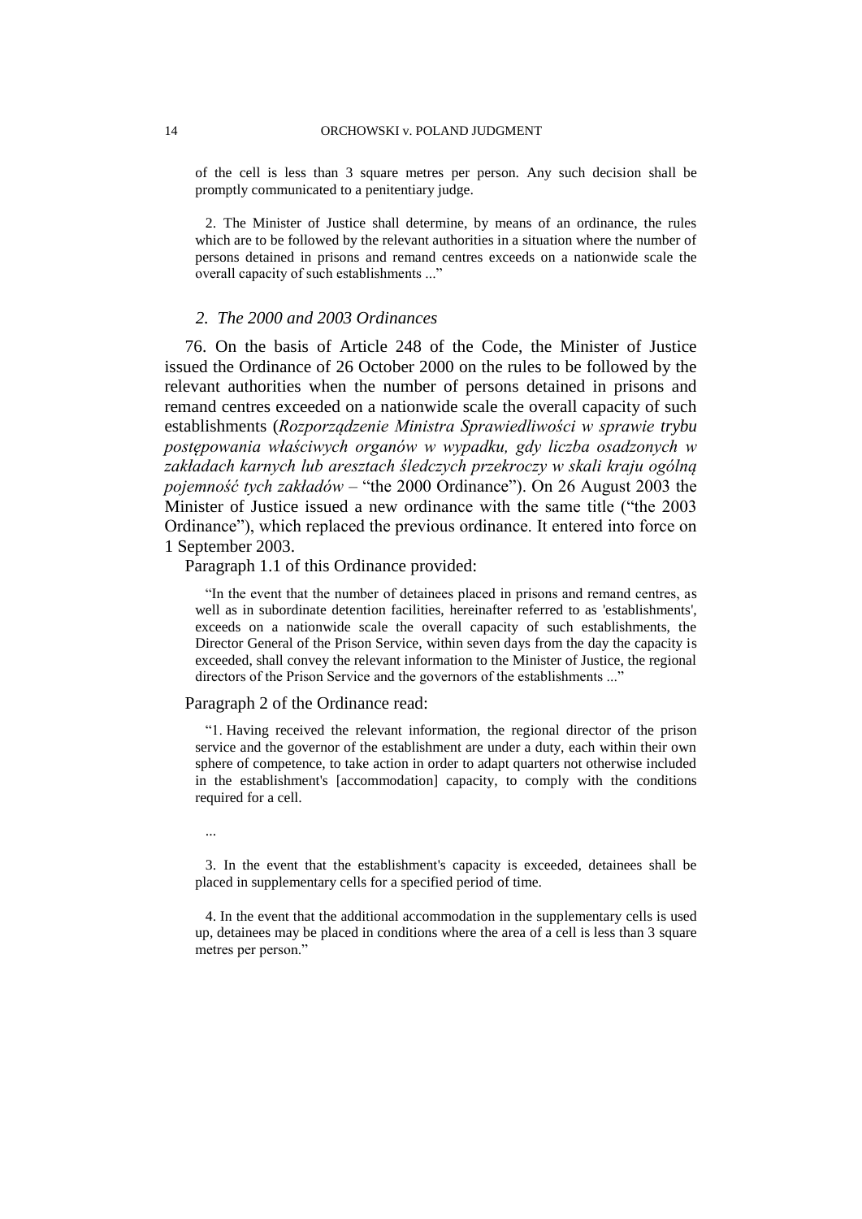of the cell is less than 3 square metres per person. Any such decision shall be promptly communicated to a penitentiary judge.

2. The Minister of Justice shall determine, by means of an ordinance, the rules which are to be followed by the relevant authorities in a situation where the number of persons detained in prisons and remand centres exceeds on a nationwide scale the overall capacity of such establishments ..."

### *2. The 2000 and 2003 Ordinances*

76. On the basis of Article 248 of the Code, the Minister of Justice issued the Ordinance of 26 October 2000 on the rules to be followed by the relevant authorities when the number of persons detained in prisons and remand centres exceeded on a nationwide scale the overall capacity of such establishments (*Rozporządzenie Ministra Sprawiedliwości w sprawie trybu postępowania właściwych organów w wypadku, gdy liczba osadzonych w zakładach karnych lub aresztach śledczych przekroczy w skali kraju ogólną pojemność tych zakładów* – "the 2000 Ordinance"). On 26 August 2003 the Minister of Justice issued a new ordinance with the same title ("the 2003 Ordinance"), which replaced the previous ordinance. It entered into force on 1 September 2003.

Paragraph 1.1 of this Ordinance provided:

"In the event that the number of detainees placed in prisons and remand centres, as well as in subordinate detention facilities, hereinafter referred to as 'establishments', exceeds on a nationwide scale the overall capacity of such establishments, the Director General of the Prison Service, within seven days from the day the capacity is exceeded, shall convey the relevant information to the Minister of Justice, the regional directors of the Prison Service and the governors of the establishments ..."

Paragraph 2 of the Ordinance read:

"1. Having received the relevant information, the regional director of the prison service and the governor of the establishment are under a duty, each within their own sphere of competence, to take action in order to adapt quarters not otherwise included in the establishment's [accommodation] capacity, to comply with the conditions required for a cell.

...

3. In the event that the establishment's capacity is exceeded, detainees shall be placed in supplementary cells for a specified period of time.

4. In the event that the additional accommodation in the supplementary cells is used up, detainees may be placed in conditions where the area of a cell is less than 3 square metres per person."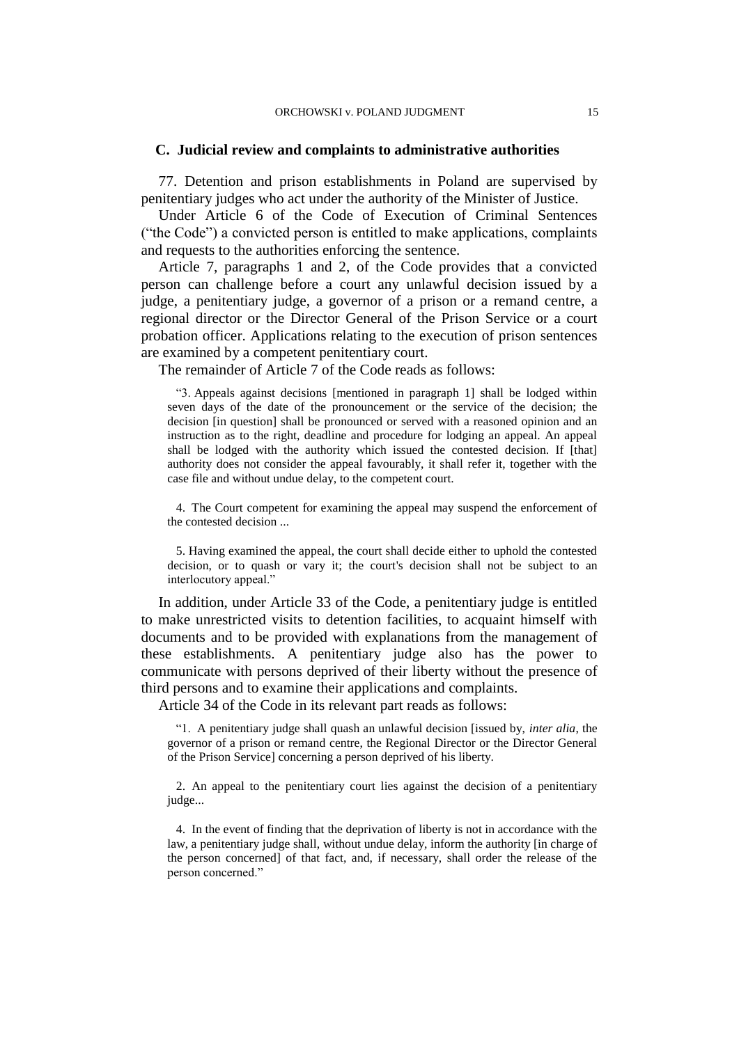### C. Judicial review and complaints to administrative authorities

77. Detention and prison establishments in Poland are supervised by penitentiary judges who act under the authority of the Minister of Justice.

Under Article 6 of the Code of Execution of Criminal Sentences ("the Code") a convicted person is entitled to make applications, complaints and requests to the authorities enforcing the sentence.

Article 7, paragraphs 1 and 2, of the Code provides that a convicted person can challenge before a court any unlawful decision issued by a judge, a penitentiary judge, a governor of a prison or a remand centre, a regional director or the Director General of the Prison Service or a court probation officer. Applications relating to the execution of prison sentences are examined by a competent penitentiary court.

The remainder of Article 7 of the Code reads as follows:

> "3. Appeals against decisions [mentioned in paragraph 1] shall be lodged within seven days of the date of the pronouncement or the service of the decision; the decision [in question] shall be pronounced or served with a reasoned opinion and an instruction as to the right, deadline and procedure for lodging an appeal. An appeal shall be lodged with the authority which issued the contested decision. If [that] authority does not consider the appeal favourably, it shall refer it, together with the case file and without undue delay, to the competent court.
>
> 4. The Court competent for examining the appeal may suspend the enforcement of the contested decision ...
>
> 5. Having examined the appeal, the court shall decide either to uphold the contested decision, or to quash or vary it; the court's decision shall not be subject to an interlocutory appeal."

In addition, under Article 33 of the Code, a penitentiary judge is entitled to make unrestricted visits to detention facilities, to acquaint himself with documents and to be provided with explanations from the management of these establishments. A penitentiary judge also has the power to communicate with persons deprived of their liberty without the presence of third persons and to examine their applications and complaints.

Article 34 of the Code in its relevant part reads as follows:

> "1. A penitentiary judge shall quash an unlawful decision [issued by, *inter alia*, the governor of a prison or remand centre, the Regional Director or the Director General of the Prison Service] concerning a person deprived of his liberty.
>
> 2. An appeal to the penitentiary court lies against the decision of a penitentiary judge...
>
> 4. In the event of finding that the deprivation of liberty is not in accordance with the law, a penitentiary judge shall, without undue delay, inform the authority [in charge of the person concerned] of that fact, and, if necessary, shall order the release of the person concerned."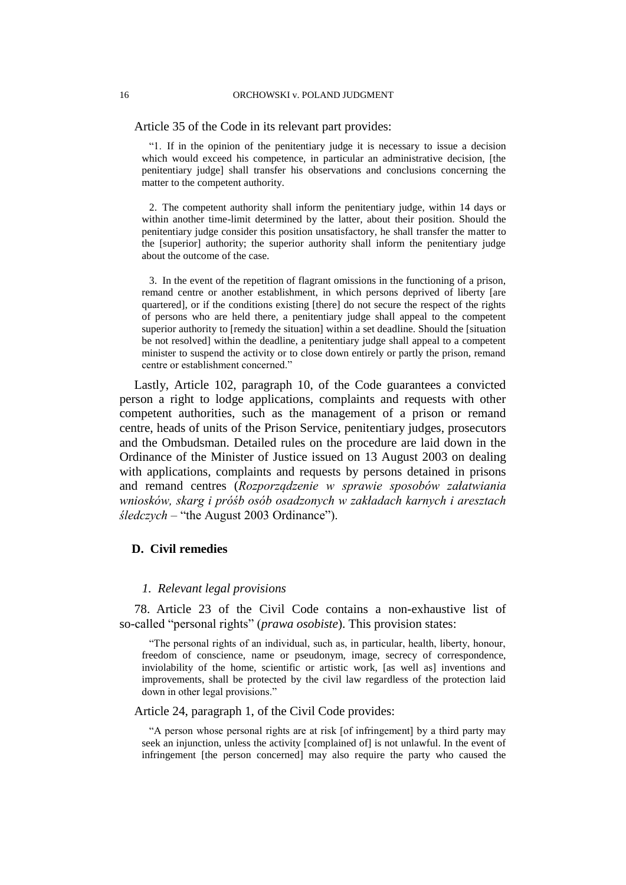Article 35 of the Code in its relevant part provides:

> "1. If in the opinion of the penitentiary judge it is necessary to issue a decision which would exceed his competence, in particular an administrative decision, [the penitentiary judge] shall transfer his observations and conclusions concerning the matter to the competent authority.
>
> 2. The competent authority shall inform the penitentiary judge, within 14 days or within another time-limit determined by the latter, about their position. Should the penitentiary judge consider this position unsatisfactory, he shall transfer the matter to the [superior] authority; the superior authority shall inform the penitentiary judge about the outcome of the case.
>
> 3. In the event of the repetition of flagrant omissions in the functioning of a prison, remand centre or another establishment, in which persons deprived of liberty [are quartered], or if the conditions existing [there] do not secure the respect of the rights of persons who are held there, a penitentiary judge shall appeal to the competent superior authority to [remedy the situation] within a set deadline. Should the [situation be not resolved] within the deadline, a penitentiary judge shall appeal to a competent minister to suspend the activity or to close down entirely or partly the prison, remand centre or establishment concerned."

Lastly, Article 102, paragraph 10, of the Code guarantees a convicted person a right to lodge applications, complaints and requests with other competent authorities, such as the management of a prison or remand centre, heads of units of the Prison Service, penitentiary judges, prosecutors and the Ombudsman. Detailed rules on the procedure are laid down in the Ordinance of the Minister of Justice issued on 13 August 2003 on dealing with applications, complaints and requests by persons detained in prisons and remand centres (*Rozporządzenie w sprawie sposobów załatwiania wniosków, skarg i próśb osób osadzonych w zakładach karnych i aresztach śledczych* – "the August 2003 Ordinance").

### D. Civil remedies

#### *1. Relevant legal provisions*

78. Article 23 of the Civil Code contains a non-exhaustive list of so-called "personal rights" (*prawa osobiste*). This provision states:

> "The personal rights of an individual, such as, in particular, health, liberty, honour, freedom of conscience, name or pseudonym, image, secrecy of correspondence, inviolability of the home, scientific or artistic work, [as well as] inventions and improvements, shall be protected by the civil law regardless of the protection laid down in other legal provisions."

Article 24, paragraph 1, of the Civil Code provides:

> "A person whose personal rights are at risk [of infringement] by a third party may seek an injunction, unless the activity [complained of] is not unlawful. In the event of infringement [the person concerned] may also require the party who caused the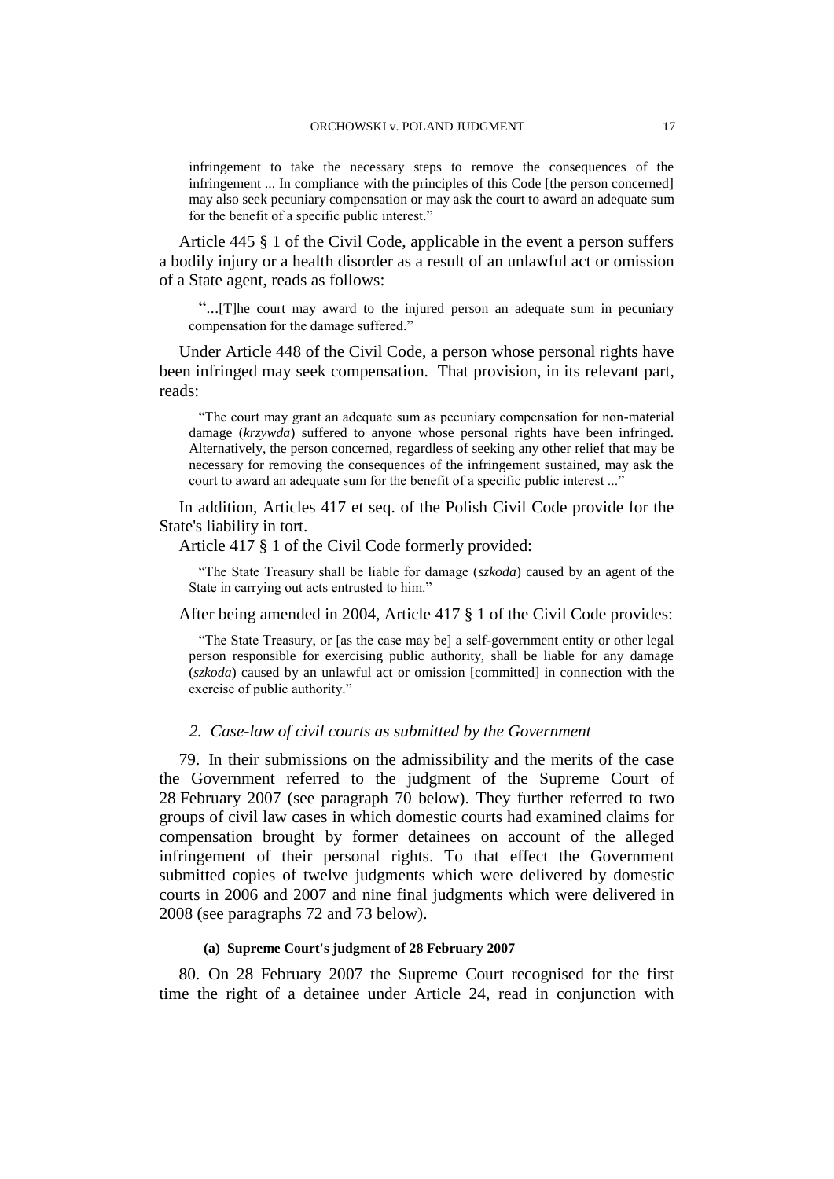infringement to take the necessary steps to remove the consequences of the infringement ... In compliance with the principles of this Code [the person concerned] may also seek pecuniary compensation or may ask the court to award an adequate sum for the benefit of a specific public interest."

Article 445 § 1 of the Civil Code, applicable in the event a person suffers a bodily injury or a health disorder as a result of an unlawful act or omission of a State agent, reads as follows:

> "...[T]he court may award to the injured person an adequate sum in pecuniary compensation for the damage suffered."

Under Article 448 of the Civil Code, a person whose personal rights have been infringed may seek compensation. That provision, in its relevant part, reads:

> "The court may grant an adequate sum as pecuniary compensation for non-material damage (*krzywda*) suffered to anyone whose personal rights have been infringed. Alternatively, the person concerned, regardless of seeking any other relief that may be necessary for removing the consequences of the infringement sustained, may ask the court to award an adequate sum for the benefit of a specific public interest ..."

In addition, Articles 417 et seq. of the Polish Civil Code provide for the State's liability in tort.

Article 417 § 1 of the Civil Code formerly provided:

> "The State Treasury shall be liable for damage (*szkoda*) caused by an agent of the State in carrying out acts entrusted to him."

After being amended in 2004, Article 417 § 1 of the Civil Code provides:

> "The State Treasury, or [as the case may be] a self-government entity or other legal person responsible for exercising public authority, shall be liable for any damage (*szkoda*) caused by an unlawful act or omission [committed] in connection with the exercise of public authority."

### *2. Case-law of civil courts as submitted by the Government*

79. In their submissions on the admissibility and the merits of the case the Government referred to the judgment of the Supreme Court of 28 February 2007 (see paragraph 70 below). They further referred to two groups of civil law cases in which domestic courts had examined claims for compensation brought by former detainees on account of the alleged infringement of their personal rights. To that effect the Government submitted copies of twelve judgments which were delivered by domestic courts in 2006 and 2007 and nine final judgments which were delivered in 2008 (see paragraphs 72 and 73 below).

#### **(a) Supreme Court's judgment of 28 February 2007**

80. On 28 February 2007 the Supreme Court recognised for the first time the right of a detainee under Article 24, read in conjunction with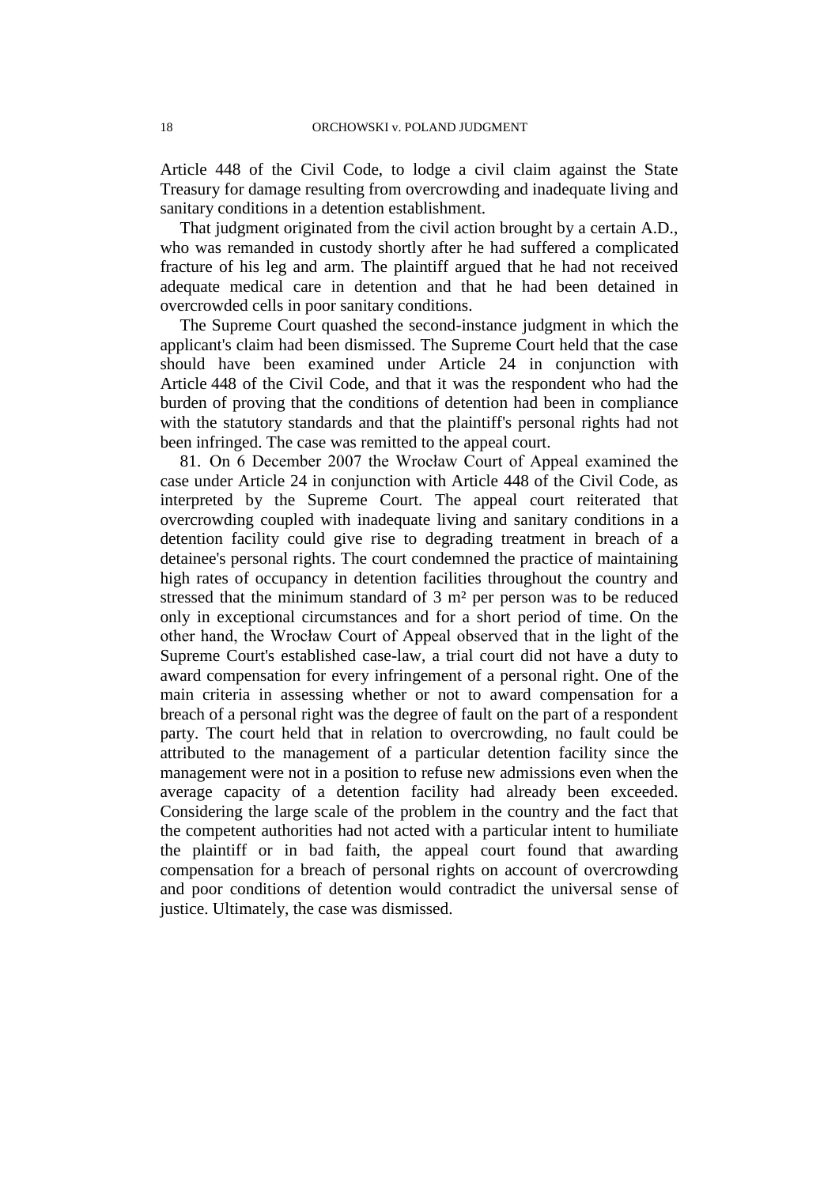Article 448 of the Civil Code, to lodge a civil claim against the State Treasury for damage resulting from overcrowding and inadequate living and sanitary conditions in a detention establishment.

That judgment originated from the civil action brought by a certain A.D., who was remanded in custody shortly after he had suffered a complicated fracture of his leg and arm. The plaintiff argued that he had not received adequate medical care in detention and that he had been detained in overcrowded cells in poor sanitary conditions.

The Supreme Court quashed the second-instance judgment in which the applicant's claim had been dismissed. The Supreme Court held that the case should have been examined under Article 24 in conjunction with Article 448 of the Civil Code, and that it was the respondent who had the burden of proving that the conditions of detention had been in compliance with the statutory standards and that the plaintiff's personal rights had not been infringed. The case was remitted to the appeal court.

81. On 6 December 2007 the Wrocław Court of Appeal examined the case under Article 24 in conjunction with Article 448 of the Civil Code, as interpreted by the Supreme Court. The appeal court reiterated that overcrowding coupled with inadequate living and sanitary conditions in a detention facility could give rise to degrading treatment in breach of a detainee's personal rights. The court condemned the practice of maintaining high rates of occupancy in detention facilities throughout the country and stressed that the minimum standard of 3 m² per person was to be reduced only in exceptional circumstances and for a short period of time. On the other hand, the Wrocław Court of Appeal observed that in the light of the Supreme Court's established case-law, a trial court did not have a duty to award compensation for every infringement of a personal right. One of the main criteria in assessing whether or not to award compensation for a breach of a personal right was the degree of fault on the part of a respondent party. The court held that in relation to overcrowding, no fault could be attributed to the management of a particular detention facility since the management were not in a position to refuse new admissions even when the average capacity of a detention facility had already been exceeded. Considering the large scale of the problem in the country and the fact that the competent authorities had not acted with a particular intent to humiliate the plaintiff or in bad faith, the appeal court found that awarding compensation for a breach of personal rights on account of overcrowding and poor conditions of detention would contradict the universal sense of justice. Ultimately, the case was dismissed.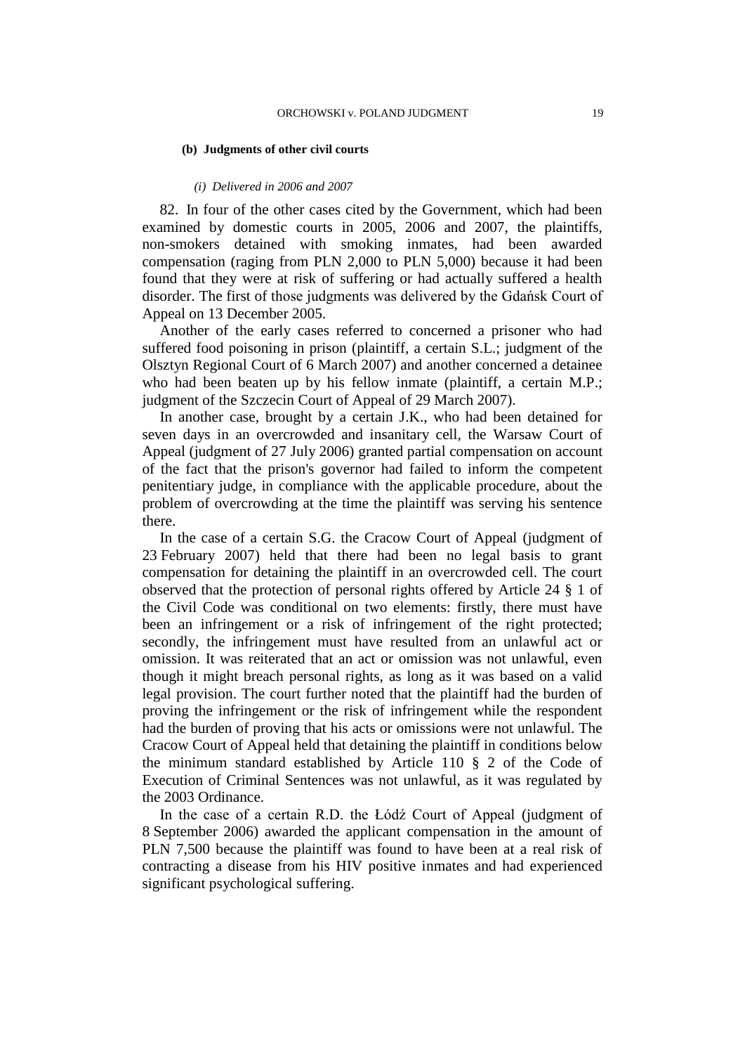#### (b) Judgments of other civil courts

##### *(i) Delivered in 2006 and 2007*

82. In four of the other cases cited by the Government, which had been examined by domestic courts in 2005, 2006 and 2007, the plaintiffs, non-smokers detained with smoking inmates, had been awarded compensation (raging from PLN 2,000 to PLN 5,000) because it had been found that they were at risk of suffering or had actually suffered a health disorder. The first of those judgments was delivered by the Gdańsk Court of Appeal on 13 December 2005.

Another of the early cases referred to concerned a prisoner who had suffered food poisoning in prison (plaintiff, a certain S.L.; judgment of the Olsztyn Regional Court of 6 March 2007) and another concerned a detainee who had been beaten up by his fellow inmate (plaintiff, a certain M.P.; judgment of the Szczecin Court of Appeal of 29 March 2007).

In another case, brought by a certain J.K., who had been detained for seven days in an overcrowded and insanitary cell, the Warsaw Court of Appeal (judgment of 27 July 2006) granted partial compensation on account of the fact that the prison's governor had failed to inform the competent penitentiary judge, in compliance with the applicable procedure, about the problem of overcrowding at the time the plaintiff was serving his sentence there.

In the case of a certain S.G. the Cracow Court of Appeal (judgment of 23 February 2007) held that there had been no legal basis to grant compensation for detaining the plaintiff in an overcrowded cell. The court observed that the protection of personal rights offered by Article 24 § 1 of the Civil Code was conditional on two elements: firstly, there must have been an infringement or a risk of infringement of the right protected; secondly, the infringement must have resulted from an unlawful act or omission. It was reiterated that an act or omission was not unlawful, even though it might breach personal rights, as long as it was based on a valid legal provision. The court further noted that the plaintiff had the burden of proving the infringement or the risk of infringement while the respondent had the burden of proving that his acts or omissions were not unlawful. The Cracow Court of Appeal held that detaining the plaintiff in conditions below the minimum standard established by Article 110 § 2 of the Code of Execution of Criminal Sentences was not unlawful, as it was regulated by the 2003 Ordinance.

In the case of a certain R.D. the Łódź Court of Appeal (judgment of 8 September 2006) awarded the applicant compensation in the amount of PLN 7,500 because the plaintiff was found to have been at a real risk of contracting a disease from his HIV positive inmates and had experienced significant psychological suffering.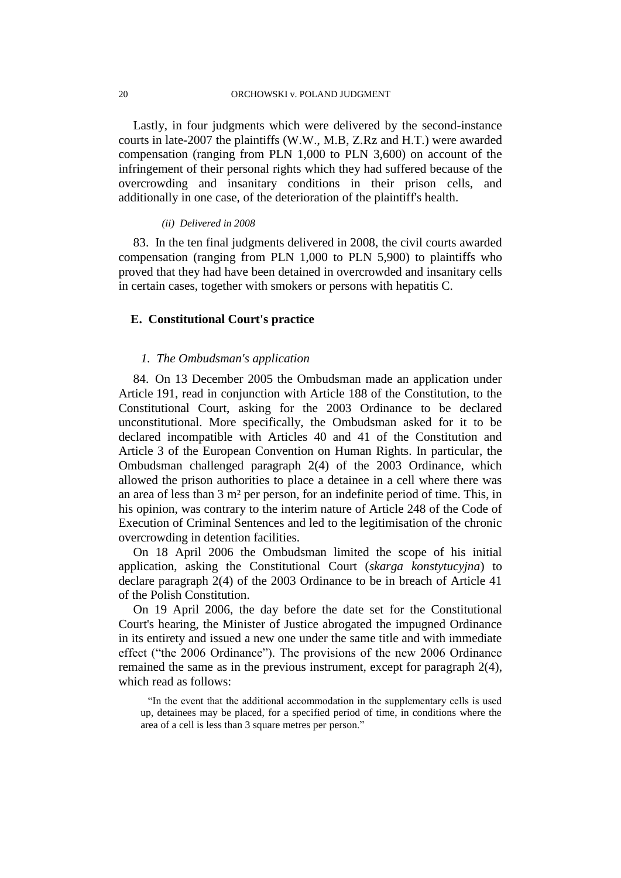Lastly, in four judgments which were delivered by the second-instance courts in late-2007 the plaintiffs (W.W., M.B, Z.Rz and H.T.) were awarded compensation (ranging from PLN 1,000 to PLN 3,600) on account of the infringement of their personal rights which they had suffered because of the overcrowding and insanitary conditions in their prison cells, and additionally in one case, of the deterioration of the plaintiff's health.

*(ii) Delivered in 2008*

83. In the ten final judgments delivered in 2008, the civil courts awarded compensation (ranging from PLN 1,000 to PLN 5,900) to plaintiffs who proved that they had have been detained in overcrowded and insanitary cells in certain cases, together with smokers or persons with hepatitis C.

## E. Constitutional Court's practice

### *1. The Ombudsman's application*

84. On 13 December 2005 the Ombudsman made an application under Article 191, read in conjunction with Article 188 of the Constitution, to the Constitutional Court, asking for the 2003 Ordinance to be declared unconstitutional. More specifically, the Ombudsman asked for it to be declared incompatible with Articles 40 and 41 of the Constitution and Article 3 of the European Convention on Human Rights. In particular, the Ombudsman challenged paragraph 2(4) of the 2003 Ordinance, which allowed the prison authorities to place a detainee in a cell where there was an area of less than 3 m² per person, for an indefinite period of time. This, in his opinion, was contrary to the interim nature of Article 248 of the Code of Execution of Criminal Sentences and led to the legitimisation of the chronic overcrowding in detention facilities.

On 18 April 2006 the Ombudsman limited the scope of his initial application, asking the Constitutional Court (*skarga konstytucyjna*) to declare paragraph 2(4) of the 2003 Ordinance to be in breach of Article 41 of the Polish Constitution.

On 19 April 2006, the day before the date set for the Constitutional Court's hearing, the Minister of Justice abrogated the impugned Ordinance in its entirety and issued a new one under the same title and with immediate effect ("the 2006 Ordinance"). The provisions of the new 2006 Ordinance remained the same as in the previous instrument, except for paragraph 2(4), which read as follows:

> "In the event that the additional accommodation in the supplementary cells is used up, detainees may be placed, for a specified period of time, in conditions where the area of a cell is less than 3 square metres per person."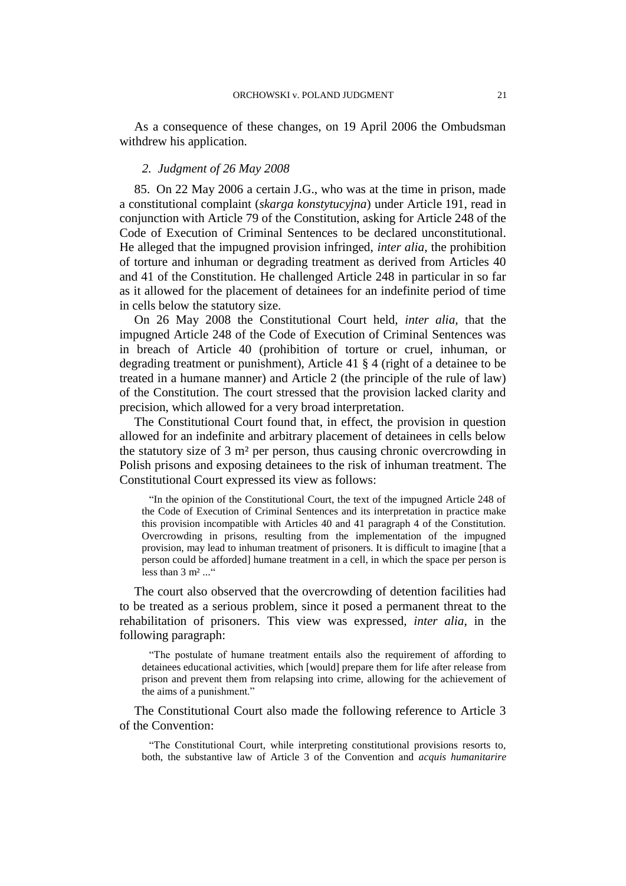As a consequence of these changes, on 19 April 2006 the Ombudsman withdrew his application.

### *2. Judgment of 26 May 2008*

85. On 22 May 2006 a certain J.G., who was at the time in prison, made a constitutional complaint (*skarga konstytucyjna*) under Article 191, read in conjunction with Article 79 of the Constitution, asking for Article 248 of the Code of Execution of Criminal Sentences to be declared unconstitutional. He alleged that the impugned provision infringed, *inter alia*, the prohibition of torture and inhuman or degrading treatment as derived from Articles 40 and 41 of the Constitution. He challenged Article 248 in particular in so far as it allowed for the placement of detainees for an indefinite period of time in cells below the statutory size.

On 26 May 2008 the Constitutional Court held, *inter alia*, that the impugned Article 248 of the Code of Execution of Criminal Sentences was in breach of Article 40 (prohibition of torture or cruel, inhuman, or degrading treatment or punishment), Article 41 § 4 (right of a detainee to be treated in a humane manner) and Article 2 (the principle of the rule of law) of the Constitution. The court stressed that the provision lacked clarity and precision, which allowed for a very broad interpretation.

The Constitutional Court found that, in effect, the provision in question allowed for an indefinite and arbitrary placement of detainees in cells below the statutory size of 3 m² per person, thus causing chronic overcrowding in Polish prisons and exposing detainees to the risk of inhuman treatment. The Constitutional Court expressed its view as follows:

> "In the opinion of the Constitutional Court, the text of the impugned Article 248 of the Code of Execution of Criminal Sentences and its interpretation in practice make this provision incompatible with Articles 40 and 41 paragraph 4 of the Constitution. Overcrowding in prisons, resulting from the implementation of the impugned provision, may lead to inhuman treatment of prisoners. It is difficult to imagine [that a person could be afforded] humane treatment in a cell, in which the space per person is less than 3 m² ..."

The court also observed that the overcrowding of detention facilities had to be treated as a serious problem, since it posed a permanent threat to the rehabilitation of prisoners. This view was expressed, *inter alia*, in the following paragraph:

> "The postulate of humane treatment entails also the requirement of affording to detainees educational activities, which [would] prepare them for life after release from prison and prevent them from relapsing into crime, allowing for the achievement of the aims of a punishment."

The Constitutional Court also made the following reference to Article 3 of the Convention:

> "The Constitutional Court, while interpreting constitutional provisions resorts to, both, the substantive law of Article 3 of the Convention and *acquis humanitarire*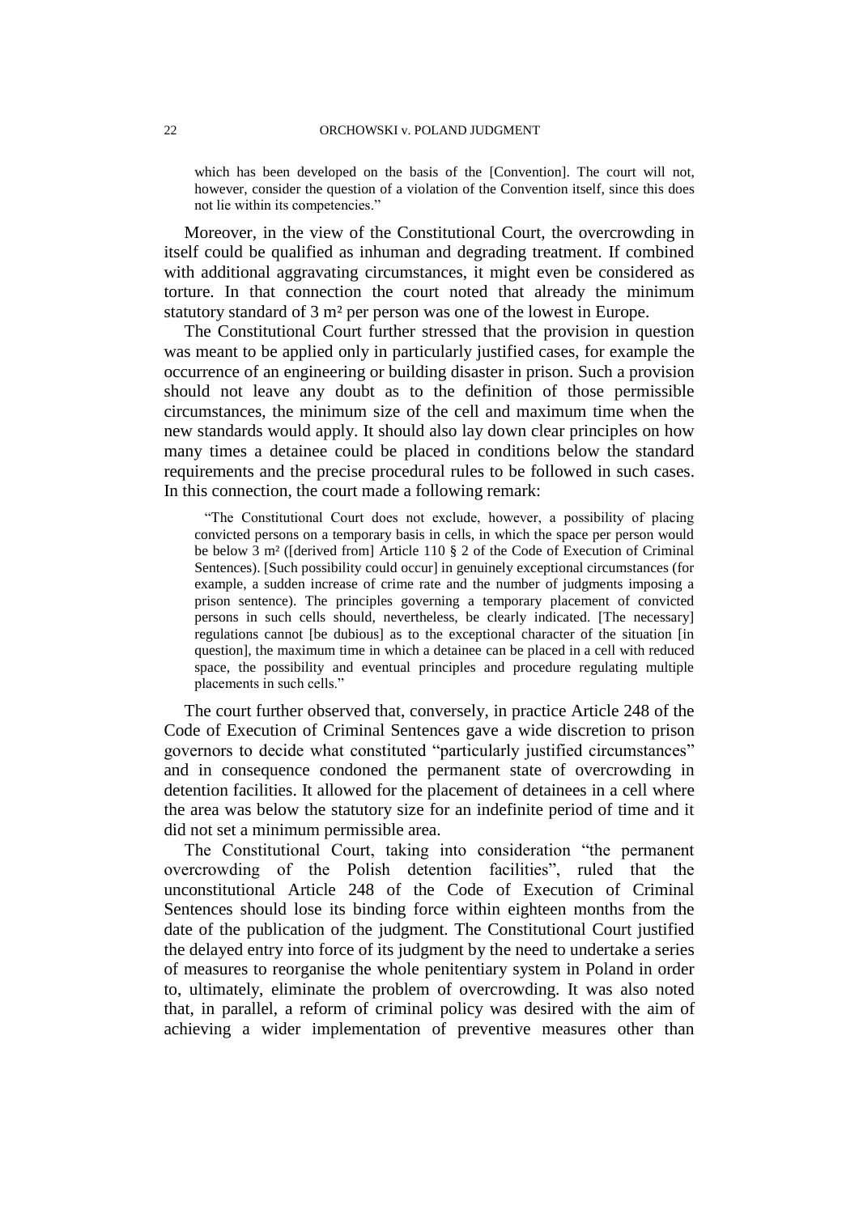> which has been developed on the basis of the [Convention]. The court will not, however, consider the question of a violation of the Convention itself, since this does not lie within its competencies."

Moreover, in the view of the Constitutional Court, the overcrowding in itself could be qualified as inhuman and degrading treatment. If combined with additional aggravating circumstances, it might even be considered as torture. In that connection the court noted that already the minimum statutory standard of 3 m² per person was one of the lowest in Europe.

The Constitutional Court further stressed that the provision in question was meant to be applied only in particularly justified cases, for example the occurrence of an engineering or building disaster in prison. Such a provision should not leave any doubt as to the definition of those permissible circumstances, the minimum size of the cell and maximum time when the new standards would apply. It should also lay down clear principles on how many times a detainee could be placed in conditions below the standard requirements and the precise procedural rules to be followed in such cases. In this connection, the court made a following remark:

> "The Constitutional Court does not exclude, however, a possibility of placing convicted persons on a temporary basis in cells, in which the space per person would be below 3 m² ([derived from] Article 110 § 2 of the Code of Execution of Criminal Sentences). [Such possibility could occur] in genuinely exceptional circumstances (for example, a sudden increase of crime rate and the number of judgments imposing a prison sentence). The principles governing a temporary placement of convicted persons in such cells should, nevertheless, be clearly indicated. [The necessary] regulations cannot [be dubious] as to the exceptional character of the situation [in question], the maximum time in which a detainee can be placed in a cell with reduced space, the possibility and eventual principles and procedure regulating multiple placements in such cells."

The court further observed that, conversely, in practice Article 248 of the Code of Execution of Criminal Sentences gave a wide discretion to prison governors to decide what constituted "particularly justified circumstances" and in consequence condoned the permanent state of overcrowding in detention facilities. It allowed for the placement of detainees in a cell where the area was below the statutory size for an indefinite period of time and it did not set a minimum permissible area.

The Constitutional Court, taking into consideration "the permanent overcrowding of the Polish detention facilities", ruled that the unconstitutional Article 248 of the Code of Execution of Criminal Sentences should lose its binding force within eighteen months from the date of the publication of the judgment. The Constitutional Court justified the delayed entry into force of its judgment by the need to undertake a series of measures to reorganise the whole penitentiary system in Poland in order to, ultimately, eliminate the problem of overcrowding. It was also noted that, in parallel, a reform of criminal policy was desired with the aim of achieving a wider implementation of preventive measures other than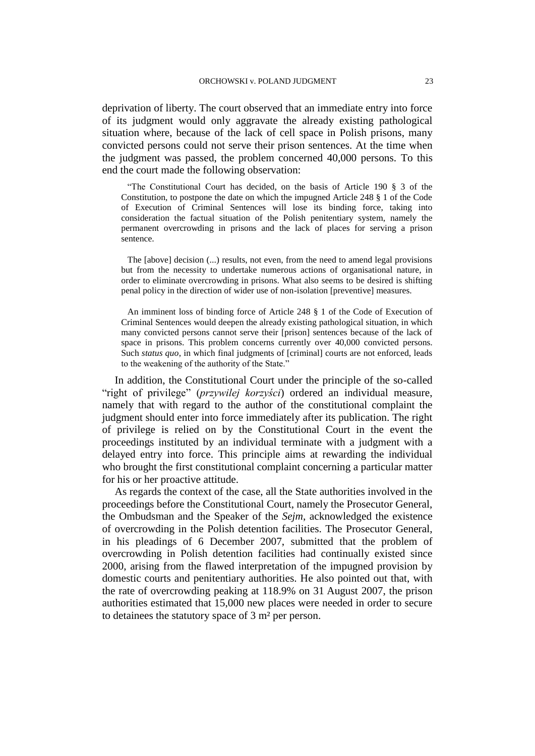deprivation of liberty. The court observed that an immediate entry into force of its judgment would only aggravate the already existing pathological situation where, because of the lack of cell space in Polish prisons, many convicted persons could not serve their prison sentences. At the time when the judgment was passed, the problem concerned 40,000 persons. To this end the court made the following observation:

> "The Constitutional Court has decided, on the basis of Article 190 § 3 of the Constitution, to postpone the date on which the impugned Article 248 § 1 of the Code of Execution of Criminal Sentences will lose its binding force, taking into consideration the factual situation of the Polish penitentiary system, namely the permanent overcrowding in prisons and the lack of places for serving a prison sentence.
>
> The [above] decision (...) results, not even, from the need to amend legal provisions but from the necessity to undertake numerous actions of organisational nature, in order to eliminate overcrowding in prisons. What also seems to be desired is shifting penal policy in the direction of wider use of non-isolation [preventive] measures.
>
> An imminent loss of binding force of Article 248 § 1 of the Code of Execution of Criminal Sentences would deepen the already existing pathological situation, in which many convicted persons cannot serve their [prison] sentences because of the lack of space in prisons. This problem concerns currently over 40,000 convicted persons. Such *status quo*, in which final judgments of [criminal] courts are not enforced, leads to the weakening of the authority of the State."

In addition, the Constitutional Court under the principle of the so-called "right of privilege" (*przywilej korzyści*) ordered an individual measure, namely that with regard to the author of the constitutional complaint the judgment should enter into force immediately after its publication. The right of privilege is relied on by the Constitutional Court in the event the proceedings instituted by an individual terminate with a judgment with a delayed entry into force. This principle aims at rewarding the individual who brought the first constitutional complaint concerning a particular matter for his or her proactive attitude.

As regards the context of the case, all the State authorities involved in the proceedings before the Constitutional Court, namely the Prosecutor General, the Ombudsman and the Speaker of the *Sejm*, acknowledged the existence of overcrowding in the Polish detention facilities. The Prosecutor General, in his pleadings of 6 December 2007, submitted that the problem of overcrowding in Polish detention facilities had continually existed since 2000, arising from the flawed interpretation of the impugned provision by domestic courts and penitentiary authorities. He also pointed out that, with the rate of overcrowding peaking at 118.9% on 31 August 2007, the prison authorities estimated that 15,000 new places were needed in order to secure to detainees the statutory space of 3 m² per person.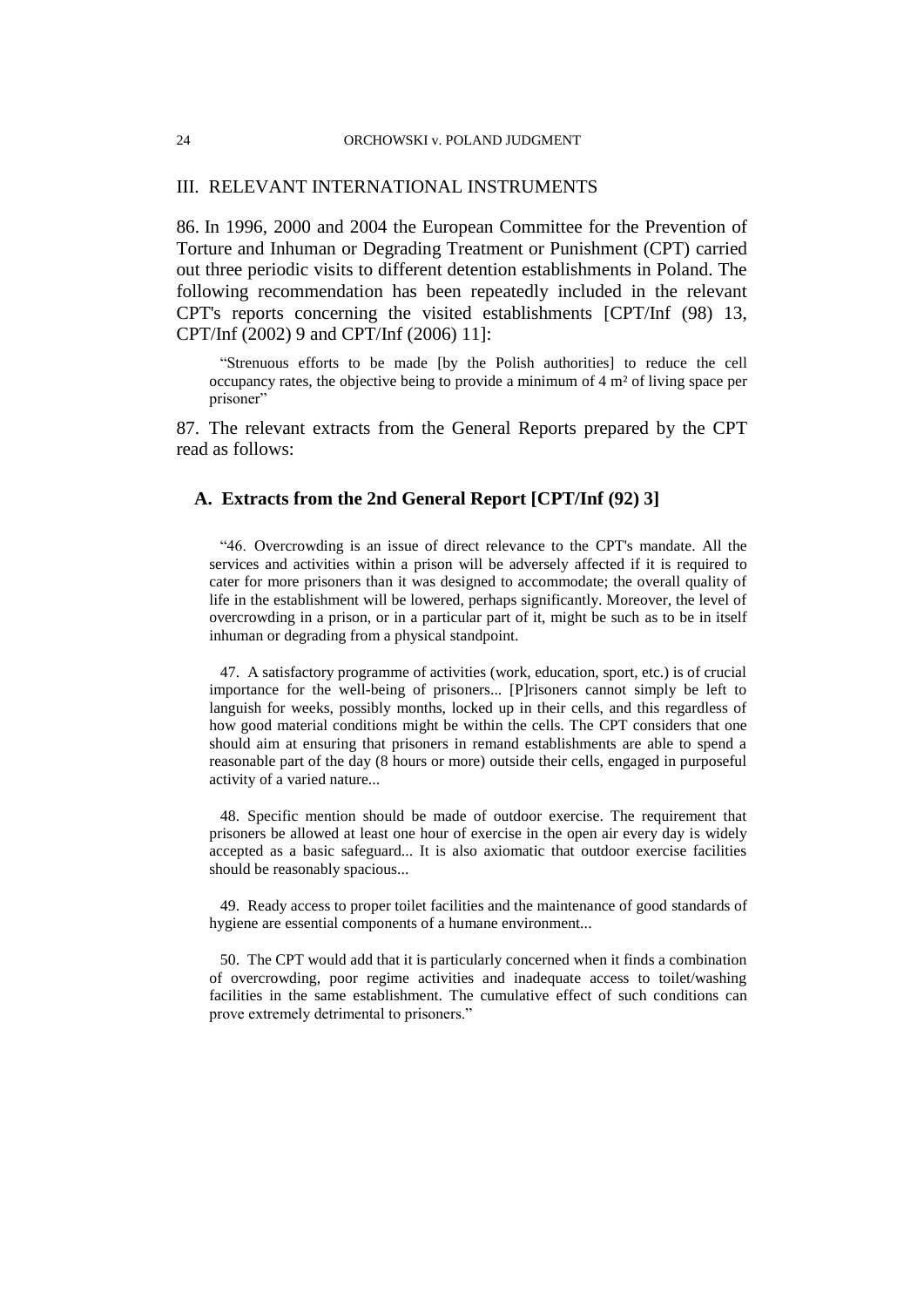## III. RELEVANT INTERNATIONAL INSTRUMENTS

86. In 1996, 2000 and 2004 the European Committee for the Prevention of Torture and Inhuman or Degrading Treatment or Punishment (CPT) carried out three periodic visits to different detention establishments in Poland. The following recommendation has been repeatedly included in the relevant CPT's reports concerning the visited establishments [CPT/Inf (98) 13, CPT/Inf (2002) 9 and CPT/Inf (2006) 11]:

> "Strenuous efforts to be made [by the Polish authorities] to reduce the cell occupancy rates, the objective being to provide a minimum of 4 m² of living space per prisoner"

87. The relevant extracts from the General Reports prepared by the CPT read as follows:

### A. Extracts from the 2nd General Report [CPT/Inf (92) 3]

> "46. Overcrowding is an issue of direct relevance to the CPT's mandate. All the services and activities within a prison will be adversely affected if it is required to cater for more prisoners than it was designed to accommodate; the overall quality of life in the establishment will be lowered, perhaps significantly. Moreover, the level of overcrowding in a prison, or in a particular part of it, might be such as to be in itself inhuman or degrading from a physical standpoint.
>
> 47. A satisfactory programme of activities (work, education, sport, etc.) is of crucial importance for the well-being of prisoners... [P]risoners cannot simply be left to languish for weeks, possibly months, locked up in their cells, and this regardless of how good material conditions might be within the cells. The CPT considers that one should aim at ensuring that prisoners in remand establishments are able to spend a reasonable part of the day (8 hours or more) outside their cells, engaged in purposeful activity of a varied nature...
>
> 48. Specific mention should be made of outdoor exercise. The requirement that prisoners be allowed at least one hour of exercise in the open air every day is widely accepted as a basic safeguard... It is also axiomatic that outdoor exercise facilities should be reasonably spacious...
>
> 49. Ready access to proper toilet facilities and the maintenance of good standards of hygiene are essential components of a humane environment...
>
> 50. The CPT would add that it is particularly concerned when it finds a combination of overcrowding, poor regime activities and inadequate access to toilet/washing facilities in the same establishment. The cumulative effect of such conditions can prove extremely detrimental to prisoners."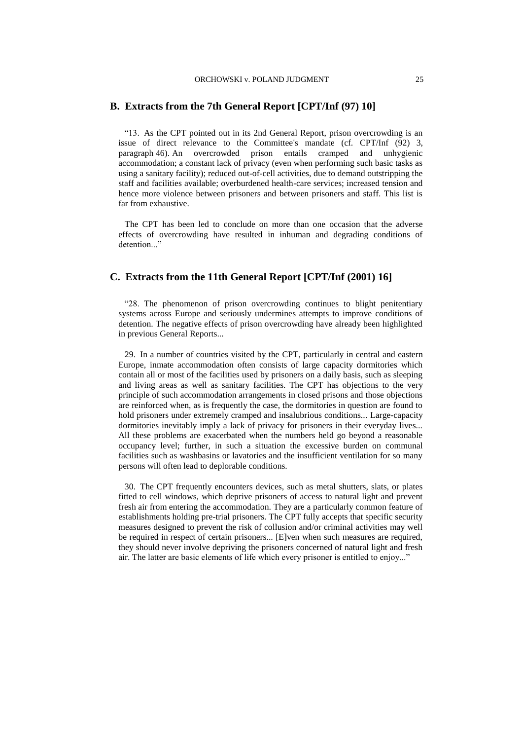## B. Extracts from the 7th General Report [CPT/Inf (97) 10]

"13. As the CPT pointed out in its 2nd General Report, prison overcrowding is an issue of direct relevance to the Committee's mandate (cf. CPT/Inf (92) 3, paragraph 46). An overcrowded prison entails cramped and unhygienic accommodation; a constant lack of privacy (even when performing such basic tasks as using a sanitary facility); reduced out-of-cell activities, due to demand outstripping the staff and facilities available; overburdened health-care services; increased tension and hence more violence between prisoners and between prisoners and staff. This list is far from exhaustive.

The CPT has been led to conclude on more than one occasion that the adverse effects of overcrowding have resulted in inhuman and degrading conditions of detention..."

## C. Extracts from the 11th General Report [CPT/Inf (2001) 16]

"28. The phenomenon of prison overcrowding continues to blight penitentiary systems across Europe and seriously undermines attempts to improve conditions of detention. The negative effects of prison overcrowding have already been highlighted in previous General Reports...

29. In a number of countries visited by the CPT, particularly in central and eastern Europe, inmate accommodation often consists of large capacity dormitories which contain all or most of the facilities used by prisoners on a daily basis, such as sleeping and living areas as well as sanitary facilities. The CPT has objections to the very principle of such accommodation arrangements in closed prisons and those objections are reinforced when, as is frequently the case, the dormitories in question are found to hold prisoners under extremely cramped and insalubrious conditions... Large-capacity dormitories inevitably imply a lack of privacy for prisoners in their everyday lives... All these problems are exacerbated when the numbers held go beyond a reasonable occupancy level; further, in such a situation the excessive burden on communal facilities such as washbasins or lavatories and the insufficient ventilation for so many persons will often lead to deplorable conditions.

30. The CPT frequently encounters devices, such as metal shutters, slats, or plates fitted to cell windows, which deprive prisoners of access to natural light and prevent fresh air from entering the accommodation. They are a particularly common feature of establishments holding pre-trial prisoners. The CPT fully accepts that specific security measures designed to prevent the risk of collusion and/or criminal activities may well be required in respect of certain prisoners... [E]ven when such measures are required, they should never involve depriving the prisoners concerned of natural light and fresh air. The latter are basic elements of life which every prisoner is entitled to enjoy..."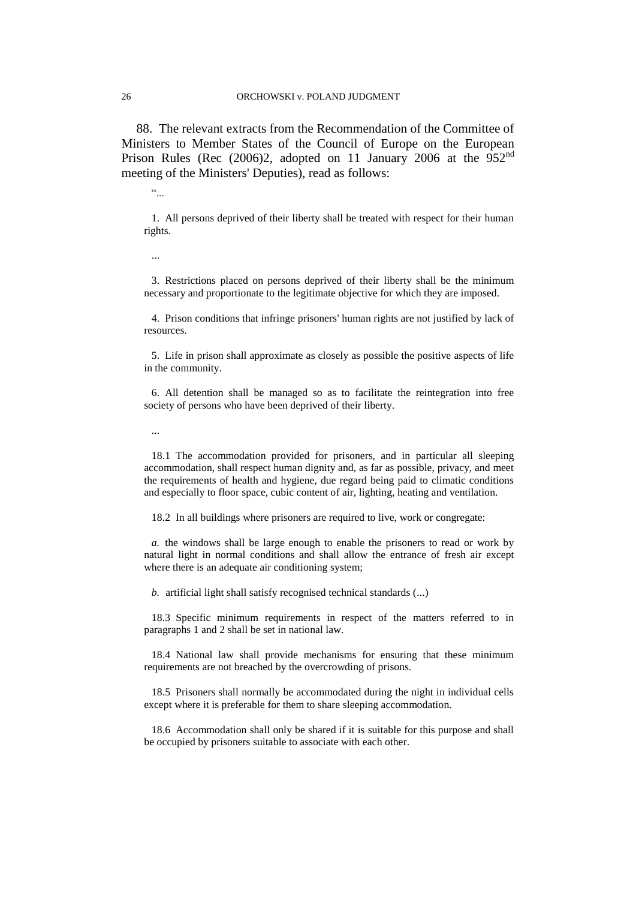88. The relevant extracts from the Recommendation of the Committee of Ministers to Member States of the Council of Europe on the European Prison Rules (Rec (2006)2, adopted on 11 January 2006 at the 952nd meeting of the Ministers' Deputies), read as follows:

> "...
>
> 1. All persons deprived of their liberty shall be treated with respect for their human rights.
>
> ...
>
> 3. Restrictions placed on persons deprived of their liberty shall be the minimum necessary and proportionate to the legitimate objective for which they are imposed.
>
> 4. Prison conditions that infringe prisoners' human rights are not justified by lack of resources.
>
> 5. Life in prison shall approximate as closely as possible the positive aspects of life in the community.
>
> 6. All detention shall be managed so as to facilitate the reintegration into free society of persons who have been deprived of their liberty.
>
> ...
>
> 18.1 The accommodation provided for prisoners, and in particular all sleeping accommodation, shall respect human dignity and, as far as possible, privacy, and meet the requirements of health and hygiene, due regard being paid to climatic conditions and especially to floor space, cubic content of air, lighting, heating and ventilation.
>
> 18.2 In all buildings where prisoners are required to live, work or congregate:
>
> *a.* the windows shall be large enough to enable the prisoners to read or work by natural light in normal conditions and shall allow the entrance of fresh air except where there is an adequate air conditioning system;
>
> *b.* artificial light shall satisfy recognised technical standards (...)
>
> 18.3 Specific minimum requirements in respect of the matters referred to in paragraphs 1 and 2 shall be set in national law.
>
> 18.4 National law shall provide mechanisms for ensuring that these minimum requirements are not breached by the overcrowding of prisons.
>
> 18.5 Prisoners shall normally be accommodated during the night in individual cells except where it is preferable for them to share sleeping accommodation.
>
> 18.6 Accommodation shall only be shared if it is suitable for this purpose and shall be occupied by prisoners suitable to associate with each other.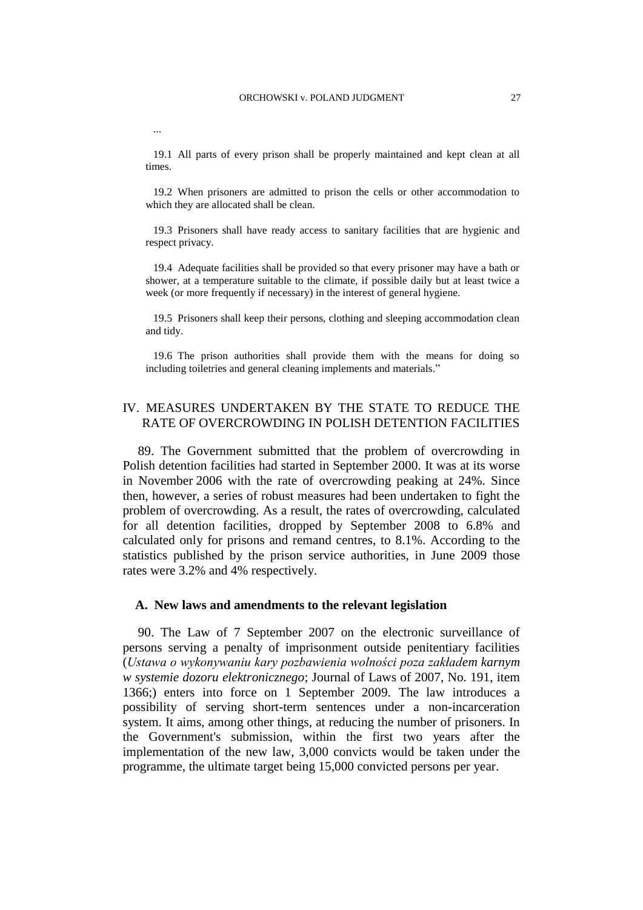...

19.1 All parts of every prison shall be properly maintained and kept clean at all times.

19.2 When prisoners are admitted to prison the cells or other accommodation to which they are allocated shall be clean.

19.3 Prisoners shall have ready access to sanitary facilities that are hygienic and respect privacy.

19.4 Adequate facilities shall be provided so that every prisoner may have a bath or shower, at a temperature suitable to the climate, if possible daily but at least twice a week (or more frequently if necessary) in the interest of general hygiene.

19.5 Prisoners shall keep their persons, clothing and sleeping accommodation clean and tidy.

19.6 The prison authorities shall provide them with the means for doing so including toiletries and general cleaning implements and materials."

## IV. MEASURES UNDERTAKEN BY THE STATE TO REDUCE THE RATE OF OVERCROWDING IN POLISH DETENTION FACILITIES

89. The Government submitted that the problem of overcrowding in Polish detention facilities had started in September 2000. It was at its worse in November 2006 with the rate of overcrowding peaking at 24%. Since then, however, a series of robust measures had been undertaken to fight the problem of overcrowding. As a result, the rates of overcrowding, calculated for all detention facilities, dropped by September 2008 to 6.8% and calculated only for prisons and remand centres, to 8.1%. According to the statistics published by the prison service authorities, in June 2009 those rates were 3.2% and 4% respectively.

### A. New laws and amendments to the relevant legislation

90. The Law of 7 September 2007 on the electronic surveillance of persons serving a penalty of imprisonment outside penitentiary facilities (*Ustawa o wykonywaniu kary pozbawienia wolności poza zakładem karnym w systemie dozoru elektronicznego*; Journal of Laws of 2007, No. 191, item 1366;) enters into force on 1 September 2009. The law introduces a possibility of serving short-term sentences under a non-incarceration system. It aims, among other things, at reducing the number of prisoners. In the Government's submission, within the first two years after the implementation of the new law, 3,000 convicts would be taken under the programme, the ultimate target being 15,000 convicted persons per year.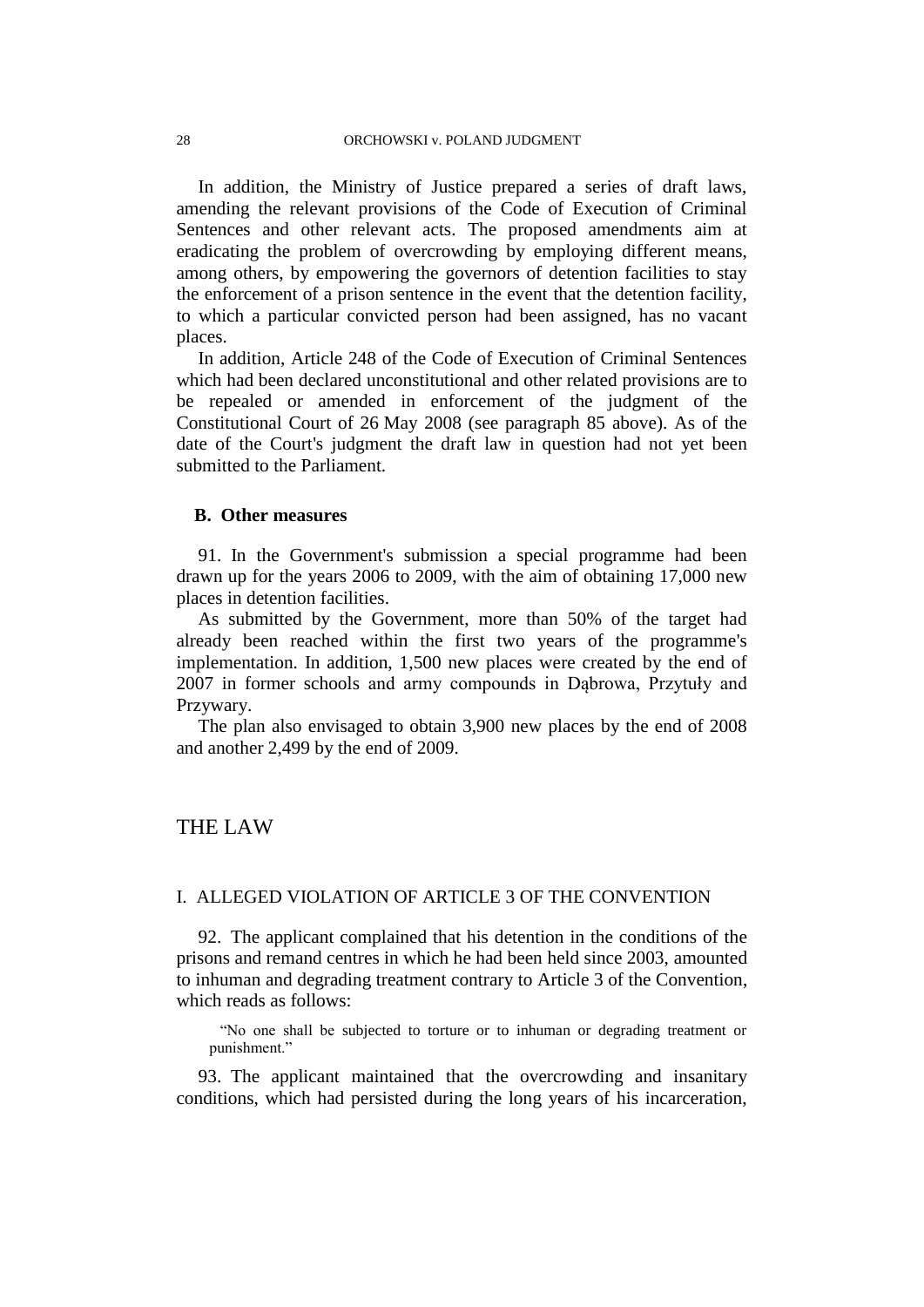In addition, the Ministry of Justice prepared a series of draft laws, amending the relevant provisions of the Code of Execution of Criminal Sentences and other relevant acts. The proposed amendments aim at eradicating the problem of overcrowding by employing different means, among others, by empowering the governors of detention facilities to stay the enforcement of a prison sentence in the event that the detention facility, to which a particular convicted person had been assigned, has no vacant places.

In addition, Article 248 of the Code of Execution of Criminal Sentences which had been declared unconstitutional and other related provisions are to be repealed or amended in enforcement of the judgment of the Constitutional Court of 26 May 2008 (see paragraph 85 above). As of the date of the Court's judgment the draft law in question had not yet been submitted to the Parliament.

### B. Other measures

91. In the Government's submission a special programme had been drawn up for the years 2006 to 2009, with the aim of obtaining 17,000 new places in detention facilities.

As submitted by the Government, more than 50% of the target had already been reached within the first two years of the programme's implementation. In addition, 1,500 new places were created by the end of 2007 in former schools and army compounds in Dąbrowa, Przytuły and Przywary.

The plan also envisaged to obtain 3,900 new places by the end of 2008 and another 2,499 by the end of 2009.

# THE LAW

## I. ALLEGED VIOLATION OF ARTICLE 3 OF THE CONVENTION

92. The applicant complained that his detention in the conditions of the prisons and remand centres in which he had been held since 2003, amounted to inhuman and degrading treatment contrary to Article 3 of the Convention, which reads as follows:

> "No one shall be subjected to torture or to inhuman or degrading treatment or punishment."

93. The applicant maintained that the overcrowding and insanitary conditions, which had persisted during the long years of his incarceration,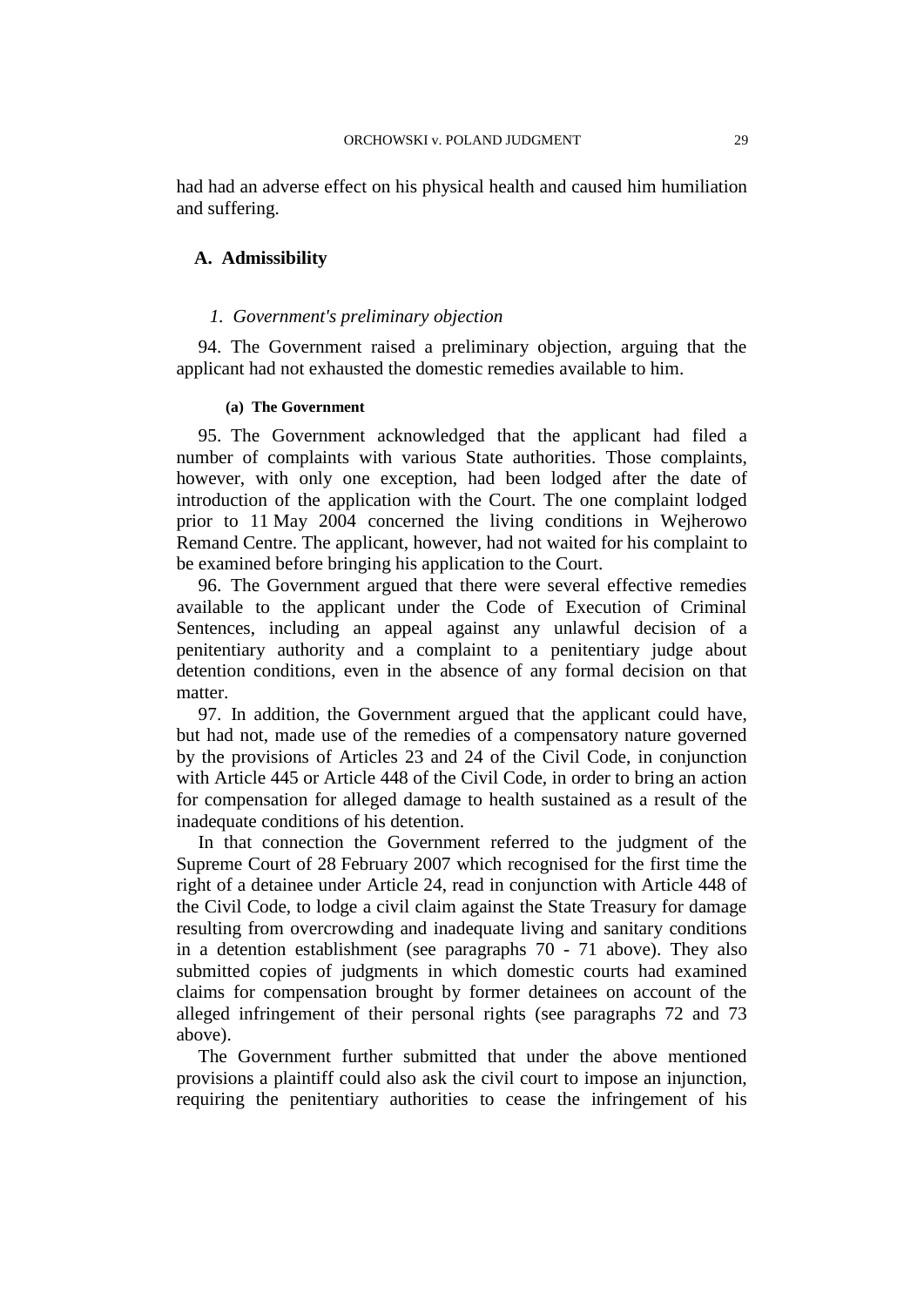had had an adverse effect on his physical health and caused him humiliation and suffering.

## A. Admissibility

### 1. *Government's preliminary objection*

94. The Government raised a preliminary objection, arguing that the applicant had not exhausted the domestic remedies available to him.

#### (a) The Government

95. The Government acknowledged that the applicant had filed a number of complaints with various State authorities. Those complaints, however, with only one exception, had been lodged after the date of introduction of the application with the Court. The one complaint lodged prior to 11 May 2004 concerned the living conditions in Wejherowo Remand Centre. The applicant, however, had not waited for his complaint to be examined before bringing his application to the Court.

96. The Government argued that there were several effective remedies available to the applicant under the Code of Execution of Criminal Sentences, including an appeal against any unlawful decision of a penitentiary authority and a complaint to a penitentiary judge about detention conditions, even in the absence of any formal decision on that matter.

97. In addition, the Government argued that the applicant could have, but had not, made use of the remedies of a compensatory nature governed by the provisions of Articles 23 and 24 of the Civil Code, in conjunction with Article 445 or Article 448 of the Civil Code, in order to bring an action for compensation for alleged damage to health sustained as a result of the inadequate conditions of his detention.

In that connection the Government referred to the judgment of the Supreme Court of 28 February 2007 which recognised for the first time the right of a detainee under Article 24, read in conjunction with Article 448 of the Civil Code, to lodge a civil claim against the State Treasury for damage resulting from overcrowding and inadequate living and sanitary conditions in a detention establishment (see paragraphs 70 - 71 above). They also submitted copies of judgments in which domestic courts had examined claims for compensation brought by former detainees on account of the alleged infringement of their personal rights (see paragraphs 72 and 73 above).

The Government further submitted that under the above mentioned provisions a plaintiff could also ask the civil court to impose an injunction, requiring the penitentiary authorities to cease the infringement of his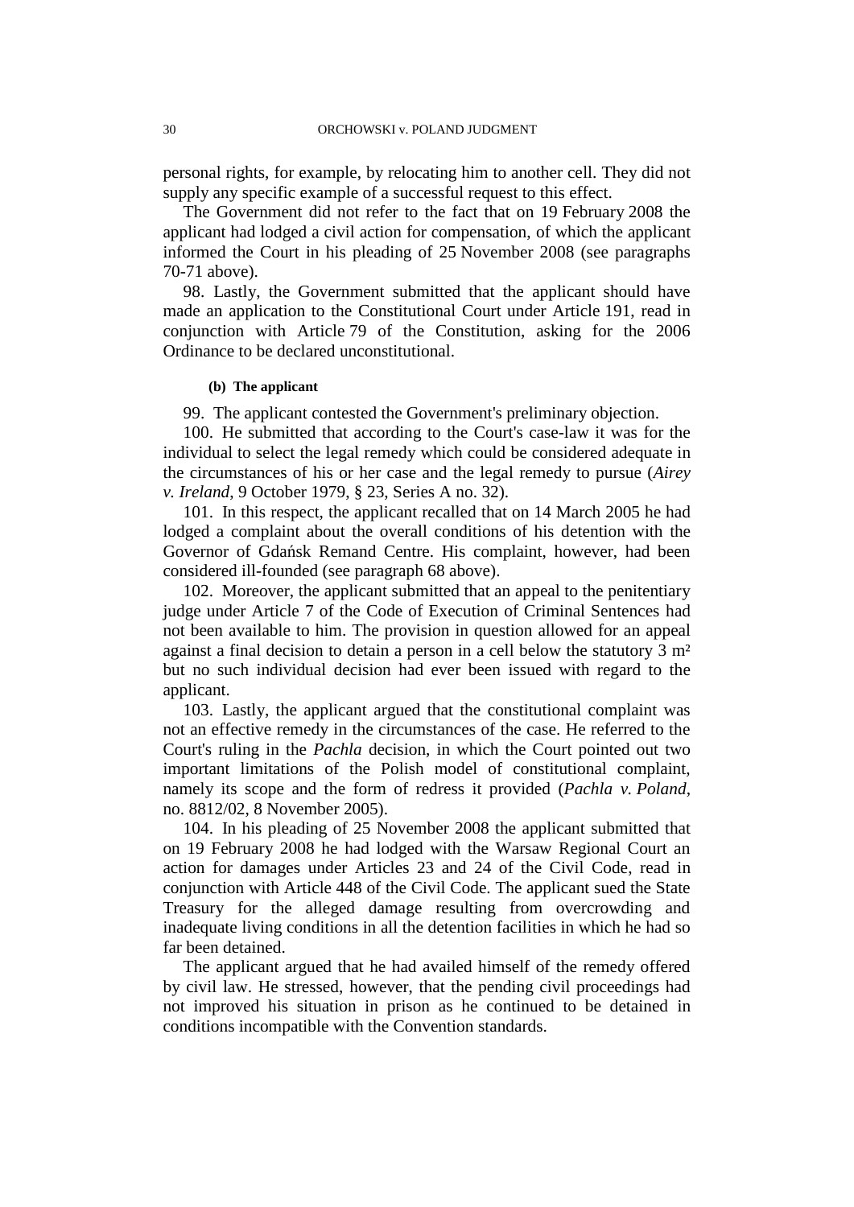personal rights, for example, by relocating him to another cell. They did not supply any specific example of a successful request to this effect.

The Government did not refer to the fact that on 19 February 2008 the applicant had lodged a civil action for compensation, of which the applicant informed the Court in his pleading of 25 November 2008 (see paragraphs 70-71 above).

98. Lastly, the Government submitted that the applicant should have made an application to the Constitutional Court under Article 191, read in conjunction with Article 79 of the Constitution, asking for the 2006 Ordinance to be declared unconstitutional.

##### (b) The applicant

99. The applicant contested the Government's preliminary objection.

100. He submitted that according to the Court's case-law it was for the individual to select the legal remedy which could be considered adequate in the circumstances of his or her case and the legal remedy to pursue (*Airey v. Ireland*, 9 October 1979, § 23, Series A no. 32).

101. In this respect, the applicant recalled that on 14 March 2005 he had lodged a complaint about the overall conditions of his detention with the Governor of Gdańsk Remand Centre. His complaint, however, had been considered ill-founded (see paragraph 68 above).

102. Moreover, the applicant submitted that an appeal to the penitentiary judge under Article 7 of the Code of Execution of Criminal Sentences had not been available to him. The provision in question allowed for an appeal against a final decision to detain a person in a cell below the statutory 3 m² but no such individual decision had ever been issued with regard to the applicant.

103. Lastly, the applicant argued that the constitutional complaint was not an effective remedy in the circumstances of the case. He referred to the Court's ruling in the *Pachla* decision, in which the Court pointed out two important limitations of the Polish model of constitutional complaint, namely its scope and the form of redress it provided (*Pachla v. Poland*, no. 8812/02, 8 November 2005).

104. In his pleading of 25 November 2008 the applicant submitted that on 19 February 2008 he had lodged with the Warsaw Regional Court an action for damages under Articles 23 and 24 of the Civil Code, read in conjunction with Article 448 of the Civil Code. The applicant sued the State Treasury for the alleged damage resulting from overcrowding and inadequate living conditions in all the detention facilities in which he had so far been detained.

The applicant argued that he had availed himself of the remedy offered by civil law. He stressed, however, that the pending civil proceedings had not improved his situation in prison as he continued to be detained in conditions incompatible with the Convention standards.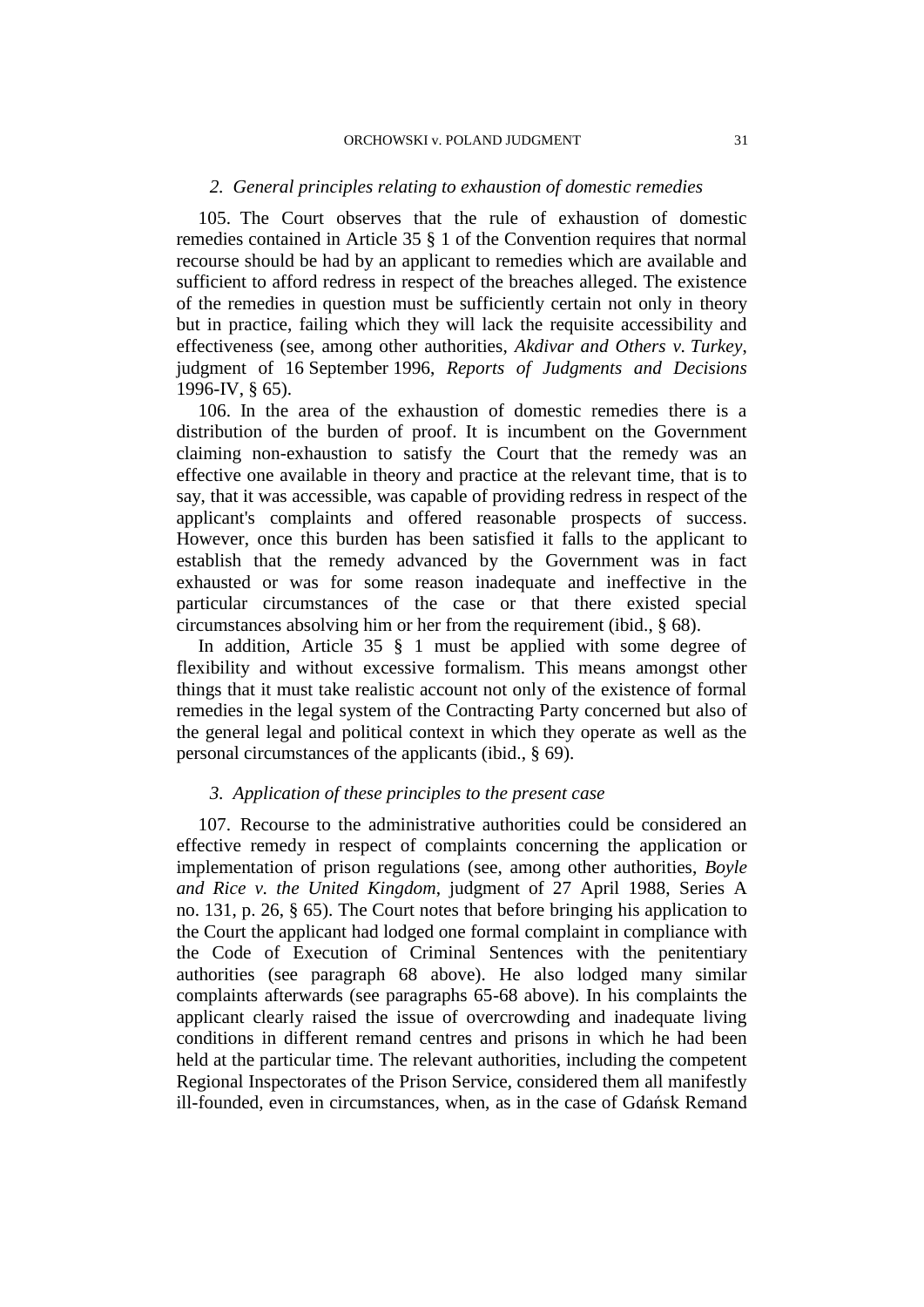### 2. General principles relating to exhaustion of domestic remedies

105. The Court observes that the rule of exhaustion of domestic remedies contained in Article 35 § 1 of the Convention requires that normal recourse should be had by an applicant to remedies which are available and sufficient to afford redress in respect of the breaches alleged. The existence of the remedies in question must be sufficiently certain not only in theory but in practice, failing which they will lack the requisite accessibility and effectiveness (see, among other authorities, *Akdivar and Others v. Turkey*, judgment of 16 September 1996, *Reports of Judgments and Decisions* 1996-IV, § 65).

106. In the area of the exhaustion of domestic remedies there is a distribution of the burden of proof. It is incumbent on the Government claiming non-exhaustion to satisfy the Court that the remedy was an effective one available in theory and practice at the relevant time, that is to say, that it was accessible, was capable of providing redress in respect of the applicant's complaints and offered reasonable prospects of success. However, once this burden has been satisfied it falls to the applicant to establish that the remedy advanced by the Government was in fact exhausted or was for some reason inadequate and ineffective in the particular circumstances of the case or that there existed special circumstances absolving him or her from the requirement (ibid., § 68).

In addition, Article 35 § 1 must be applied with some degree of flexibility and without excessive formalism. This means amongst other things that it must take realistic account not only of the existence of formal remedies in the legal system of the Contracting Party concerned but also of the general legal and political context in which they operate as well as the personal circumstances of the applicants (ibid., § 69).

### 3. Application of these principles to the present case

107. Recourse to the administrative authorities could be considered an effective remedy in respect of complaints concerning the application or implementation of prison regulations (see, among other authorities, *Boyle and Rice v. the United Kingdom*, judgment of 27 April 1988, Series A no. 131, p. 26, § 65). The Court notes that before bringing his application to the Court the applicant had lodged one formal complaint in compliance with the Code of Execution of Criminal Sentences with the penitentiary authorities (see paragraph 68 above). He also lodged many similar complaints afterwards (see paragraphs 65-68 above). In his complaints the applicant clearly raised the issue of overcrowding and inadequate living conditions in different remand centres and prisons in which he had been held at the particular time. The relevant authorities, including the competent Regional Inspectorates of the Prison Service, considered them all manifestly ill-founded, even in circumstances, when, as in the case of Gdańsk Remand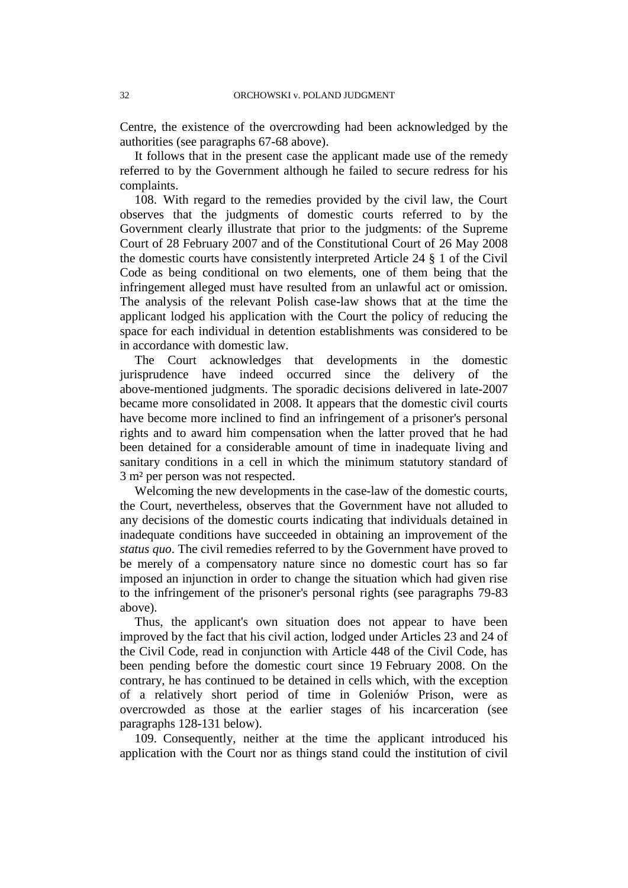Centre, the existence of the overcrowding had been acknowledged by the authorities (see paragraphs 67-68 above).

It follows that in the present case the applicant made use of the remedy referred to by the Government although he failed to secure redress for his complaints.

108. With regard to the remedies provided by the civil law, the Court observes that the judgments of domestic courts referred to by the Government clearly illustrate that prior to the judgments: of the Supreme Court of 28 February 2007 and of the Constitutional Court of 26 May 2008 the domestic courts have consistently interpreted Article 24 § 1 of the Civil Code as being conditional on two elements, one of them being that the infringement alleged must have resulted from an unlawful act or omission. The analysis of the relevant Polish case-law shows that at the time the applicant lodged his application with the Court the policy of reducing the space for each individual in detention establishments was considered to be in accordance with domestic law.

The Court acknowledges that developments in the domestic jurisprudence have indeed occurred since the delivery of the above-mentioned judgments. The sporadic decisions delivered in late-2007 became more consolidated in 2008. It appears that the domestic civil courts have become more inclined to find an infringement of a prisoner's personal rights and to award him compensation when the latter proved that he had been detained for a considerable amount of time in inadequate living and sanitary conditions in a cell in which the minimum statutory standard of 3 m² per person was not respected.

Welcoming the new developments in the case-law of the domestic courts, the Court, nevertheless, observes that the Government have not alluded to any decisions of the domestic courts indicating that individuals detained in inadequate conditions have succeeded in obtaining an improvement of the *status quo*. The civil remedies referred to by the Government have proved to be merely of a compensatory nature since no domestic court has so far imposed an injunction in order to change the situation which had given rise to the infringement of the prisoner's personal rights (see paragraphs 79-83 above).

Thus, the applicant's own situation does not appear to have been improved by the fact that his civil action, lodged under Articles 23 and 24 of the Civil Code, read in conjunction with Article 448 of the Civil Code, has been pending before the domestic court since 19 February 2008. On the contrary, he has continued to be detained in cells which, with the exception of a relatively short period of time in Goleniów Prison, were as overcrowded as those at the earlier stages of his incarceration (see paragraphs 128-131 below).

109. Consequently, neither at the time the applicant introduced his application with the Court nor as things stand could the institution of civil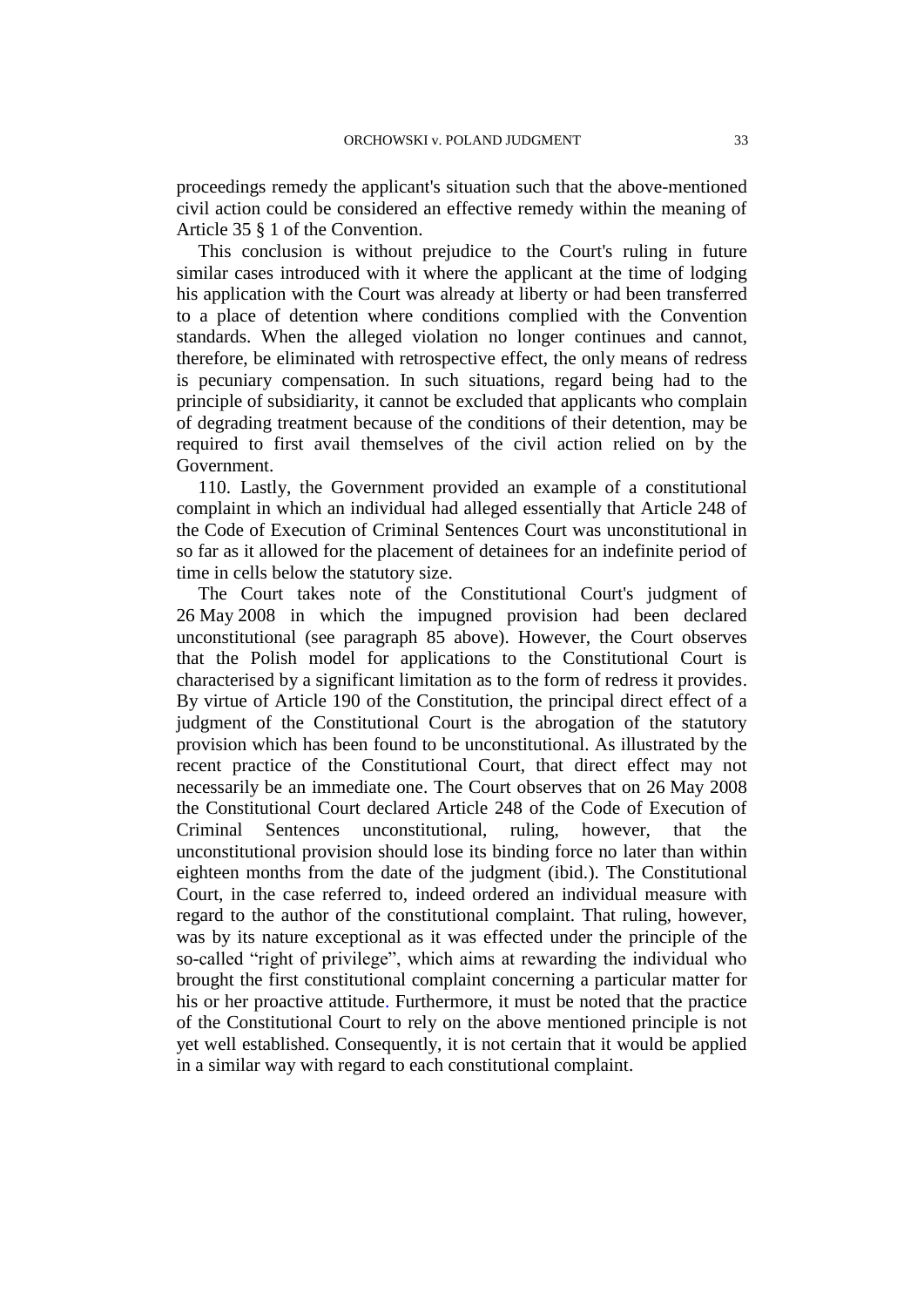proceedings remedy the applicant's situation such that the above-mentioned civil action could be considered an effective remedy within the meaning of Article 35 § 1 of the Convention.

This conclusion is without prejudice to the Court's ruling in future similar cases introduced with it where the applicant at the time of lodging his application with the Court was already at liberty or had been transferred to a place of detention where conditions complied with the Convention standards. When the alleged violation no longer continues and cannot, therefore, be eliminated with retrospective effect, the only means of redress is pecuniary compensation. In such situations, regard being had to the principle of subsidiarity, it cannot be excluded that applicants who complain of degrading treatment because of the conditions of their detention, may be required to first avail themselves of the civil action relied on by the Government.

110. Lastly, the Government provided an example of a constitutional complaint in which an individual had alleged essentially that Article 248 of the Code of Execution of Criminal Sentences Court was unconstitutional in so far as it allowed for the placement of detainees for an indefinite period of time in cells below the statutory size.

The Court takes note of the Constitutional Court's judgment of 26 May 2008 in which the impugned provision had been declared unconstitutional (see paragraph 85 above). However, the Court observes that the Polish model for applications to the Constitutional Court is characterised by a significant limitation as to the form of redress it provides. By virtue of Article 190 of the Constitution, the principal direct effect of a judgment of the Constitutional Court is the abrogation of the statutory provision which has been found to be unconstitutional. As illustrated by the recent practice of the Constitutional Court, that direct effect may not necessarily be an immediate one. The Court observes that on 26 May 2008 the Constitutional Court declared Article 248 of the Code of Execution of Criminal Sentences unconstitutional, ruling, however, that the unconstitutional provision should lose its binding force no later than within eighteen months from the date of the judgment (ibid.). The Constitutional Court, in the case referred to, indeed ordered an individual measure with regard to the author of the constitutional complaint. That ruling, however, was by its nature exceptional as it was effected under the principle of the so-called "right of privilege", which aims at rewarding the individual who brought the first constitutional complaint concerning a particular matter for his or her proactive attitude. Furthermore, it must be noted that the practice of the Constitutional Court to rely on the above mentioned principle is not yet well established. Consequently, it is not certain that it would be applied in a similar way with regard to each constitutional complaint.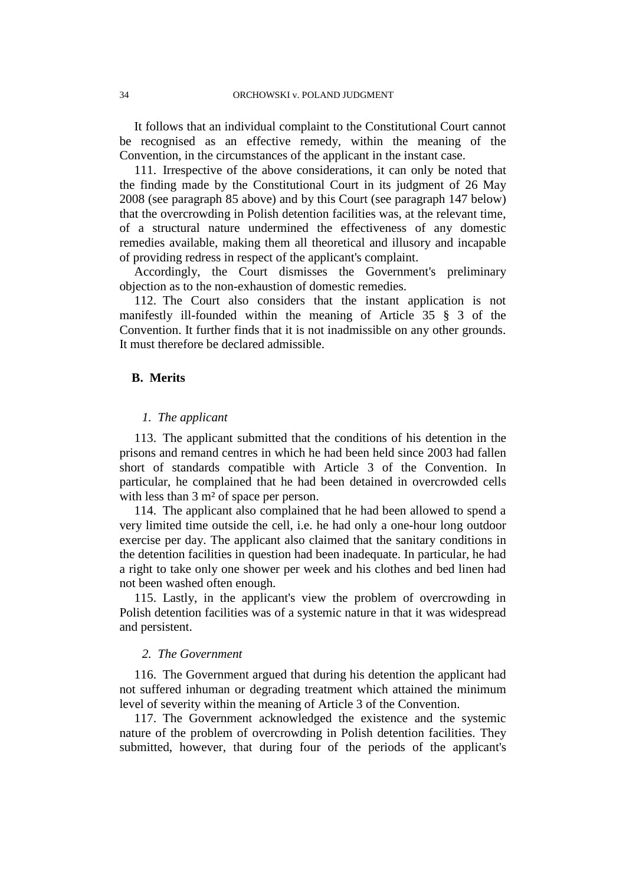It follows that an individual complaint to the Constitutional Court cannot be recognised as an effective remedy, within the meaning of the Convention, in the circumstances of the applicant in the instant case.

111. Irrespective of the above considerations, it can only be noted that the finding made by the Constitutional Court in its judgment of 26 May 2008 (see paragraph 85 above) and by this Court (see paragraph 147 below) that the overcrowding in Polish detention facilities was, at the relevant time, of a structural nature undermined the effectiveness of any domestic remedies available, making them all theoretical and illusory and incapable of providing redress in respect of the applicant's complaint.

Accordingly, the Court dismisses the Government's preliminary objection as to the non-exhaustion of domestic remedies.

112. The Court also considers that the instant application is not manifestly ill-founded within the meaning of Article 35 § 3 of the Convention. It further finds that it is not inadmissible on any other grounds. It must therefore be declared admissible.

## B. Merits

### *1. The applicant*

113. The applicant submitted that the conditions of his detention in the prisons and remand centres in which he had been held since 2003 had fallen short of standards compatible with Article 3 of the Convention. In particular, he complained that he had been detained in overcrowded cells with less than 3 m² of space per person.

114. The applicant also complained that he had been allowed to spend a very limited time outside the cell, i.e. he had only a one-hour long outdoor exercise per day. The applicant also claimed that the sanitary conditions in the detention facilities in question had been inadequate. In particular, he had a right to take only one shower per week and his clothes and bed linen had not been washed often enough.

115. Lastly, in the applicant's view the problem of overcrowding in Polish detention facilities was of a systemic nature in that it was widespread and persistent.

### *2. The Government*

116. The Government argued that during his detention the applicant had not suffered inhuman or degrading treatment which attained the minimum level of severity within the meaning of Article 3 of the Convention.

117. The Government acknowledged the existence and the systemic nature of the problem of overcrowding in Polish detention facilities. They submitted, however, that during four of the periods of the applicant's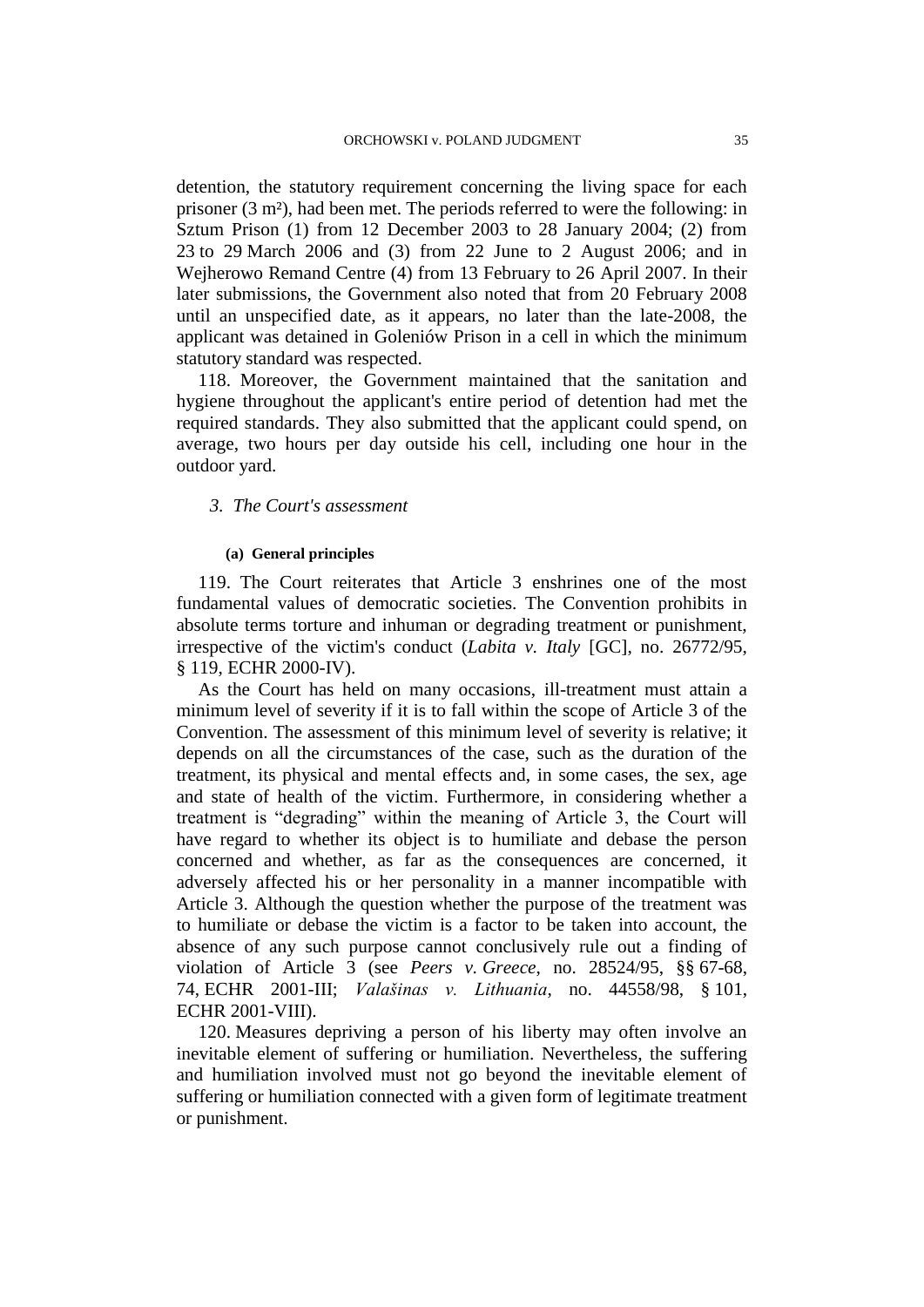detention, the statutory requirement concerning the living space for each prisoner (3 m²), had been met. The periods referred to were the following: in Sztum Prison (1) from 12 December 2003 to 28 January 2004; (2) from 23 to 29 March 2006 and (3) from 22 June to 2 August 2006; and in Wejherowo Remand Centre (4) from 13 February to 26 April 2007. In their later submissions, the Government also noted that from 20 February 2008 until an unspecified date, as it appears, no later than the late-2008, the applicant was detained in Goleniów Prison in a cell in which the minimum statutory standard was respected.

118. Moreover, the Government maintained that the sanitation and hygiene throughout the applicant's entire period of detention had met the required standards. They also submitted that the applicant could spend, on average, two hours per day outside his cell, including one hour in the outdoor yard.

### *3. The Court's assessment*

#### **(a) General principles**

119. The Court reiterates that Article 3 enshrines one of the most fundamental values of democratic societies. The Convention prohibits in absolute terms torture and inhuman or degrading treatment or punishment, irrespective of the victim's conduct (*Labita v. Italy* [GC], no. 26772/95, § 119, ECHR 2000-IV).

As the Court has held on many occasions, ill-treatment must attain a minimum level of severity if it is to fall within the scope of Article 3 of the Convention. The assessment of this minimum level of severity is relative; it depends on all the circumstances of the case, such as the duration of the treatment, its physical and mental effects and, in some cases, the sex, age and state of health of the victim. Furthermore, in considering whether a treatment is "degrading" within the meaning of Article 3, the Court will have regard to whether its object is to humiliate and debase the person concerned and whether, as far as the consequences are concerned, it adversely affected his or her personality in a manner incompatible with Article 3. Although the question whether the purpose of the treatment was to humiliate or debase the victim is a factor to be taken into account, the absence of any such purpose cannot conclusively rule out a finding of violation of Article 3 (see *Peers v. Greece*, no. 28524/95, §§ 67-68, 74, ECHR 2001-III; *Valašinas v. Lithuania*, no. 44558/98, § 101, ECHR 2001-VIII).

120. Measures depriving a person of his liberty may often involve an inevitable element of suffering or humiliation. Nevertheless, the suffering and humiliation involved must not go beyond the inevitable element of suffering or humiliation connected with a given form of legitimate treatment or punishment.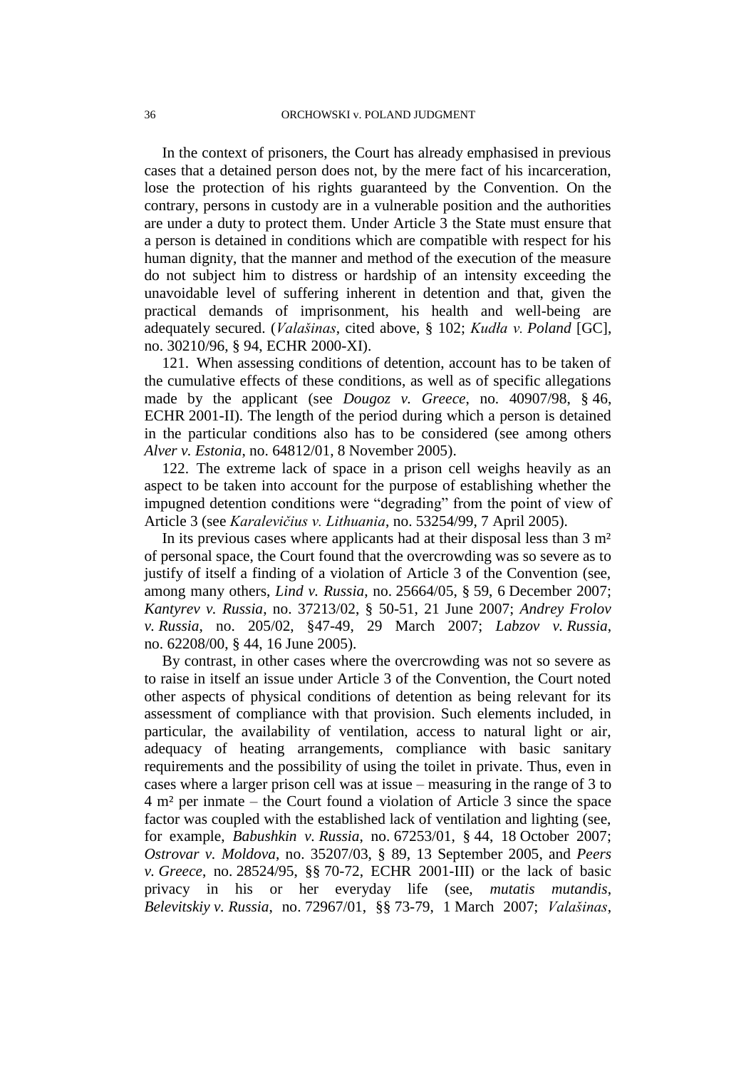In the context of prisoners, the Court has already emphasised in previous cases that a detained person does not, by the mere fact of his incarceration, lose the protection of his rights guaranteed by the Convention. On the contrary, persons in custody are in a vulnerable position and the authorities are under a duty to protect them. Under Article 3 the State must ensure that a person is detained in conditions which are compatible with respect for his human dignity, that the manner and method of the execution of the measure do not subject him to distress or hardship of an intensity exceeding the unavoidable level of suffering inherent in detention and that, given the practical demands of imprisonment, his health and well-being are adequately secured. (*Valašinas*, cited above, § 102; *Kudła v. Poland* [GC], no. 30210/96, § 94, ECHR 2000-XI).

121. When assessing conditions of detention, account has to be taken of the cumulative effects of these conditions, as well as of specific allegations made by the applicant (see *Dougoz v. Greece*, no. 40907/98, § 46, ECHR 2001-II). The length of the period during which a person is detained in the particular conditions also has to be considered (see among others *Alver v. Estonia*, no. 64812/01, 8 November 2005).

122. The extreme lack of space in a prison cell weighs heavily as an aspect to be taken into account for the purpose of establishing whether the impugned detention conditions were "degrading" from the point of view of Article 3 (see *Karalevičius v. Lithuania*, no. 53254/99, 7 April 2005).

In its previous cases where applicants had at their disposal less than 3 m² of personal space, the Court found that the overcrowding was so severe as to justify of itself a finding of a violation of Article 3 of the Convention (see, among many others, *Lind v. Russia*, no. 25664/05, § 59, 6 December 2007; *Kantyrev v. Russia*, no. 37213/02, § 50-51, 21 June 2007; *Andrey Frolov v. Russia*, no. 205/02, §47-49, 29 March 2007; *Labzov v. Russia*, no. 62208/00, § 44, 16 June 2005).

By contrast, in other cases where the overcrowding was not so severe as to raise in itself an issue under Article 3 of the Convention, the Court noted other aspects of physical conditions of detention as being relevant for its assessment of compliance with that provision. Such elements included, in particular, the availability of ventilation, access to natural light or air, adequacy of heating arrangements, compliance with basic sanitary requirements and the possibility of using the toilet in private. Thus, even in cases where a larger prison cell was at issue – measuring in the range of 3 to 4 m² per inmate – the Court found a violation of Article 3 since the space factor was coupled with the established lack of ventilation and lighting (see, for example, *Babushkin v. Russia*, no. 67253/01, § 44, 18 October 2007; *Ostrovar v. Moldova*, no. 35207/03, § 89, 13 September 2005, and *Peers v. Greece*, no. 28524/95, §§ 70-72, ECHR 2001-III) or the lack of basic privacy in his or her everyday life (see, *mutatis mutandis*, *Belevitskiy v. Russia*, no. 72967/01, §§ 73-79, 1 March 2007; *Valašinas*,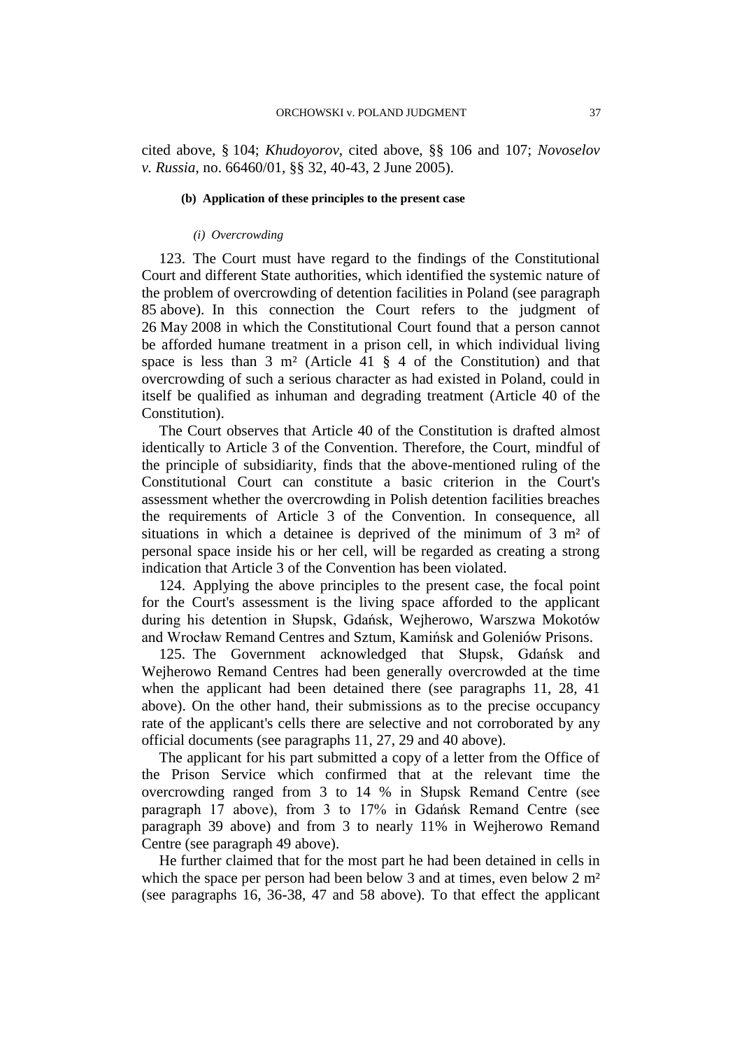cited above, § 104; *Khudoyorov*, cited above, §§ 106 and 107; *Novoselov v. Russia*, no. 66460/01, §§ 32, 40-43, 2 June 2005).

#### (b) Application of these principles to the present case

##### *(i) Overcrowding*

123. The Court must have regard to the findings of the Constitutional Court and different State authorities, which identified the systemic nature of the problem of overcrowding of detention facilities in Poland (see paragraph 85 above). In this connection the Court refers to the judgment of 26 May 2008 in which the Constitutional Court found that a person cannot be afforded humane treatment in a prison cell, in which individual living space is less than 3 m² (Article 41 § 4 of the Constitution) and that overcrowding of such a serious character as had existed in Poland, could in itself be qualified as inhuman and degrading treatment (Article 40 of the Constitution).

The Court observes that Article 40 of the Constitution is drafted almost identically to Article 3 of the Convention. Therefore, the Court, mindful of the principle of subsidiarity, finds that the above-mentioned ruling of the Constitutional Court can constitute a basic criterion in the Court's assessment whether the overcrowding in Polish detention facilities breaches the requirements of Article 3 of the Convention. In consequence, all situations in which a detainee is deprived of the minimum of 3 m² of personal space inside his or her cell, will be regarded as creating a strong indication that Article 3 of the Convention has been violated.

124. Applying the above principles to the present case, the focal point for the Court's assessment is the living space afforded to the applicant during his detention in Słupsk, Gdańsk, Wejherowo, Warszwa Mokotów and Wrocław Remand Centres and Sztum, Kamińsk and Goleniów Prisons.

125. The Government acknowledged that Słupsk, Gdańsk and Wejherowo Remand Centres had been generally overcrowded at the time when the applicant had been detained there (see paragraphs 11, 28, 41 above). On the other hand, their submissions as to the precise occupancy rate of the applicant's cells there are selective and not corroborated by any official documents (see paragraphs 11, 27, 29 and 40 above).

The applicant for his part submitted a copy of a letter from the Office of the Prison Service which confirmed that at the relevant time the overcrowding ranged from 3 to 14 % in Słupsk Remand Centre (see paragraph 17 above), from 3 to 17% in Gdańsk Remand Centre (see paragraph 39 above) and from 3 to nearly 11% in Wejherowo Remand Centre (see paragraph 49 above).

He further claimed that for the most part he had been detained in cells in which the space per person had been below 3 and at times, even below 2 m² (see paragraphs 16, 36-38, 47 and 58 above). To that effect the applicant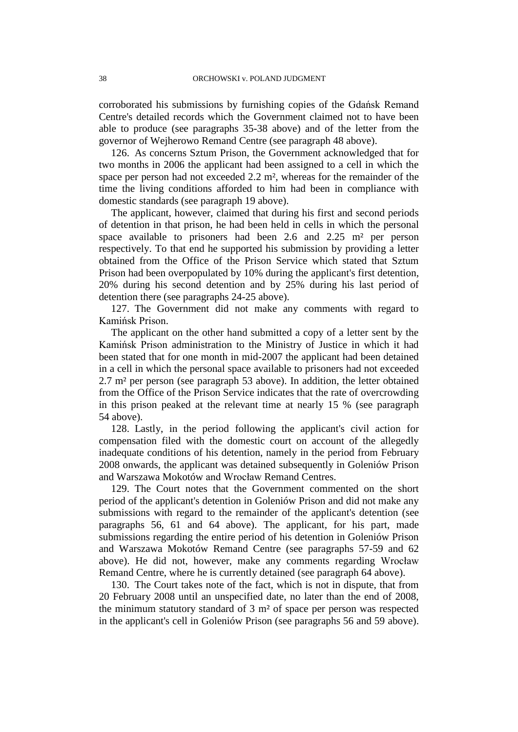corroborated his submissions by furnishing copies of the Gdańsk Remand Centre's detailed records which the Government claimed not to have been able to produce (see paragraphs 35-38 above) and of the letter from the governor of Wejherowo Remand Centre (see paragraph 48 above).

126. As concerns Sztum Prison, the Government acknowledged that for two months in 2006 the applicant had been assigned to a cell in which the space per person had not exceeded 2.2 m², whereas for the remainder of the time the living conditions afforded to him had been in compliance with domestic standards (see paragraph 19 above).

The applicant, however, claimed that during his first and second periods of detention in that prison, he had been held in cells in which the personal space available to prisoners had been 2.6 and 2.25 m² per person respectively. To that end he supported his submission by providing a letter obtained from the Office of the Prison Service which stated that Sztum Prison had been overpopulated by 10% during the applicant's first detention, 20% during his second detention and by 25% during his last period of detention there (see paragraphs 24-25 above).

127. The Government did not make any comments with regard to Kamińsk Prison.

The applicant on the other hand submitted a copy of a letter sent by the Kamińsk Prison administration to the Ministry of Justice in which it had been stated that for one month in mid-2007 the applicant had been detained in a cell in which the personal space available to prisoners had not exceeded 2.7 m² per person (see paragraph 53 above). In addition, the letter obtained from the Office of the Prison Service indicates that the rate of overcrowding in this prison peaked at the relevant time at nearly 15 % (see paragraph 54 above).

128. Lastly, in the period following the applicant's civil action for compensation filed with the domestic court on account of the allegedly inadequate conditions of his detention, namely in the period from February 2008 onwards, the applicant was detained subsequently in Goleniów Prison and Warszawa Mokotów and Wrocław Remand Centres.

129. The Court notes that the Government commented on the short period of the applicant's detention in Goleniów Prison and did not make any submissions with regard to the remainder of the applicant's detention (see paragraphs 56, 61 and 64 above). The applicant, for his part, made submissions regarding the entire period of his detention in Goleniów Prison and Warszawa Mokotów Remand Centre (see paragraphs 57-59 and 62 above). He did not, however, make any comments regarding Wrocław Remand Centre, where he is currently detained (see paragraph 64 above).

130. The Court takes note of the fact, which is not in dispute, that from 20 February 2008 until an unspecified date, no later than the end of 2008, the minimum statutory standard of 3 m² of space per person was respected in the applicant's cell in Goleniów Prison (see paragraphs 56 and 59 above).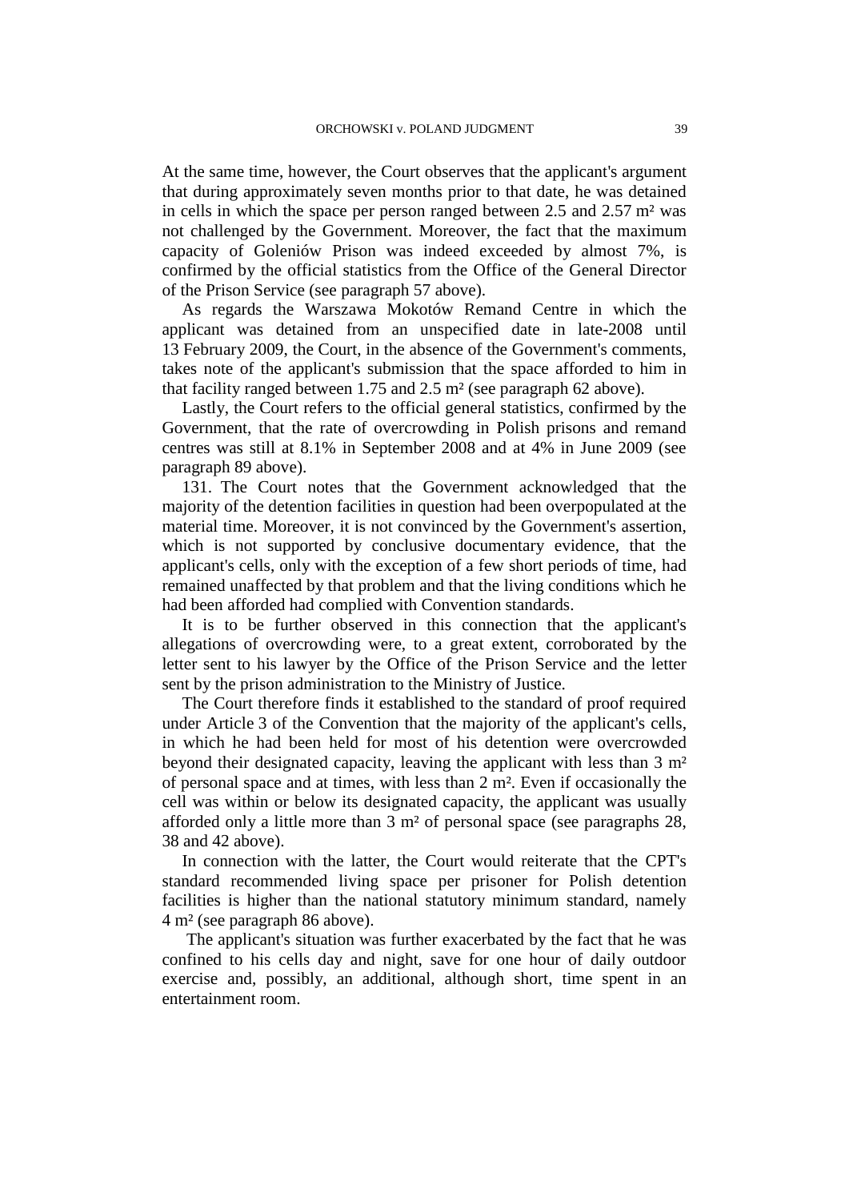At the same time, however, the Court observes that the applicant's argument that during approximately seven months prior to that date, he was detained in cells in which the space per person ranged between 2.5 and 2.57 m² was not challenged by the Government. Moreover, the fact that the maximum capacity of Goleniów Prison was indeed exceeded by almost 7%, is confirmed by the official statistics from the Office of the General Director of the Prison Service (see paragraph 57 above).

As regards the Warszawa Mokotów Remand Centre in which the applicant was detained from an unspecified date in late-2008 until 13 February 2009, the Court, in the absence of the Government's comments, takes note of the applicant's submission that the space afforded to him in that facility ranged between 1.75 and 2.5 m² (see paragraph 62 above).

Lastly, the Court refers to the official general statistics, confirmed by the Government, that the rate of overcrowding in Polish prisons and remand centres was still at 8.1% in September 2008 and at 4% in June 2009 (see paragraph 89 above).

131. The Court notes that the Government acknowledged that the majority of the detention facilities in question had been overpopulated at the material time. Moreover, it is not convinced by the Government's assertion, which is not supported by conclusive documentary evidence, that the applicant's cells, only with the exception of a few short periods of time, had remained unaffected by that problem and that the living conditions which he had been afforded had complied with Convention standards.

It is to be further observed in this connection that the applicant's allegations of overcrowding were, to a great extent, corroborated by the letter sent to his lawyer by the Office of the Prison Service and the letter sent by the prison administration to the Ministry of Justice.

The Court therefore finds it established to the standard of proof required under Article 3 of the Convention that the majority of the applicant's cells, in which he had been held for most of his detention were overcrowded beyond their designated capacity, leaving the applicant with less than 3 m² of personal space and at times, with less than 2 m². Even if occasionally the cell was within or below its designated capacity, the applicant was usually afforded only a little more than 3 m² of personal space (see paragraphs 28, 38 and 42 above).

In connection with the latter, the Court would reiterate that the CPT's standard recommended living space per prisoner for Polish detention facilities is higher than the national statutory minimum standard, namely 4 m² (see paragraph 86 above).

The applicant's situation was further exacerbated by the fact that he was confined to his cells day and night, save for one hour of daily outdoor exercise and, possibly, an additional, although short, time spent in an entertainment room.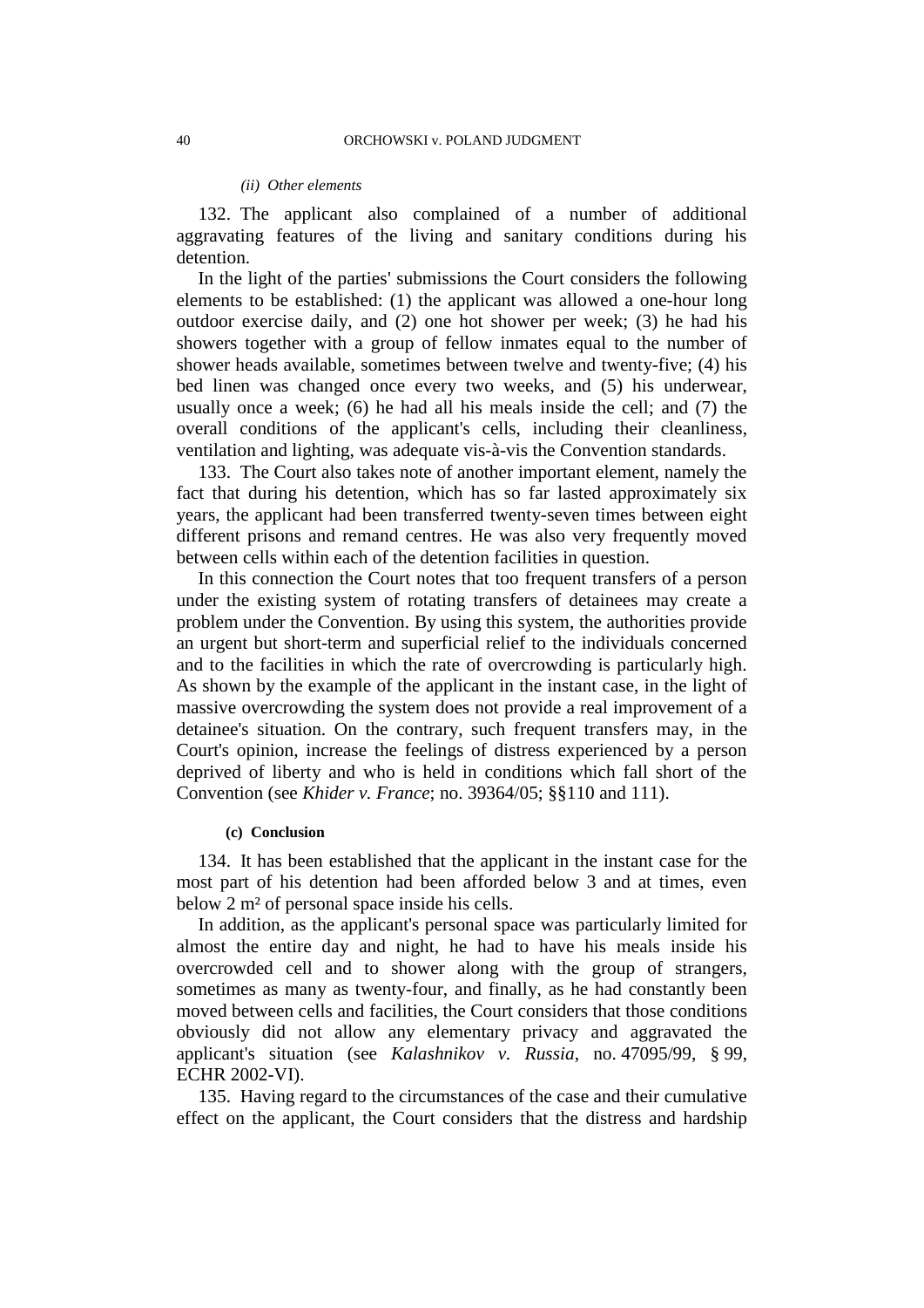*(ii) Other elements*

132. The applicant also complained of a number of additional aggravating features of the living and sanitary conditions during his detention.

In the light of the parties' submissions the Court considers the following elements to be established: (1) the applicant was allowed a one-hour long outdoor exercise daily, and (2) one hot shower per week; (3) he had his showers together with a group of fellow inmates equal to the number of shower heads available, sometimes between twelve and twenty-five; (4) his bed linen was changed once every two weeks, and (5) his underwear, usually once a week; (6) he had all his meals inside the cell; and (7) the overall conditions of the applicant's cells, including their cleanliness, ventilation and lighting, was adequate vis-à-vis the Convention standards.

133. The Court also takes note of another important element, namely the fact that during his detention, which has so far lasted approximately six years, the applicant had been transferred twenty-seven times between eight different prisons and remand centres. He was also very frequently moved between cells within each of the detention facilities in question.

In this connection the Court notes that too frequent transfers of a person under the existing system of rotating transfers of detainees may create a problem under the Convention. By using this system, the authorities provide an urgent but short-term and superficial relief to the individuals concerned and to the facilities in which the rate of overcrowding is particularly high. As shown by the example of the applicant in the instant case, in the light of massive overcrowding the system does not provide a real improvement of a detainee's situation. On the contrary, such frequent transfers may, in the Court's opinion, increase the feelings of distress experienced by a person deprived of liberty and who is held in conditions which fall short of the Convention (see *Khider v. France*; no. 39364/05; §§110 and 111).

**(c) Conclusion**

134. It has been established that the applicant in the instant case for the most part of his detention had been afforded below 3 and at times, even below 2 m² of personal space inside his cells.

In addition, as the applicant's personal space was particularly limited for almost the entire day and night, he had to have his meals inside his overcrowded cell and to shower along with the group of strangers, sometimes as many as twenty-four, and finally, as he had constantly been moved between cells and facilities, the Court considers that those conditions obviously did not allow any elementary privacy and aggravated the applicant's situation (see *Kalashnikov v. Russia*, no. 47095/99, § 99, ECHR 2002-VI).

135. Having regard to the circumstances of the case and their cumulative effect on the applicant, the Court considers that the distress and hardship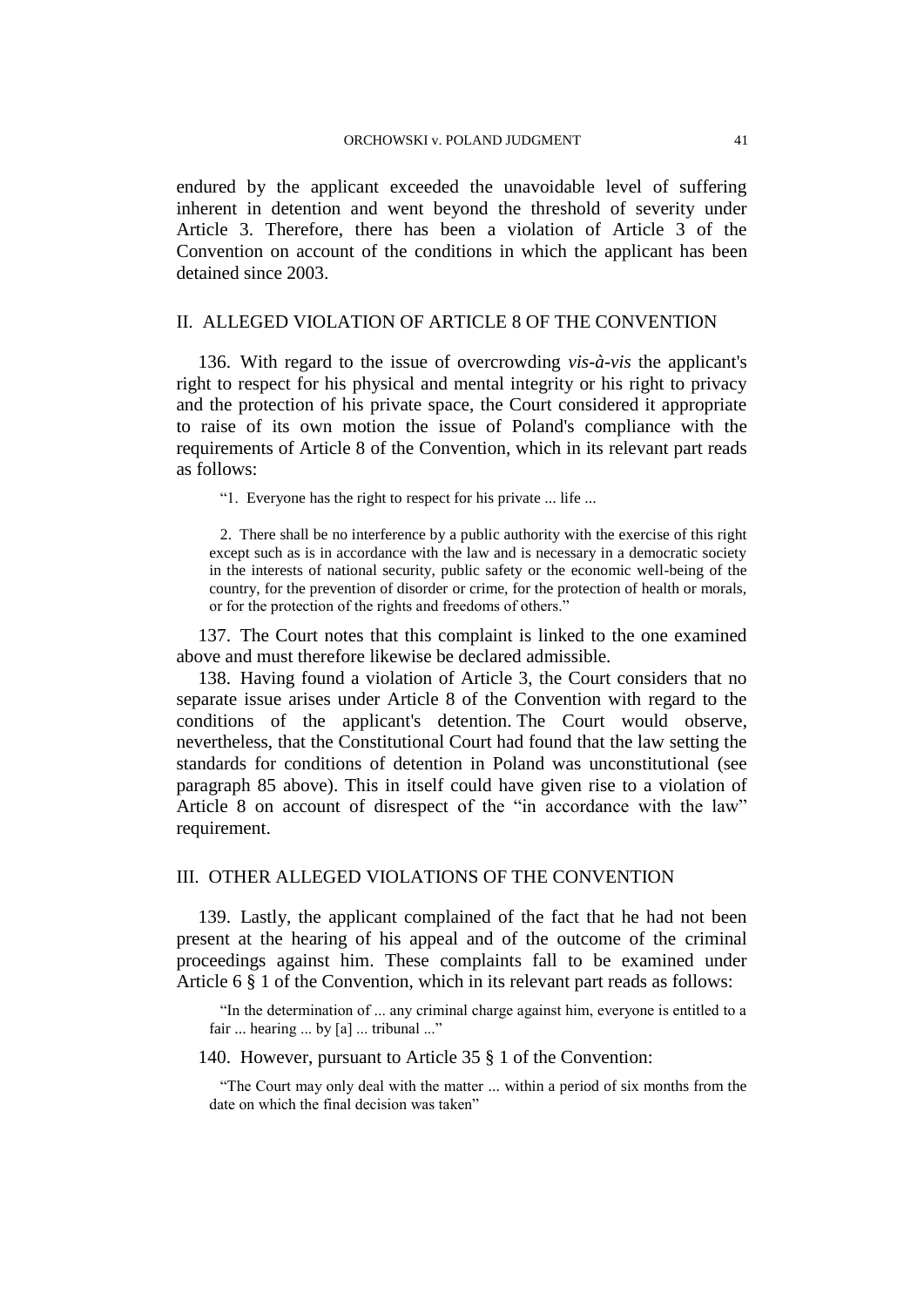endured by the applicant exceeded the unavoidable level of suffering inherent in detention and went beyond the threshold of severity under Article 3. Therefore, there has been a violation of Article 3 of the Convention on account of the conditions in which the applicant has been detained since 2003.

## II. ALLEGED VIOLATION OF ARTICLE 8 OF THE CONVENTION

136. With regard to the issue of overcrowding *vis-à-vis* the applicant's right to respect for his physical and mental integrity or his right to privacy and the protection of his private space, the Court considered it appropriate to raise of its own motion the issue of Poland's compliance with the requirements of Article 8 of the Convention, which in its relevant part reads as follows:

> "1. Everyone has the right to respect for his private ... life ...
>
> 2. There shall be no interference by a public authority with the exercise of this right except such as is in accordance with the law and is necessary in a democratic society in the interests of national security, public safety or the economic well-being of the country, for the prevention of disorder or crime, for the protection of health or morals, or for the protection of the rights and freedoms of others."

137. The Court notes that this complaint is linked to the one examined above and must therefore likewise be declared admissible.

138. Having found a violation of Article 3, the Court considers that no separate issue arises under Article 8 of the Convention with regard to the conditions of the applicant's detention. The Court would observe, nevertheless, that the Constitutional Court had found that the law setting the standards for conditions of detention in Poland was unconstitutional (see paragraph 85 above). This in itself could have given rise to a violation of Article 8 on account of disrespect of the "in accordance with the law" requirement.

## III. OTHER ALLEGED VIOLATIONS OF THE CONVENTION

139. Lastly, the applicant complained of the fact that he had not been present at the hearing of his appeal and of the outcome of the criminal proceedings against him. These complaints fall to be examined under Article 6 § 1 of the Convention, which in its relevant part reads as follows:

> "In the determination of ... any criminal charge against him, everyone is entitled to a fair ... hearing ... by [a] ... tribunal ..."

140. However, pursuant to Article 35 § 1 of the Convention:

> "The Court may only deal with the matter ... within a period of six months from the date on which the final decision was taken"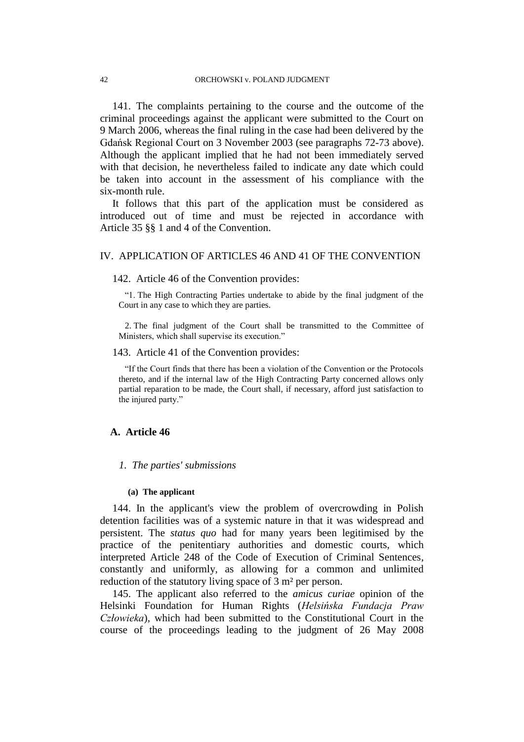141. The complaints pertaining to the course and the outcome of the criminal proceedings against the applicant were submitted to the Court on 9 March 2006, whereas the final ruling in the case had been delivered by the Gdańsk Regional Court on 3 November 2003 (see paragraphs 72-73 above). Although the applicant implied that he had not been immediately served with that decision, he nevertheless failed to indicate any date which could be taken into account in the assessment of his compliance with the six-month rule.

It follows that this part of the application must be considered as introduced out of time and must be rejected in accordance with Article 35 §§ 1 and 4 of the Convention.

## IV. APPLICATION OF ARTICLES 46 AND 41 OF THE CONVENTION

142. Article 46 of the Convention provides:

> "1. The High Contracting Parties undertake to abide by the final judgment of the Court in any case to which they are parties.
>
> 2. The final judgment of the Court shall be transmitted to the Committee of Ministers, which shall supervise its execution."

143. Article 41 of the Convention provides:

> "If the Court finds that there has been a violation of the Convention or the Protocols thereto, and if the internal law of the High Contracting Party concerned allows only partial reparation to be made, the Court shall, if necessary, afford just satisfaction to the injured party."

### A. Article 46

#### *1. The parties' submissions*

##### (a) The applicant

144. In the applicant's view the problem of overcrowding in Polish detention facilities was of a systemic nature in that it was widespread and persistent. The *status quo* had for many years been legitimised by the practice of the penitentiary authorities and domestic courts, which interpreted Article 248 of the Code of Execution of Criminal Sentences, constantly and uniformly, as allowing for a common and unlimited reduction of the statutory living space of 3 m² per person.

145. The applicant also referred to the *amicus curiae* opinion of the Helsinki Foundation for Human Rights (*Helsińska Fundacja Praw Człowieka*), which had been submitted to the Constitutional Court in the course of the proceedings leading to the judgment of 26 May 2008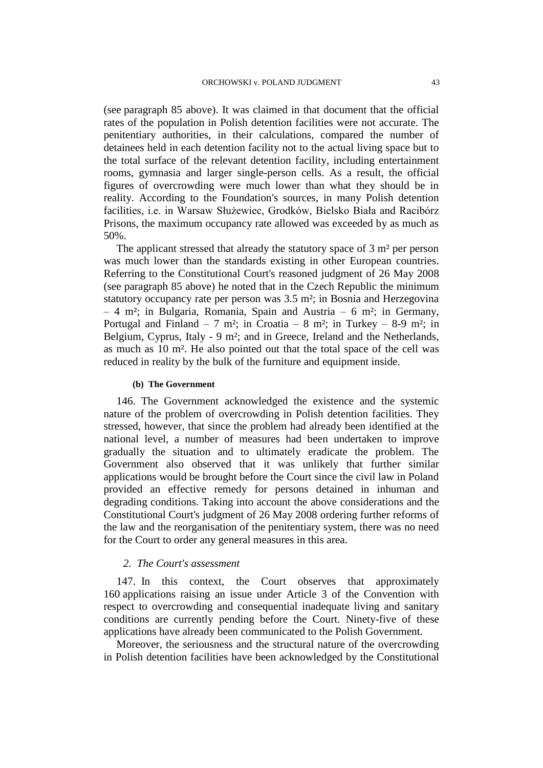(see paragraph 85 above). It was claimed in that document that the official rates of the population in Polish detention facilities were not accurate. The penitentiary authorities, in their calculations, compared the number of detainees held in each detention facility not to the actual living space but to the total surface of the relevant detention facility, including entertainment rooms, gymnasia and larger single-person cells. As a result, the official figures of overcrowding were much lower than what they should be in reality. According to the Foundation's sources, in many Polish detention facilities, i.e. in Warsaw Służewiec, Grodków, Bielsko Biała and Racibórz Prisons, the maximum occupancy rate allowed was exceeded by as much as 50%.

The applicant stressed that already the statutory space of 3 m² per person was much lower than the standards existing in other European countries. Referring to the Constitutional Court's reasoned judgment of 26 May 2008 (see paragraph 85 above) he noted that in the Czech Republic the minimum statutory occupancy rate per person was 3.5 m²; in Bosnia and Herzegovina – 4 m²; in Bulgaria, Romania, Spain and Austria – 6 m²; in Germany, Portugal and Finland – 7 m²; in Croatia – 8 m²; in Turkey – 8-9 m²; in Belgium, Cyprus, Italy - 9 m²; and in Greece, Ireland and the Netherlands, as much as 10 m². He also pointed out that the total space of the cell was reduced in reality by the bulk of the furniture and equipment inside.

#### (b) The Government

146. The Government acknowledged the existence and the systemic nature of the problem of overcrowding in Polish detention facilities. They stressed, however, that since the problem had already been identified at the national level, a number of measures had been undertaken to improve gradually the situation and to ultimately eradicate the problem. The Government also observed that it was unlikely that further similar applications would be brought before the Court since the civil law in Poland provided an effective remedy for persons detained in inhuman and degrading conditions. Taking into account the above considerations and the Constitutional Court's judgment of 26 May 2008 ordering further reforms of the law and the reorganisation of the penitentiary system, there was no need for the Court to order any general measures in this area.

### *2. The Court's assessment*

147. In this context, the Court observes that approximately 160 applications raising an issue under Article 3 of the Convention with respect to overcrowding and consequential inadequate living and sanitary conditions are currently pending before the Court. Ninety-five of these applications have already been communicated to the Polish Government.

Moreover, the seriousness and the structural nature of the overcrowding in Polish detention facilities have been acknowledged by the Constitutional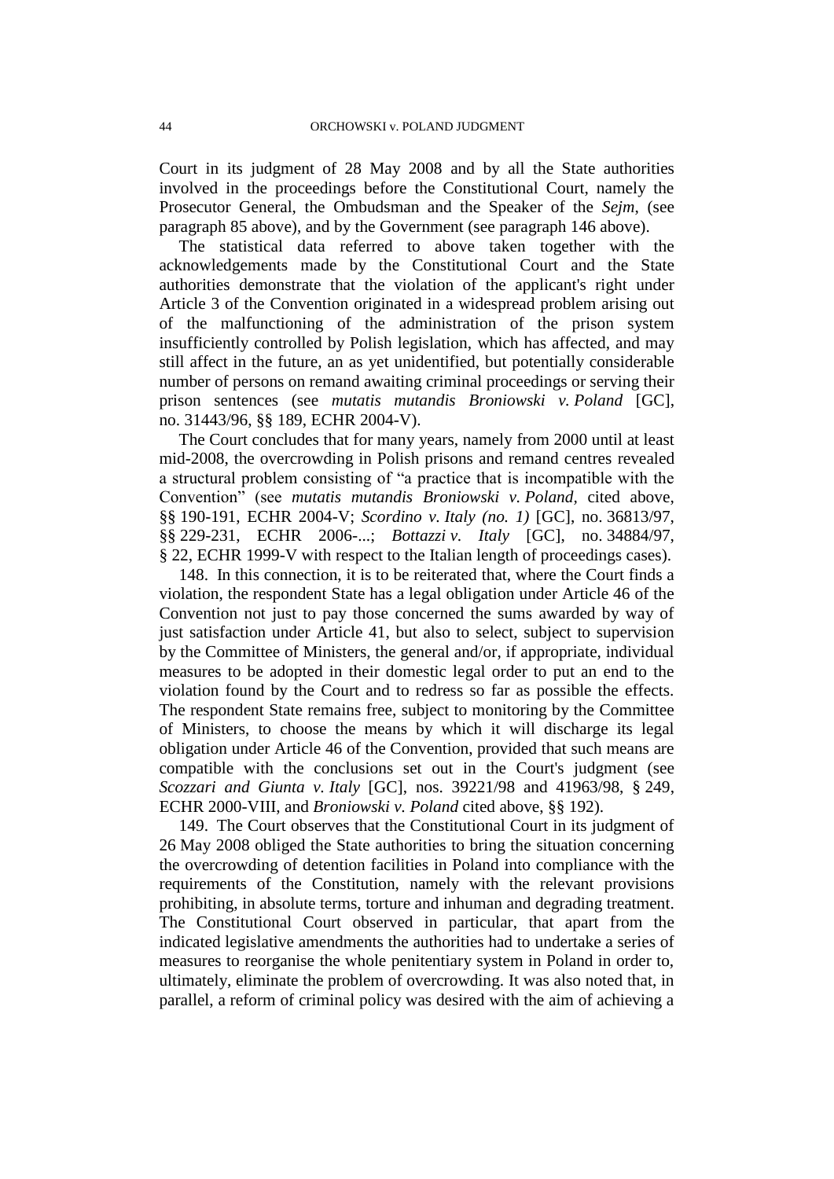Court in its judgment of 28 May 2008 and by all the State authorities involved in the proceedings before the Constitutional Court, namely the Prosecutor General, the Ombudsman and the Speaker of the *Sejm*, (see paragraph 85 above), and by the Government (see paragraph 146 above).

The statistical data referred to above taken together with the acknowledgements made by the Constitutional Court and the State authorities demonstrate that the violation of the applicant's right under Article 3 of the Convention originated in a widespread problem arising out of the malfunctioning of the administration of the prison system insufficiently controlled by Polish legislation, which has affected, and may still affect in the future, an as yet unidentified, but potentially considerable number of persons on remand awaiting criminal proceedings or serving their prison sentences (see *mutatis mutandis Broniowski v. Poland* [GC], no. 31443/96, §§ 189, ECHR 2004-V).

The Court concludes that for many years, namely from 2000 until at least mid-2008, the overcrowding in Polish prisons and remand centres revealed a structural problem consisting of "a practice that is incompatible with the Convention" (see *mutatis mutandis Broniowski v. Poland*, cited above, §§ 190-191, ECHR 2004-V; *Scordino v. Italy (no. 1)* [GC], no. 36813/97, §§ 229-231, ECHR 2006-...; *Bottazzi v. Italy* [GC], no. 34884/97, § 22, ECHR 1999-V with respect to the Italian length of proceedings cases).

148. In this connection, it is to be reiterated that, where the Court finds a violation, the respondent State has a legal obligation under Article 46 of the Convention not just to pay those concerned the sums awarded by way of just satisfaction under Article 41, but also to select, subject to supervision by the Committee of Ministers, the general and/or, if appropriate, individual measures to be adopted in their domestic legal order to put an end to the violation found by the Court and to redress so far as possible the effects. The respondent State remains free, subject to monitoring by the Committee of Ministers, to choose the means by which it will discharge its legal obligation under Article 46 of the Convention, provided that such means are compatible with the conclusions set out in the Court's judgment (see *Scozzari and Giunta v. Italy* [GC], nos. 39221/98 and 41963/98, § 249, ECHR 2000-VIII, and *Broniowski v. Poland* cited above, §§ 192).

149. The Court observes that the Constitutional Court in its judgment of 26 May 2008 obliged the State authorities to bring the situation concerning the overcrowding of detention facilities in Poland into compliance with the requirements of the Constitution, namely with the relevant provisions prohibiting, in absolute terms, torture and inhuman and degrading treatment. The Constitutional Court observed in particular, that apart from the indicated legislative amendments the authorities had to undertake a series of measures to reorganise the whole penitentiary system in Poland in order to, ultimately, eliminate the problem of overcrowding. It was also noted that, in parallel, a reform of criminal policy was desired with the aim of achieving a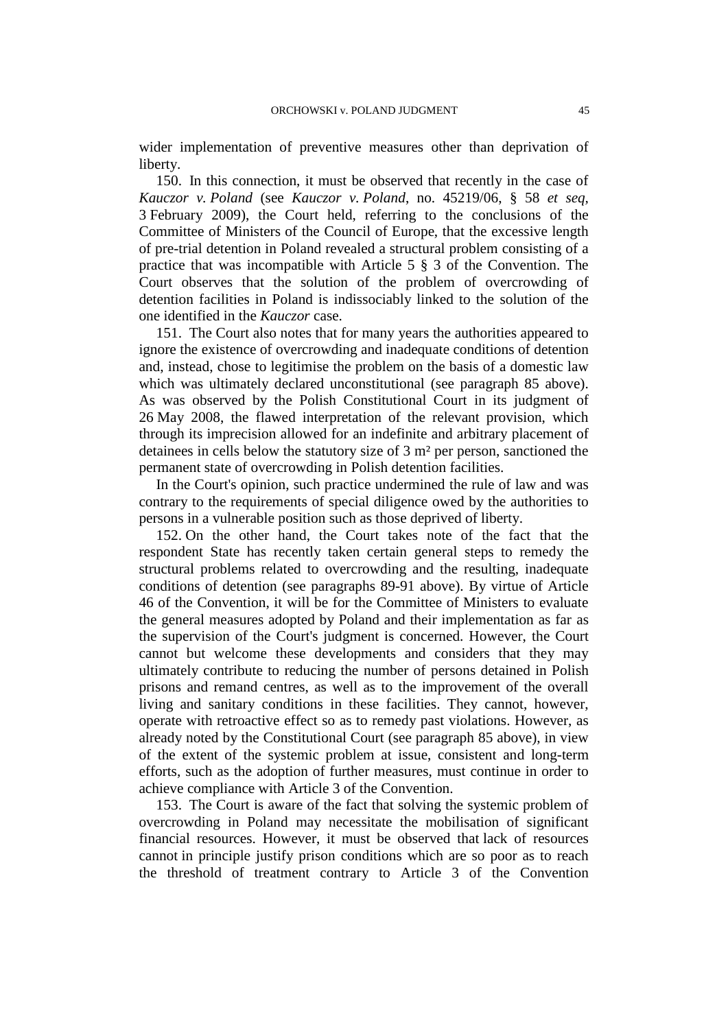wider implementation of preventive measures other than deprivation of liberty.

150. In this connection, it must be observed that recently in the case of *Kauczor v. Poland* (see *Kauczor v. Poland*, no. 45219/06, § 58 *et seq*, 3 February 2009), the Court held, referring to the conclusions of the Committee of Ministers of the Council of Europe, that the excessive length of pre-trial detention in Poland revealed a structural problem consisting of a practice that was incompatible with Article 5 § 3 of the Convention. The Court observes that the solution of the problem of overcrowding of detention facilities in Poland is indissociably linked to the solution of the one identified in the *Kauczor* case.

151. The Court also notes that for many years the authorities appeared to ignore the existence of overcrowding and inadequate conditions of detention and, instead, chose to legitimise the problem on the basis of a domestic law which was ultimately declared unconstitutional (see paragraph 85 above). As was observed by the Polish Constitutional Court in its judgment of 26 May 2008, the flawed interpretation of the relevant provision, which through its imprecision allowed for an indefinite and arbitrary placement of detainees in cells below the statutory size of 3 m² per person, sanctioned the permanent state of overcrowding in Polish detention facilities.

In the Court's opinion, such practice undermined the rule of law and was contrary to the requirements of special diligence owed by the authorities to persons in a vulnerable position such as those deprived of liberty.

152. On the other hand, the Court takes note of the fact that the respondent State has recently taken certain general steps to remedy the structural problems related to overcrowding and the resulting, inadequate conditions of detention (see paragraphs 89-91 above). By virtue of Article 46 of the Convention, it will be for the Committee of Ministers to evaluate the general measures adopted by Poland and their implementation as far as the supervision of the Court's judgment is concerned. However, the Court cannot but welcome these developments and considers that they may ultimately contribute to reducing the number of persons detained in Polish prisons and remand centres, as well as to the improvement of the overall living and sanitary conditions in these facilities. They cannot, however, operate with retroactive effect so as to remedy past violations. However, as already noted by the Constitutional Court (see paragraph 85 above), in view of the extent of the systemic problem at issue, consistent and long-term efforts, such as the adoption of further measures, must continue in order to achieve compliance with Article 3 of the Convention.

153. The Court is aware of the fact that solving the systemic problem of overcrowding in Poland may necessitate the mobilisation of significant financial resources. However, it must be observed that lack of resources cannot in principle justify prison conditions which are so poor as to reach the threshold of treatment contrary to Article 3 of the Convention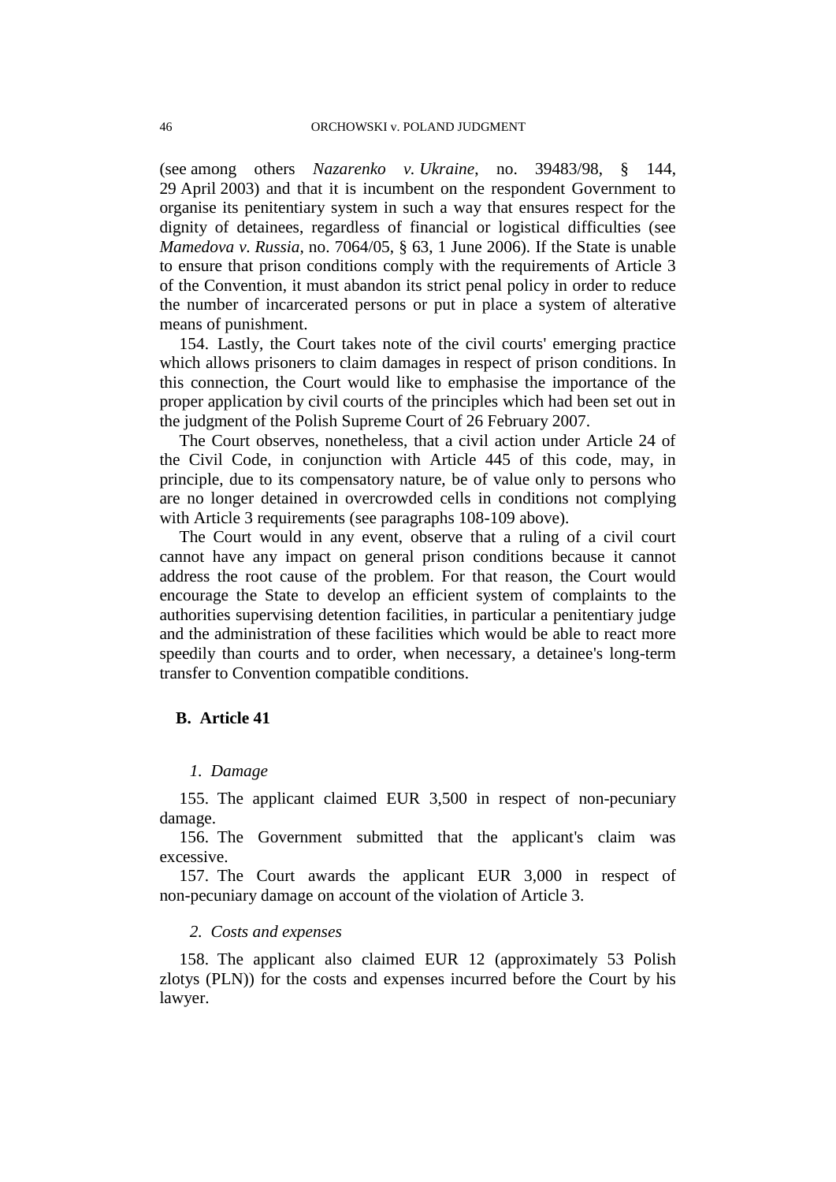(see among others *Nazarenko v. Ukraine*, no. 39483/98, § 144, 29 April 2003) and that it is incumbent on the respondent Government to organise its penitentiary system in such a way that ensures respect for the dignity of detainees, regardless of financial or logistical difficulties (see *Mamedova v. Russia*, no. 7064/05, § 63, 1 June 2006). If the State is unable to ensure that prison conditions comply with the requirements of Article 3 of the Convention, it must abandon its strict penal policy in order to reduce the number of incarcerated persons or put in place a system of alterative means of punishment.

154. Lastly, the Court takes note of the civil courts' emerging practice which allows prisoners to claim damages in respect of prison conditions. In this connection, the Court would like to emphasise the importance of the proper application by civil courts of the principles which had been set out in the judgment of the Polish Supreme Court of 26 February 2007.

The Court observes, nonetheless, that a civil action under Article 24 of the Civil Code, in conjunction with Article 445 of this code, may, in principle, due to its compensatory nature, be of value only to persons who are no longer detained in overcrowded cells in conditions not complying with Article 3 requirements (see paragraphs 108-109 above).

The Court would in any event, observe that a ruling of a civil court cannot have any impact on general prison conditions because it cannot address the root cause of the problem. For that reason, the Court would encourage the State to develop an efficient system of complaints to the authorities supervising detention facilities, in particular a penitentiary judge and the administration of these facilities which would be able to react more speedily than courts and to order, when necessary, a detainee's long-term transfer to Convention compatible conditions.

## B. Article 41

### *1. Damage*

155. The applicant claimed EUR 3,500 in respect of non-pecuniary damage.

156. The Government submitted that the applicant's claim was excessive.

157. The Court awards the applicant EUR 3,000 in respect of non-pecuniary damage on account of the violation of Article 3.

### *2. Costs and expenses*

158. The applicant also claimed EUR 12 (approximately 53 Polish zlotys (PLN)) for the costs and expenses incurred before the Court by his lawyer.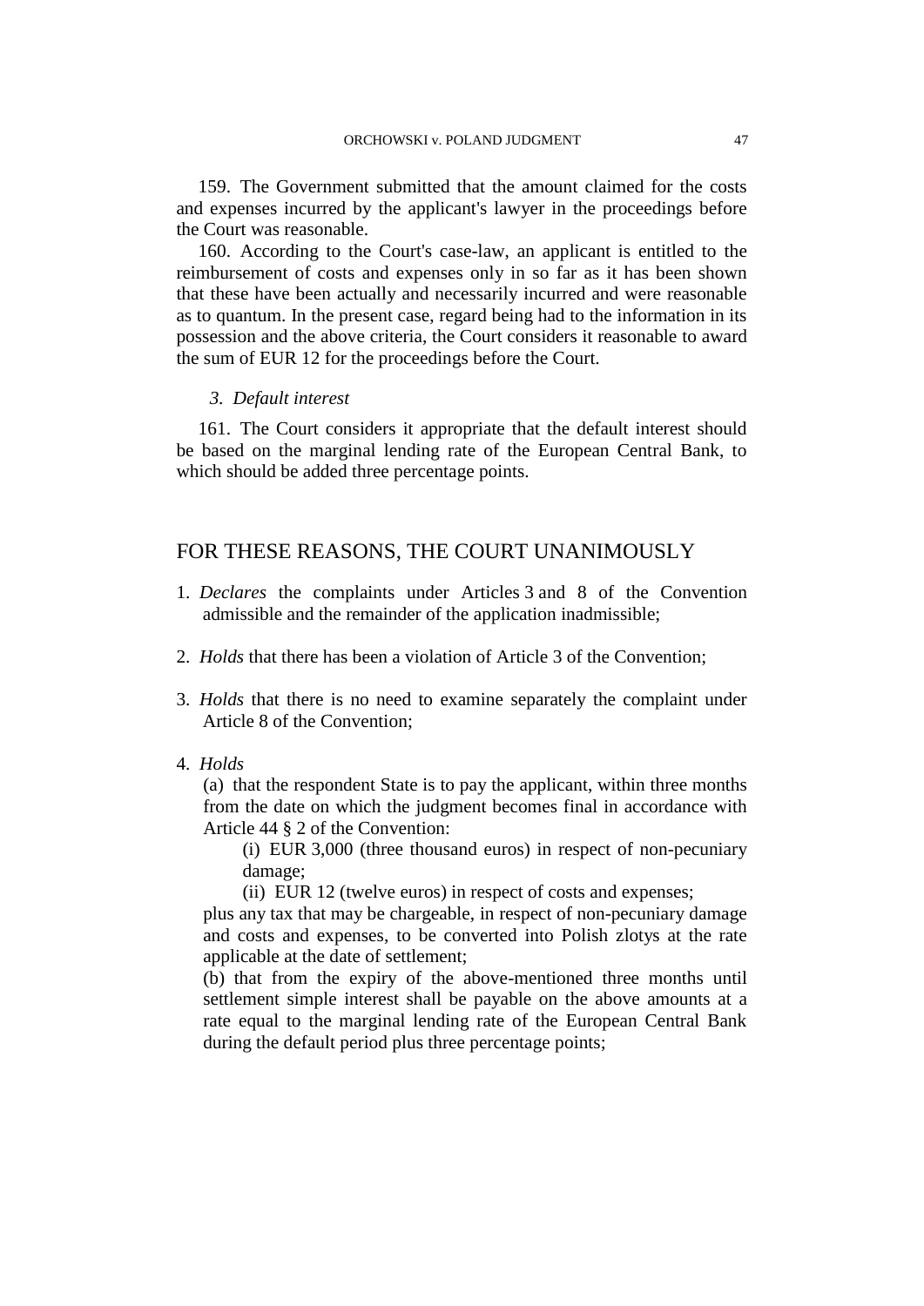159. The Government submitted that the amount claimed for the costs and expenses incurred by the applicant's lawyer in the proceedings before the Court was reasonable.

160. According to the Court's case-law, an applicant is entitled to the reimbursement of costs and expenses only in so far as it has been shown that these have been actually and necessarily incurred and were reasonable as to quantum. In the present case, regard being had to the information in its possession and the above criteria, the Court considers it reasonable to award the sum of EUR 12 for the proceedings before the Court.

### *3. Default interest*

161. The Court considers it appropriate that the default interest should be based on the marginal lending rate of the European Central Bank, to which should be added three percentage points.

## FOR THESE REASONS, THE COURT UNANIMOUSLY

1. *Declares* the complaints under Articles 3 and 8 of the Convention admissible and the remainder of the application inadmissible;

2. *Holds* that there has been a violation of Article 3 of the Convention;

3. *Holds* that there is no need to examine separately the complaint under Article 8 of the Convention;

4. *Holds*

   (a) that the respondent State is to pay the applicant, within three months from the date on which the judgment becomes final in accordance with Article 44 § 2 of the Convention:

      (i) EUR 3,000 (three thousand euros) in respect of non-pecuniary damage;

      (ii) EUR 12 (twelve euros) in respect of costs and expenses;

   plus any tax that may be chargeable, in respect of non-pecuniary damage and costs and expenses, to be converted into Polish zlotys at the rate applicable at the date of settlement;

   (b) that from the expiry of the above-mentioned three months until settlement simple interest shall be payable on the above amounts at a rate equal to the marginal lending rate of the European Central Bank during the default period plus three percentage points;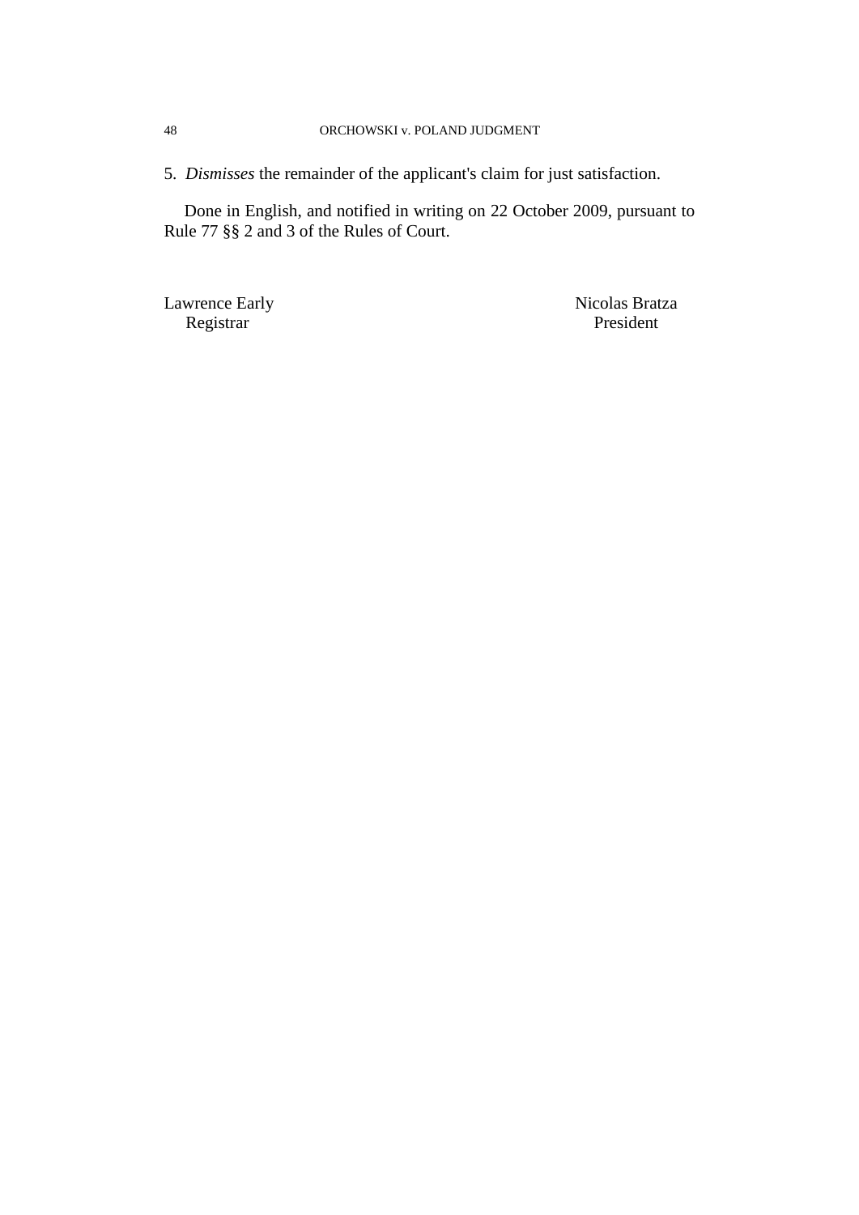5. *Dismisses* the remainder of the applicant's claim for just satisfaction.

Done in English, and notified in writing on 22 October 2009, pursuant to Rule 77 §§ 2 and 3 of the Rules of Court.

| | |
|---|---|
| Lawrence Early | Nicolas Bratza |
| Registrar | President |